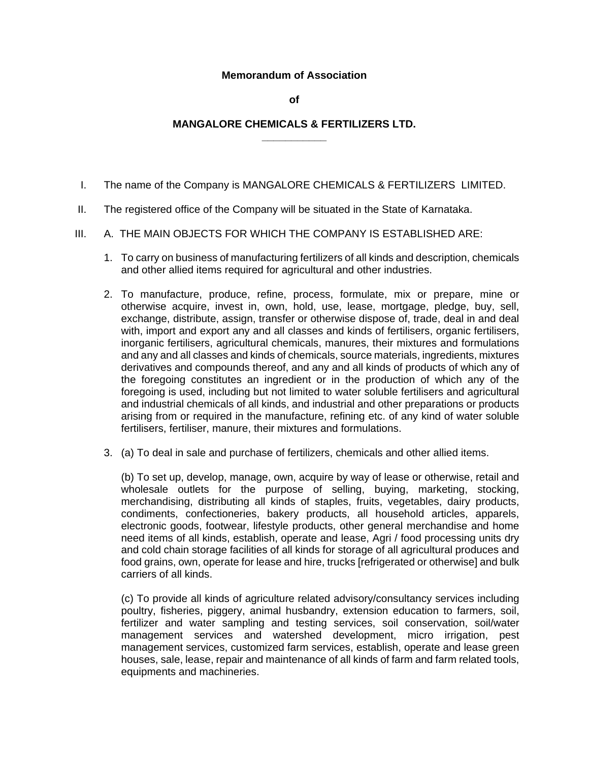**Memorandum of Association**

**of**

**MANGALORE CHEMICALS & FERTILIZERS LTD.**

I. The name of the Company is MANGALORE CHEMICALS & FERTILIZERS LIMITED.

II. The registered office of the Company will be situated in the State of Karnataka.

III. A. THE MAIN OBJECTS FOR WHICH THE COMPANY IS ESTABLISHED ARE:

1. To carry on business of manufacturing fertilizers of all kinds and description, chemicals and other allied items required for agricultural and other industries.

2. To manufacture, produce, refine, process, formulate, mix or prepare, mine or otherwise acquire, invest in, own, hold, use, lease, mortgage, pledge, buy, sell, exchange, distribute, assign, transfer or otherwise dispose of, trade, deal in and deal with, import and export any and all classes and kinds of fertilisers, organic fertilisers, inorganic fertilisers, agricultural chemicals, manures, their mixtures and formulations and any and all classes and kinds of chemicals, source materials, ingredients, mixtures derivatives and compounds thereof, and any and all kinds of products of which any of the foregoing constitutes an ingredient or in the production of which any of the foregoing is used, including but not limited to water soluble fertilisers and agricultural and industrial chemicals of all kinds, and industrial and other preparations or products arising from or required in the manufacture, refining etc. of any kind of water soluble fertilisers, fertiliser, manure, their mixtures and formulations.

3. (a) To deal in sale and purchase of fertilizers, chemicals and other allied items.

   (b) To set up, develop, manage, own, acquire by way of lease or otherwise, retail and wholesale outlets for the purpose of selling, buying, marketing, stocking, merchandising, distributing all kinds of staples, fruits, vegetables, dairy products, condiments, confectioneries, bakery products, all household articles, apparels, electronic goods, footwear, lifestyle products, other general merchandise and home need items of all kinds, establish, operate and lease, Agri / food processing units dry and cold chain storage facilities of all kinds for storage of all agricultural produces and food grains, own, operate for lease and hire, trucks [refrigerated or otherwise] and bulk carriers of all kinds.

   (c) To provide all kinds of agriculture related advisory/consultancy services including poultry, fisheries, piggery, animal husbandry, extension education to farmers, soil, fertilizer and water sampling and testing services, soil conservation, soil/water management services and watershed development, micro irrigation, pest management services, customized farm services, establish, operate and lease green houses, sale, lease, repair and maintenance of all kinds of farm and farm related tools, equipments and machineries.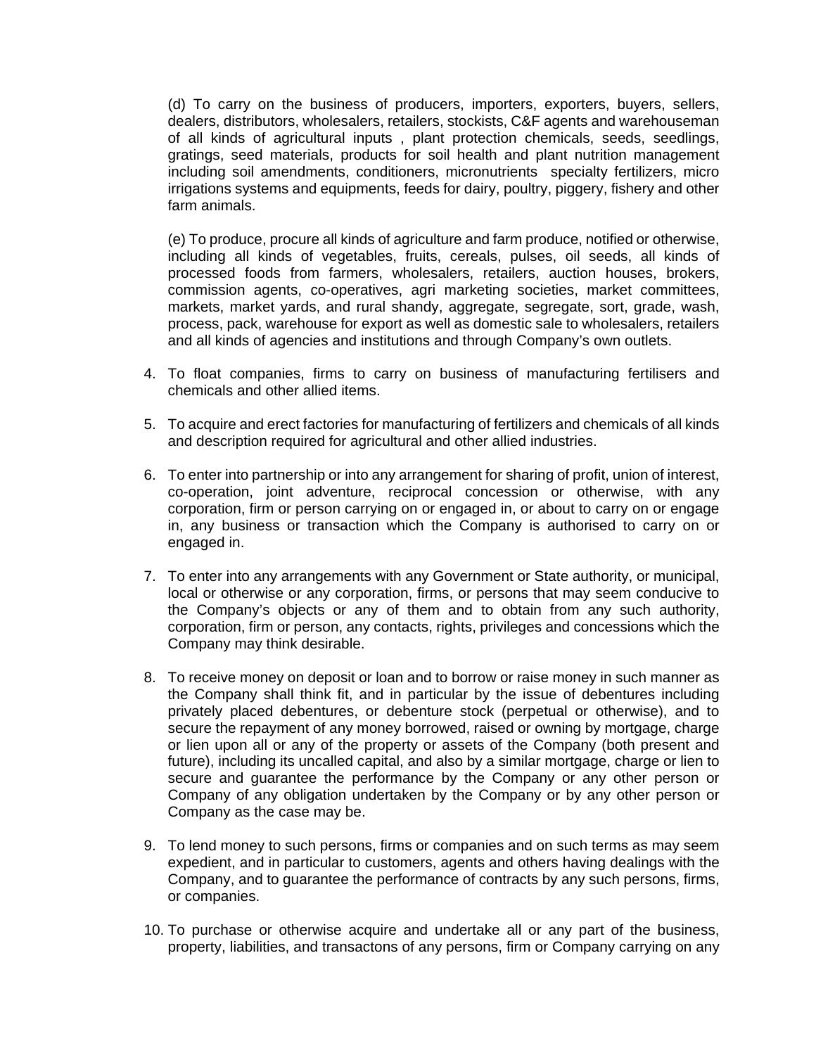(d) To carry on the business of producers, importers, exporters, buyers, sellers, dealers, distributors, wholesalers, retailers, stockists, C&F agents and warehouseman of all kinds of agricultural inputs , plant protection chemicals, seeds, seedlings, gratings, seed materials, products for soil health and plant nutrition management including soil amendments, conditioners, micronutrients specialty fertilizers, micro irrigations systems and equipments, feeds for dairy, poultry, piggery, fishery and other farm animals.

(e) To produce, procure all kinds of agriculture and farm produce, notified or otherwise, including all kinds of vegetables, fruits, cereals, pulses, oil seeds, all kinds of processed foods from farmers, wholesalers, retailers, auction houses, brokers, commission agents, co-operatives, agri marketing societies, market committees, markets, market yards, and rural shandy, aggregate, segregate, sort, grade, wash, process, pack, warehouse for export as well as domestic sale to wholesalers, retailers and all kinds of agencies and institutions and through Company's own outlets.

4. To float companies, firms to carry on business of manufacturing fertilisers and chemicals and other allied items.

5. To acquire and erect factories for manufacturing of fertilizers and chemicals of all kinds and description required for agricultural and other allied industries.

6. To enter into partnership or into any arrangement for sharing of profit, union of interest, co-operation, joint adventure, reciprocal concession or otherwise, with any corporation, firm or person carrying on or engaged in, or about to carry on or engage in, any business or transaction which the Company is authorised to carry on or engaged in.

7. To enter into any arrangements with any Government or State authority, or municipal, local or otherwise or any corporation, firms, or persons that may seem conducive to the Company's objects or any of them and to obtain from any such authority, corporation, firm or person, any contacts, rights, privileges and concessions which the Company may think desirable.

8. To receive money on deposit or loan and to borrow or raise money in such manner as the Company shall think fit, and in particular by the issue of debentures including privately placed debentures, or debenture stock (perpetual or otherwise), and to secure the repayment of any money borrowed, raised or owning by mortgage, charge or lien upon all or any of the property or assets of the Company (both present and future), including its uncalled capital, and also by a similar mortgage, charge or lien to secure and guarantee the performance by the Company or any other person or Company of any obligation undertaken by the Company or by any other person or Company as the case may be.

9. To lend money to such persons, firms or companies and on such terms as may seem expedient, and in particular to customers, agents and others having dealings with the Company, and to guarantee the performance of contracts by any such persons, firms, or companies.

10. To purchase or otherwise acquire and undertake all or any part of the business, property, liabilities, and transactons of any persons, firm or Company carrying on any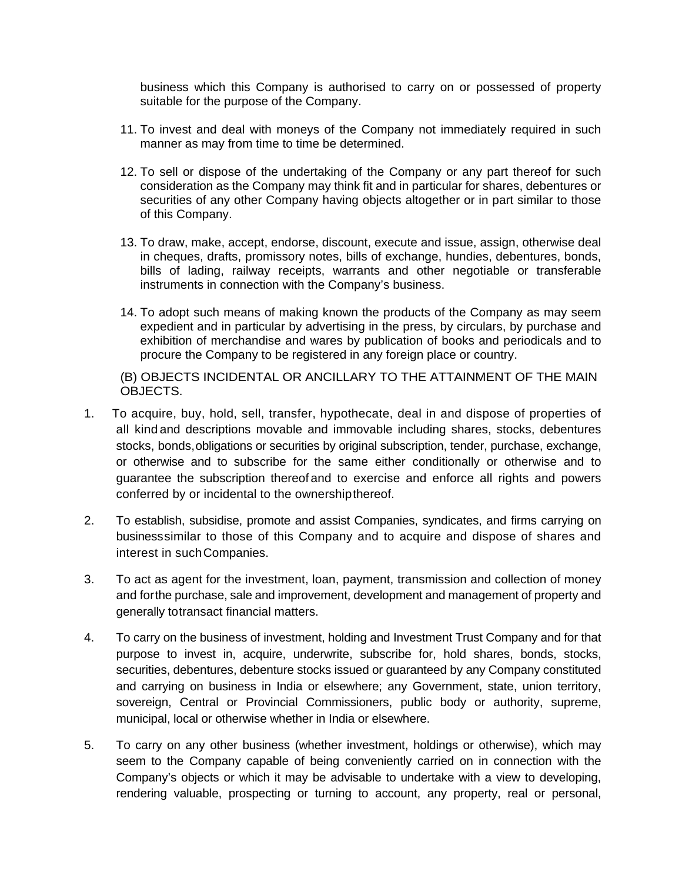business which this Company is authorised to carry on or possessed of property suitable for the purpose of the Company.

11. To invest and deal with moneys of the Company not immediately required in such manner as may from time to time be determined.

12. To sell or dispose of the undertaking of the Company or any part thereof for such consideration as the Company may think fit and in particular for shares, debentures or securities of any other Company having objects altogether or in part similar to those of this Company.

13. To draw, make, accept, endorse, discount, execute and issue, assign, otherwise deal in cheques, drafts, promissory notes, bills of exchange, hundies, debentures, bonds, bills of lading, railway receipts, warrants and other negotiable or transferable instruments in connection with the Company's business.

14. To adopt such means of making known the products of the Company as may seem expedient and in particular by advertising in the press, by circulars, by purchase and exhibition of merchandise and wares by publication of books and periodicals and to procure the Company to be registered in any foreign place or country.

(B) OBJECTS INCIDENTAL OR ANCILLARY TO THE ATTAINMENT OF THE MAIN OBJECTS.

1. To acquire, buy, hold, sell, transfer, hypothecate, deal in and dispose of properties of all kind and descriptions movable and immovable including shares, stocks, debentures stocks, bonds, obligations or securities by original subscription, tender, purchase, exchange, or otherwise and to subscribe for the same either conditionally or otherwise and to guarantee the subscription thereof and to exercise and enforce all rights and powers conferred by or incidental to the ownership thereof.

2. To establish, subsidise, promote and assist Companies, syndicates, and firms carrying on business similar to those of this Company and to acquire and dispose of shares and interest in such Companies.

3. To act as agent for the investment, loan, payment, transmission and collection of money and for the purchase, sale and improvement, development and management of property and generally to transact financial matters.

4. To carry on the business of investment, holding and Investment Trust Company and for that purpose to invest in, acquire, underwrite, subscribe for, hold shares, bonds, stocks, securities, debentures, debenture stocks issued or guaranteed by any Company constituted and carrying on business in India or elsewhere; any Government, state, union territory, sovereign, Central or Provincial Commissioners, public body or authority, supreme, municipal, local or otherwise whether in India or elsewhere.

5. To carry on any other business (whether investment, holdings or otherwise), which may seem to the Company capable of being conveniently carried on in connection with the Company's objects or which it may be advisable to undertake with a view to developing, rendering valuable, prospecting or turning to account, any property, real or personal,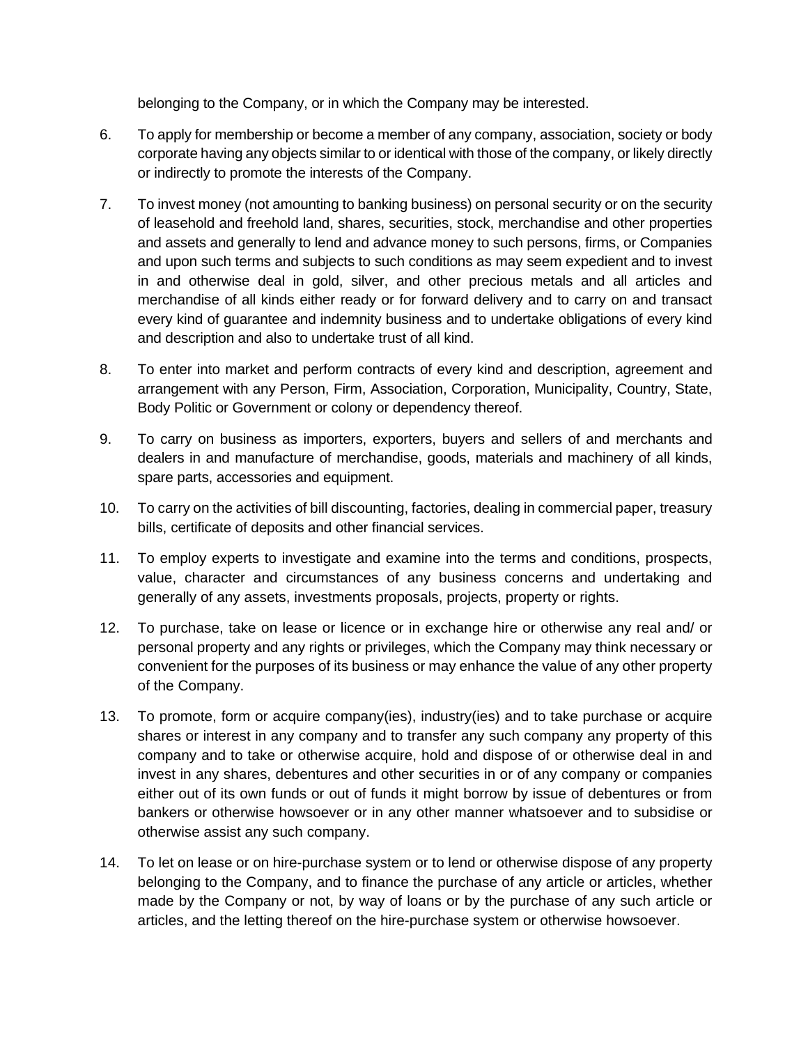belonging to the Company, or in which the Company may be interested.

6. To apply for membership or become a member of any company, association, society or body corporate having any objects similar to or identical with those of the company, or likely directly or indirectly to promote the interests of the Company.

7. To invest money (not amounting to banking business) on personal security or on the security of leasehold and freehold land, shares, securities, stock, merchandise and other properties and assets and generally to lend and advance money to such persons, firms, or Companies and upon such terms and subjects to such conditions as may seem expedient and to invest in and otherwise deal in gold, silver, and other precious metals and all articles and merchandise of all kinds either ready or for forward delivery and to carry on and transact every kind of guarantee and indemnity business and to undertake obligations of every kind and description and also to undertake trust of all kind.

8. To enter into market and perform contracts of every kind and description, agreement and arrangement with any Person, Firm, Association, Corporation, Municipality, Country, State, Body Politic or Government or colony or dependency thereof.

9. To carry on business as importers, exporters, buyers and sellers of and merchants and dealers in and manufacture of merchandise, goods, materials and machinery of all kinds, spare parts, accessories and equipment.

10. To carry on the activities of bill discounting, factories, dealing in commercial paper, treasury bills, certificate of deposits and other financial services.

11. To employ experts to investigate and examine into the terms and conditions, prospects, value, character and circumstances of any business concerns and undertaking and generally of any assets, investments proposals, projects, property or rights.

12. To purchase, take on lease or licence or in exchange hire or otherwise any real and/ or personal property and any rights or privileges, which the Company may think necessary or convenient for the purposes of its business or may enhance the value of any other property of the Company.

13. To promote, form or acquire company(ies), industry(ies) and to take purchase or acquire shares or interest in any company and to transfer any such company any property of this company and to take or otherwise acquire, hold and dispose of or otherwise deal in and invest in any shares, debentures and other securities in or of any company or companies either out of its own funds or out of funds it might borrow by issue of debentures or from bankers or otherwise howsoever or in any other manner whatsoever and to subsidise or otherwise assist any such company.

14. To let on lease or on hire-purchase system or to lend or otherwise dispose of any property belonging to the Company, and to finance the purchase of any article or articles, whether made by the Company or not, by way of loans or by the purchase of any such article or articles, and the letting thereof on the hire-purchase system or otherwise howsoever.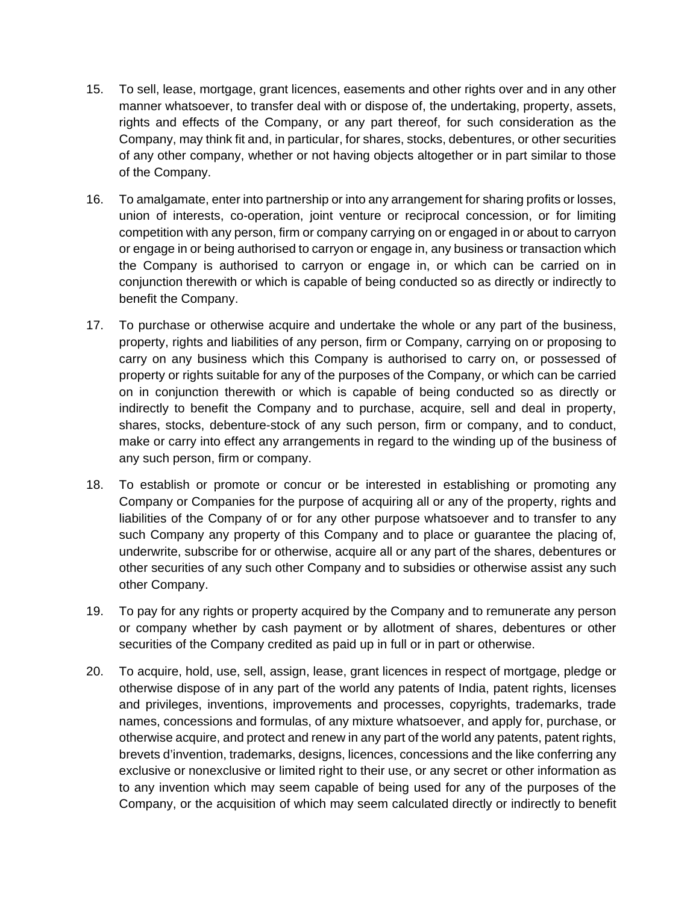15. To sell, lease, mortgage, grant licences, easements and other rights over and in any other manner whatsoever, to transfer deal with or dispose of, the undertaking, property, assets, rights and effects of the Company, or any part thereof, for such consideration as the Company, may think fit and, in particular, for shares, stocks, debentures, or other securities of any other company, whether or not having objects altogether or in part similar to those of the Company.

16. To amalgamate, enter into partnership or into any arrangement for sharing profits or losses, union of interests, co-operation, joint venture or reciprocal concession, or for limiting competition with any person, firm or company carrying on or engaged in or about to carryon or engage in or being authorised to carryon or engage in, any business or transaction which the Company is authorised to carryon or engage in, or which can be carried on in conjunction therewith or which is capable of being conducted so as directly or indirectly to benefit the Company.

17. To purchase or otherwise acquire and undertake the whole or any part of the business, property, rights and liabilities of any person, firm or Company, carrying on or proposing to carry on any business which this Company is authorised to carry on, or possessed of property or rights suitable for any of the purposes of the Company, or which can be carried on in conjunction therewith or which is capable of being conducted so as directly or indirectly to benefit the Company and to purchase, acquire, sell and deal in property, shares, stocks, debenture-stock of any such person, firm or company, and to conduct, make or carry into effect any arrangements in regard to the winding up of the business of any such person, firm or company.

18. To establish or promote or concur or be interested in establishing or promoting any Company or Companies for the purpose of acquiring all or any of the property, rights and liabilities of the Company of or for any other purpose whatsoever and to transfer to any such Company any property of this Company and to place or guarantee the placing of, underwrite, subscribe for or otherwise, acquire all or any part of the shares, debentures or other securities of any such other Company and to subsidies or otherwise assist any such other Company.

19. To pay for any rights or property acquired by the Company and to remunerate any person or company whether by cash payment or by allotment of shares, debentures or other securities of the Company credited as paid up in full or in part or otherwise.

20. To acquire, hold, use, sell, assign, lease, grant licences in respect of mortgage, pledge or otherwise dispose of in any part of the world any patents of India, patent rights, licenses and privileges, inventions, improvements and processes, copyrights, trademarks, trade names, concessions and formulas, of any mixture whatsoever, and apply for, purchase, or otherwise acquire, and protect and renew in any part of the world any patents, patent rights, brevets d'invention, trademarks, designs, licences, concessions and the like conferring any exclusive or nonexclusive or limited right to their use, or any secret or other information as to any invention which may seem capable of being used for any of the purposes of the Company, or the acquisition of which may seem calculated directly or indirectly to benefit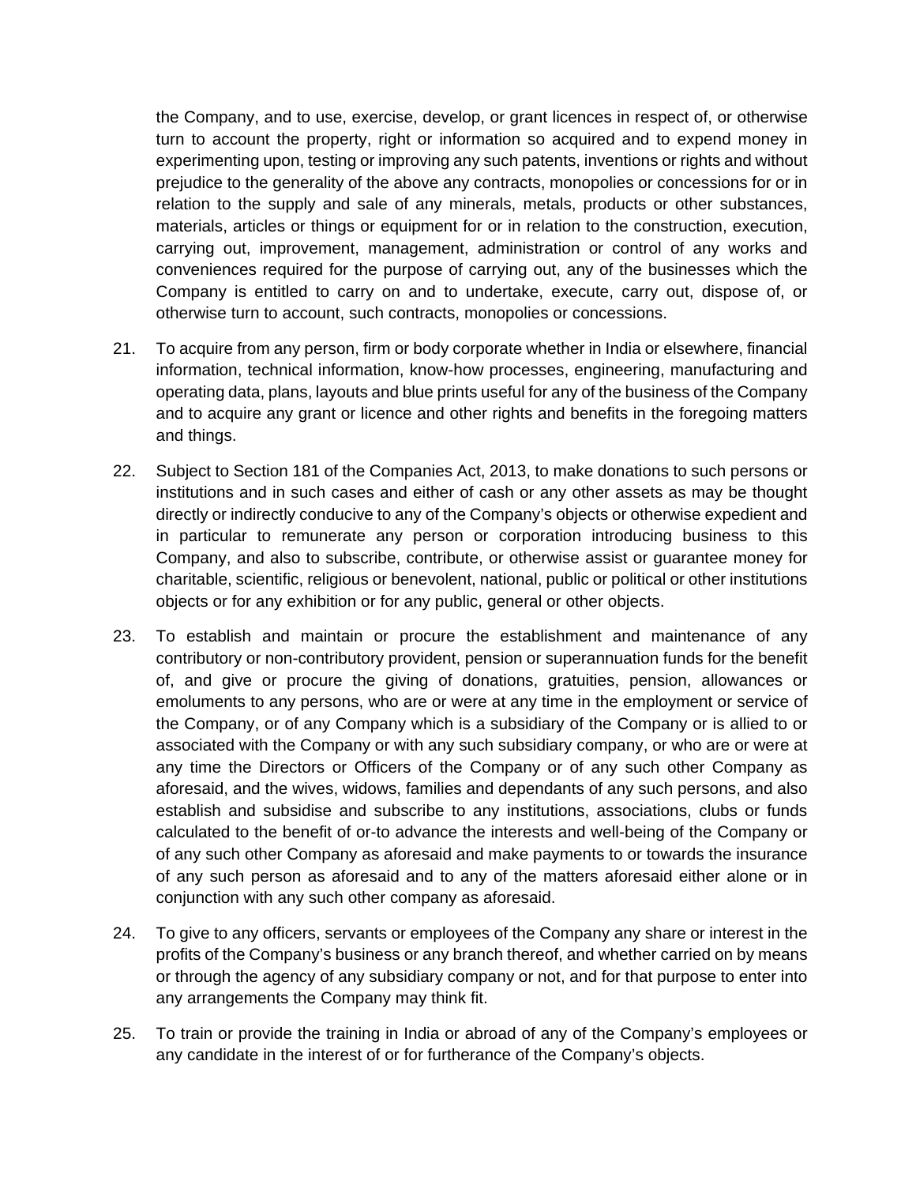the Company, and to use, exercise, develop, or grant licences in respect of, or otherwise turn to account the property, right or information so acquired and to expend money in experimenting upon, testing or improving any such patents, inventions or rights and without prejudice to the generality of the above any contracts, monopolies or concessions for or in relation to the supply and sale of any minerals, metals, products or other substances, materials, articles or things or equipment for or in relation to the construction, execution, carrying out, improvement, management, administration or control of any works and conveniences required for the purpose of carrying out, any of the businesses which the Company is entitled to carry on and to undertake, execute, carry out, dispose of, or otherwise turn to account, such contracts, monopolies or concessions.

21. To acquire from any person, firm or body corporate whether in India or elsewhere, financial information, technical information, know-how processes, engineering, manufacturing and operating data, plans, layouts and blue prints useful for any of the business of the Company and to acquire any grant or licence and other rights and benefits in the foregoing matters and things.

22. Subject to Section 181 of the Companies Act, 2013, to make donations to such persons or institutions and in such cases and either of cash or any other assets as may be thought directly or indirectly conducive to any of the Company's objects or otherwise expedient and in particular to remunerate any person or corporation introducing business to this Company, and also to subscribe, contribute, or otherwise assist or guarantee money for charitable, scientific, religious or benevolent, national, public or political or other institutions objects or for any exhibition or for any public, general or other objects.

23. To establish and maintain or procure the establishment and maintenance of any contributory or non-contributory provident, pension or superannuation funds for the benefit of, and give or procure the giving of donations, gratuities, pension, allowances or emoluments to any persons, who are or were at any time in the employment or service of the Company, or of any Company which is a subsidiary of the Company or is allied to or associated with the Company or with any such subsidiary company, or who are or were at any time the Directors or Officers of the Company or of any such other Company as aforesaid, and the wives, widows, families and dependants of any such persons, and also establish and subsidise and subscribe to any institutions, associations, clubs or funds calculated to the benefit of or-to advance the interests and well-being of the Company or of any such other Company as aforesaid and make payments to or towards the insurance of any such person as aforesaid and to any of the matters aforesaid either alone or in conjunction with any such other company as aforesaid.

24. To give to any officers, servants or employees of the Company any share or interest in the profits of the Company's business or any branch thereof, and whether carried on by means or through the agency of any subsidiary company or not, and for that purpose to enter into any arrangements the Company may think fit.

25. To train or provide the training in India or abroad of any of the Company's employees or any candidate in the interest of or for furtherance of the Company's objects.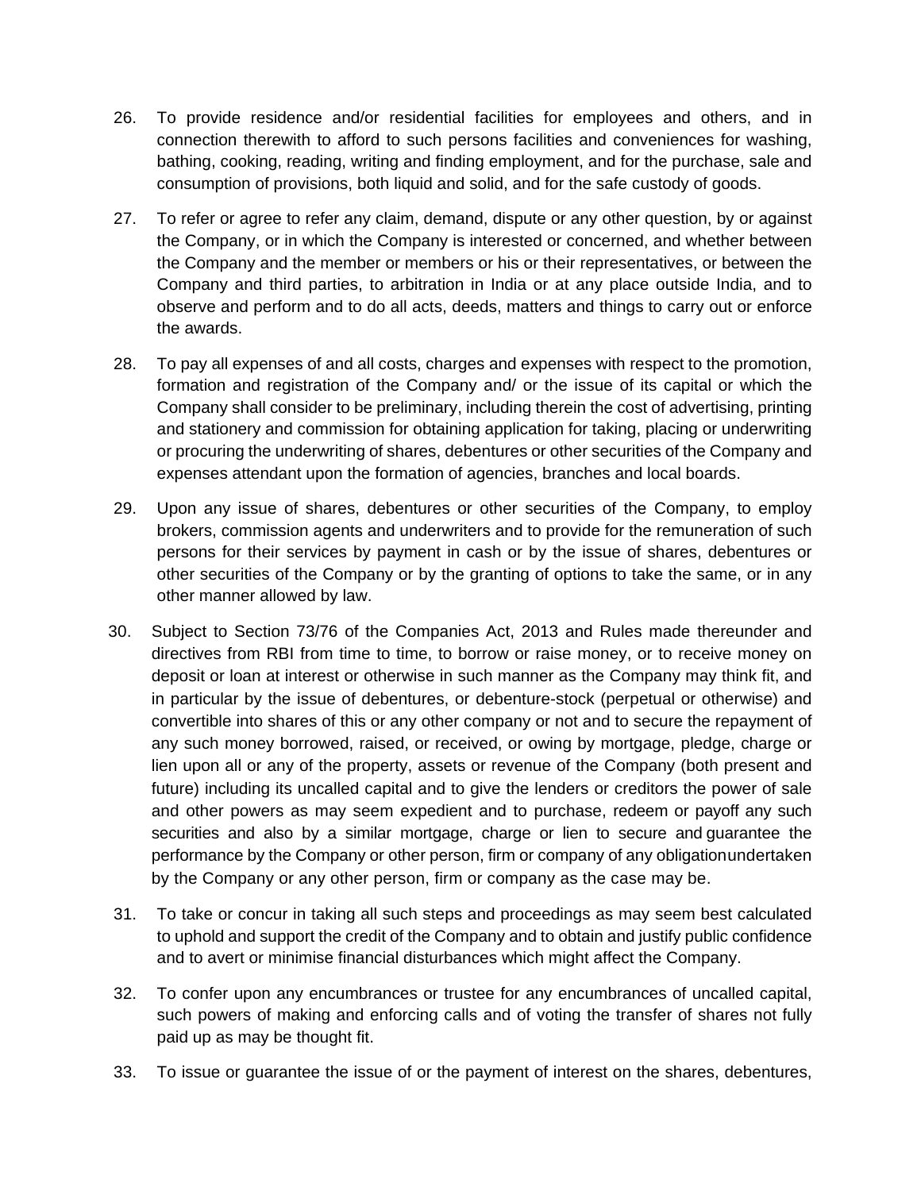26. To provide residence and/or residential facilities for employees and others, and in connection therewith to afford to such persons facilities and conveniences for washing, bathing, cooking, reading, writing and finding employment, and for the purchase, sale and consumption of provisions, both liquid and solid, and for the safe custody of goods.

27. To refer or agree to refer any claim, demand, dispute or any other question, by or against the Company, or in which the Company is interested or concerned, and whether between the Company and the member or members or his or their representatives, or between the Company and third parties, to arbitration in India or at any place outside India, and to observe and perform and to do all acts, deeds, matters and things to carry out or enforce the awards.

28. To pay all expenses of and all costs, charges and expenses with respect to the promotion, formation and registration of the Company and/ or the issue of its capital or which the Company shall consider to be preliminary, including therein the cost of advertising, printing and stationery and commission for obtaining application for taking, placing or underwriting or procuring the underwriting of shares, debentures or other securities of the Company and expenses attendant upon the formation of agencies, branches and local boards.

29. Upon any issue of shares, debentures or other securities of the Company, to employ brokers, commission agents and underwriters and to provide for the remuneration of such persons for their services by payment in cash or by the issue of shares, debentures or other securities of the Company or by the granting of options to take the same, or in any other manner allowed by law.

30. Subject to Section 73/76 of the Companies Act, 2013 and Rules made thereunder and directives from RBI from time to time, to borrow or raise money, or to receive money on deposit or loan at interest or otherwise in such manner as the Company may think fit, and in particular by the issue of debentures, or debenture-stock (perpetual or otherwise) and convertible into shares of this or any other company or not and to secure the repayment of any such money borrowed, raised, or received, or owing by mortgage, pledge, charge or lien upon all or any of the property, assets or revenue of the Company (both present and future) including its uncalled capital and to give the lenders or creditors the power of sale and other powers as may seem expedient and to purchase, redeem or payoff any such securities and also by a similar mortgage, charge or lien to secure and guarantee the performance by the Company or other person, firm or company of any obligationundertaken by the Company or any other person, firm or company as the case may be.

31. To take or concur in taking all such steps and proceedings as may seem best calculated to uphold and support the credit of the Company and to obtain and justify public confidence and to avert or minimise financial disturbances which might affect the Company.

32. To confer upon any encumbrances or trustee for any encumbrances of uncalled capital, such powers of making and enforcing calls and of voting the transfer of shares not fully paid up as may be thought fit.

33. To issue or guarantee the issue of or the payment of interest on the shares, debentures,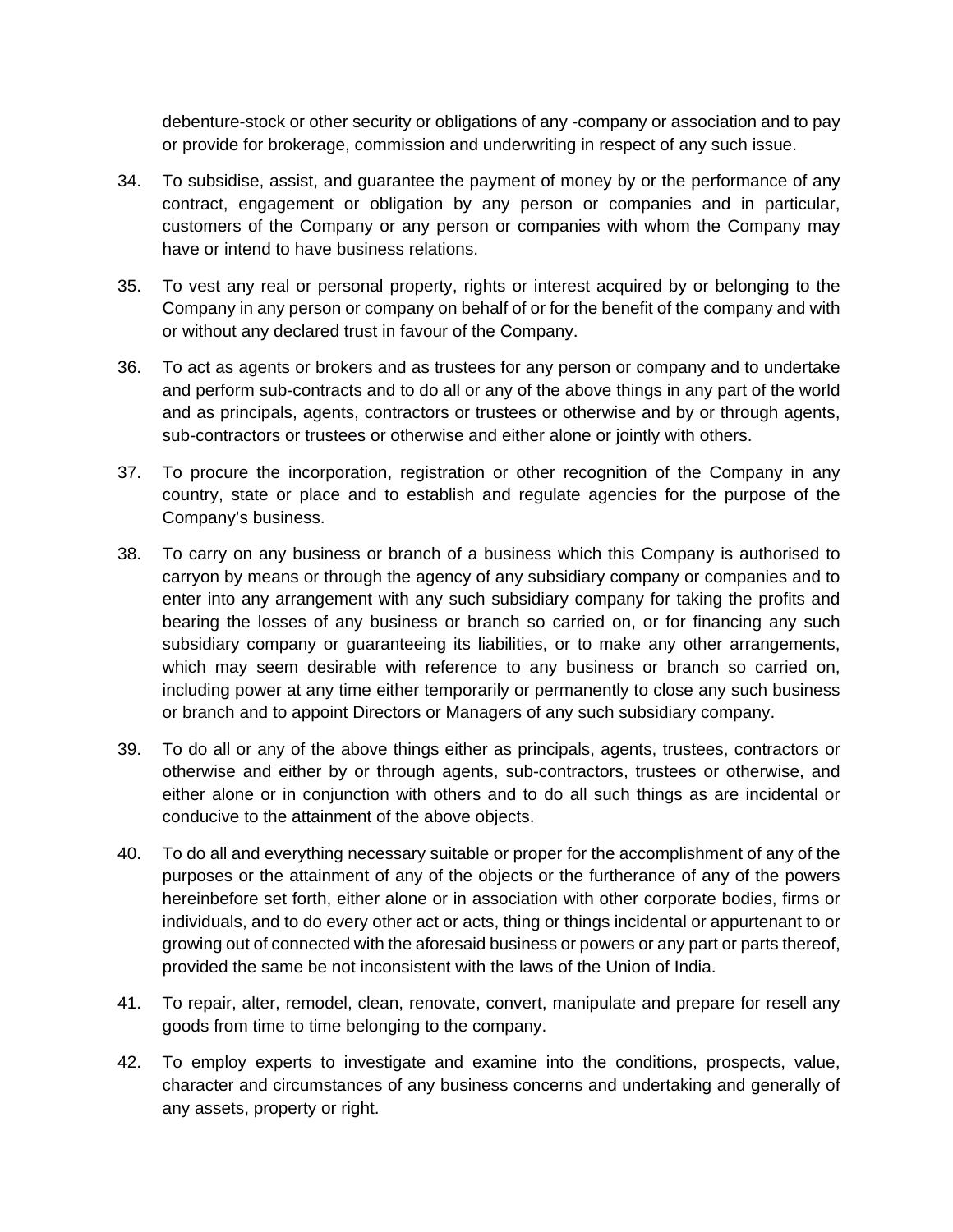debenture-stock or other security or obligations of any -company or association and to pay or provide for brokerage, commission and underwriting in respect of any such issue.

34. To subsidise, assist, and guarantee the payment of money by or the performance of any contract, engagement or obligation by any person or companies and in particular, customers of the Company or any person or companies with whom the Company may have or intend to have business relations.

35. To vest any real or personal property, rights or interest acquired by or belonging to the Company in any person or company on behalf of or for the benefit of the company and with or without any declared trust in favour of the Company.

36. To act as agents or brokers and as trustees for any person or company and to undertake and perform sub-contracts and to do all or any of the above things in any part of the world and as principals, agents, contractors or trustees or otherwise and by or through agents, sub-contractors or trustees or otherwise and either alone or jointly with others.

37. To procure the incorporation, registration or other recognition of the Company in any country, state or place and to establish and regulate agencies for the purpose of the Company's business.

38. To carry on any business or branch of a business which this Company is authorised to carryon by means or through the agency of any subsidiary company or companies and to enter into any arrangement with any such subsidiary company for taking the profits and bearing the losses of any business or branch so carried on, or for financing any such subsidiary company or guaranteeing its liabilities, or to make any other arrangements, which may seem desirable with reference to any business or branch so carried on, including power at any time either temporarily or permanently to close any such business or branch and to appoint Directors or Managers of any such subsidiary company.

39. To do all or any of the above things either as principals, agents, trustees, contractors or otherwise and either by or through agents, sub-contractors, trustees or otherwise, and either alone or in conjunction with others and to do all such things as are incidental or conducive to the attainment of the above objects.

40. To do all and everything necessary suitable or proper for the accomplishment of any of the purposes or the attainment of any of the objects or the furtherance of any of the powers hereinbefore set forth, either alone or in association with other corporate bodies, firms or individuals, and to do every other act or acts, thing or things incidental or appurtenant to or growing out of connected with the aforesaid business or powers or any part or parts thereof, provided the same be not inconsistent with the laws of the Union of India.

41. To repair, alter, remodel, clean, renovate, convert, manipulate and prepare for resell any goods from time to time belonging to the company.

42. To employ experts to investigate and examine into the conditions, prospects, value, character and circumstances of any business concerns and undertaking and generally of any assets, property or right.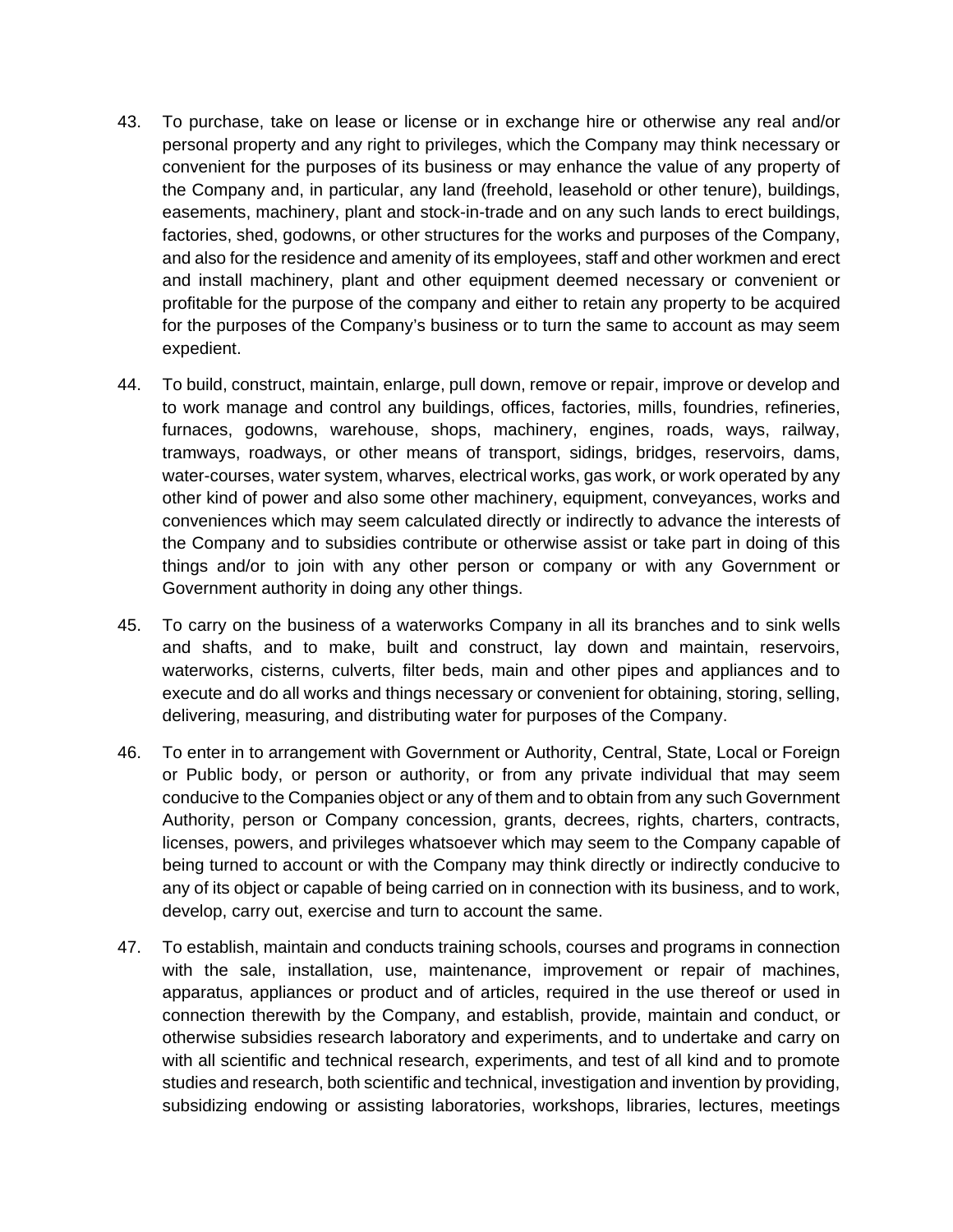43. To purchase, take on lease or license or in exchange hire or otherwise any real and/or personal property and any right to privileges, which the Company may think necessary or convenient for the purposes of its business or may enhance the value of any property of the Company and, in particular, any land (freehold, leasehold or other tenure), buildings, easements, machinery, plant and stock-in-trade and on any such lands to erect buildings, factories, shed, godowns, or other structures for the works and purposes of the Company, and also for the residence and amenity of its employees, staff and other workmen and erect and install machinery, plant and other equipment deemed necessary or convenient or profitable for the purpose of the company and either to retain any property to be acquired for the purposes of the Company's business or to turn the same to account as may seem expedient.

44. To build, construct, maintain, enlarge, pull down, remove or repair, improve or develop and to work manage and control any buildings, offices, factories, mills, foundries, refineries, furnaces, godowns, warehouse, shops, machinery, engines, roads, ways, railway, tramways, roadways, or other means of transport, sidings, bridges, reservoirs, dams, water-courses, water system, wharves, electrical works, gas work, or work operated by any other kind of power and also some other machinery, equipment, conveyances, works and conveniences which may seem calculated directly or indirectly to advance the interests of the Company and to subsidies contribute or otherwise assist or take part in doing of this things and/or to join with any other person or company or with any Government or Government authority in doing any other things.

45. To carry on the business of a waterworks Company in all its branches and to sink wells and shafts, and to make, built and construct, lay down and maintain, reservoirs, waterworks, cisterns, culverts, filter beds, main and other pipes and appliances and to execute and do all works and things necessary or convenient for obtaining, storing, selling, delivering, measuring, and distributing water for purposes of the Company.

46. To enter in to arrangement with Government or Authority, Central, State, Local or Foreign or Public body, or person or authority, or from any private individual that may seem conducive to the Companies object or any of them and to obtain from any such Government Authority, person or Company concession, grants, decrees, rights, charters, contracts, licenses, powers, and privileges whatsoever which may seem to the Company capable of being turned to account or with the Company may think directly or indirectly conducive to any of its object or capable of being carried on in connection with its business, and to work, develop, carry out, exercise and turn to account the same.

47. To establish, maintain and conducts training schools, courses and programs in connection with the sale, installation, use, maintenance, improvement or repair of machines, apparatus, appliances or product and of articles, required in the use thereof or used in connection therewith by the Company, and establish, provide, maintain and conduct, or otherwise subsidies research laboratory and experiments, and to undertake and carry on with all scientific and technical research, experiments, and test of all kind and to promote studies and research, both scientific and technical, investigation and invention by providing, subsidizing endowing or assisting laboratories, workshops, libraries, lectures, meetings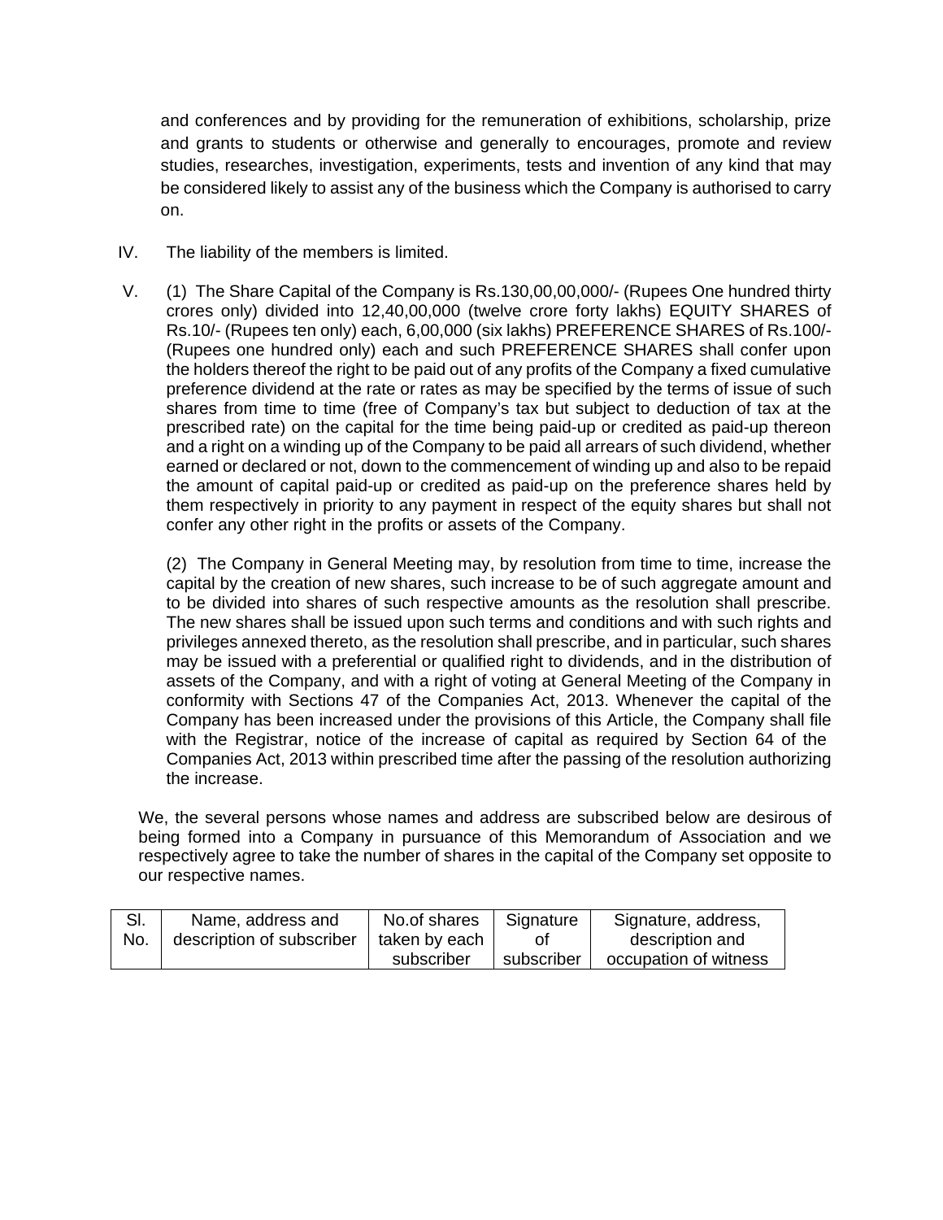and conferences and by providing for the remuneration of exhibitions, scholarship, prize and grants to students or otherwise and generally to encourages, promote and review studies, researches, investigation, experiments, tests and invention of any kind that may be considered likely to assist any of the business which the Company is authorised to carry on.

IV. The liability of the members is limited.

V. (1) The Share Capital of the Company is Rs.130,00,00,000/- (Rupees One hundred thirty crores only) divided into 12,40,00,000 (twelve crore forty lakhs) EQUITY SHARES of Rs.10/- (Rupees ten only) each, 6,00,000 (six lakhs) PREFERENCE SHARES of Rs.100/- (Rupees one hundred only) each and such PREFERENCE SHARES shall confer upon the holders thereof the right to be paid out of any profits of the Company a fixed cumulative preference dividend at the rate or rates as may be specified by the terms of issue of such shares from time to time (free of Company's tax but subject to deduction of tax at the prescribed rate) on the capital for the time being paid-up or credited as paid-up thereon and a right on a winding up of the Company to be paid all arrears of such dividend, whether earned or declared or not, down to the commencement of winding up and also to be repaid the amount of capital paid-up or credited as paid-up on the preference shares held by them respectively in priority to any payment in respect of the equity shares but shall not confer any other right in the profits or assets of the Company.

(2) The Company in General Meeting may, by resolution from time to time, increase the capital by the creation of new shares, such increase to be of such aggregate amount and to be divided into shares of such respective amounts as the resolution shall prescribe. The new shares shall be issued upon such terms and conditions and with such rights and privileges annexed thereto, as the resolution shall prescribe, and in particular, such shares may be issued with a preferential or qualified right to dividends, and in the distribution of assets of the Company, and with a right of voting at General Meeting of the Company in conformity with Sections 47 of the Companies Act, 2013. Whenever the capital of the Company has been increased under the provisions of this Article, the Company shall file with the Registrar, notice of the increase of capital as required by Section 64 of the Companies Act, 2013 within prescribed time after the passing of the resolution authorizing the increase.

We, the several persons whose names and address are subscribed below are desirous of being formed into a Company in pursuance of this Memorandum of Association and we respectively agree to take the number of shares in the capital of the Company set opposite to our respective names.

| Sl. No. | Name, address and description of subscriber | No.of shares taken by each subscriber | Signature of subscriber | Signature, address, description and occupation of witness |
|---|---|---|---|---|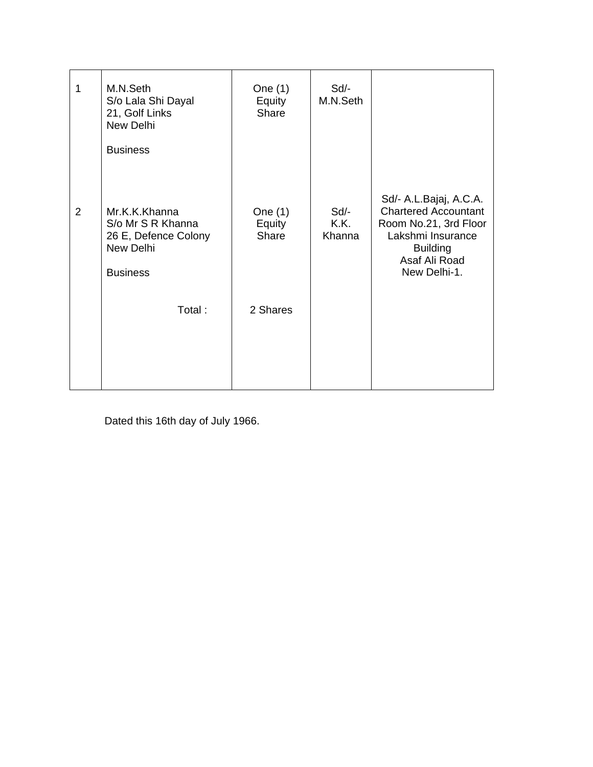| | | | | |
|---|---|---|---|---|
| 1 | M.N.Seth<br>S/o Lala Shi Dayal<br>21, Golf Links<br>New Delhi<br><br>Business | One (1)<br>Equity<br>Share | Sd/-<br>M.N.Seth | |
| 2 | Mr.K.K.Khanna<br>S/o Mr S R Khanna<br>26 E, Defence Colony<br>New Delhi<br><br>Business | One (1)<br>Equity<br>Share | Sd/-<br>K.K.<br>Khanna | Sd/- A.L.Bajaj, A.C.A.<br>Chartered Accountant<br>Room No.21, 3rd Floor<br>Lakshmi Insurance<br>Building<br>Asaf Ali Road<br>New Delhi-1. |
| | Total : | 2 Shares | | |

Dated this 16th day of July 1966.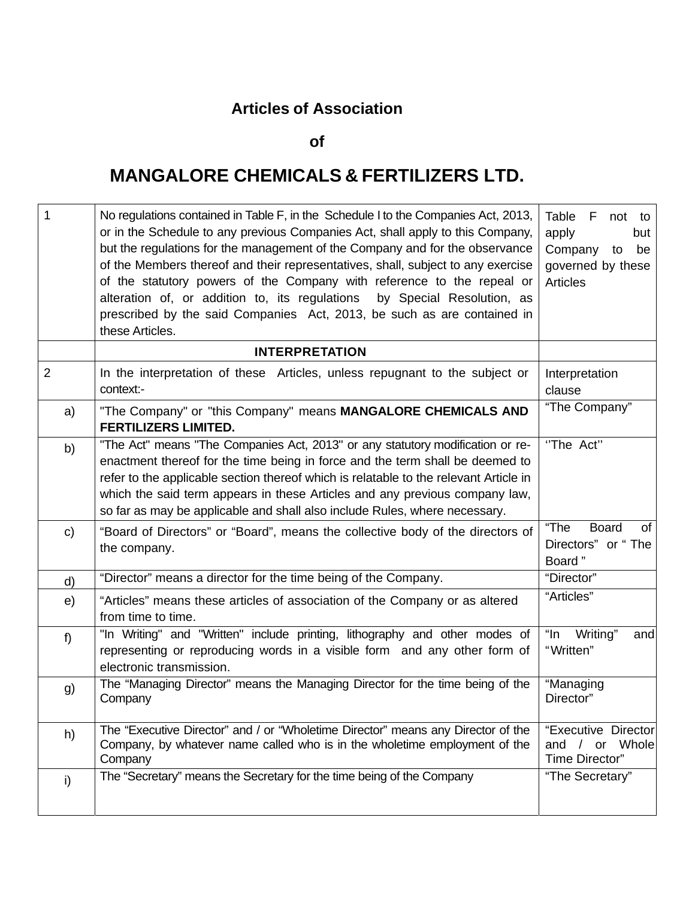# Articles of Association

## of

# MANGALORE CHEMICALS & FERTILIZERS LTD.

| | | |
|---|---|---|
| 1 | No regulations contained in Table F, in the Schedule I to the Companies Act, 2013, or in the Schedule to any previous Companies Act, shall apply to this Company, but the regulations for the management of the Company and for the observance of the Members thereof and their representatives, shall, subject to any exercise of the statutory powers of the Company with reference to the repeal or alteration of, or addition to, its regulations by Special Resolution, as prescribed by the said Companies Act, 2013, be such as are contained in these Articles. | Table F not to apply but Company to be governed by these Articles |
| | **INTERPRETATION** | |
| 2 | In the interpretation of these Articles, unless repugnant to the subject or context:- | Interpretation clause |
| a) | "The Company" or "this Company" means **MANGALORE CHEMICALS AND FERTILIZERS LIMITED.** | "The Company" |
| b) | "The Act" means "The Companies Act, 2013" or any statutory modification or re-enactment thereof for the time being in force and the term shall be deemed to refer to the applicable section thereof which is relatable to the relevant Article in which the said term appears in these Articles and any previous company law, so far as may be applicable and shall also include Rules, where necessary. | ''The Act'' |
| c) | "Board of Directors" or "Board", means the collective body of the directors of the company. | "The Board of Directors" or " The Board " |
| d) | "Director" means a director for the time being of the Company. | "Director" |
| e) | "Articles" means these articles of association of the Company or as altered from time to time. | "Articles" |
| f) | "In Writing" and "Written" include printing, lithography and other modes of representing or reproducing words in a visible form and any other form of electronic transmission. | "In Writing" and "Written" |
| g) | The "Managing Director" means the Managing Director for the time being of the Company | "Managing Director" |
| h) | The "Executive Director" and / or "Wholetime Director" means any Director of the Company, by whatever name called who is in the wholetime employment of the Company | "Executive Director and / or Whole Time Director" |
| i) | The "Secretary" means the Secretary for the time being of the Company | "The Secretary" |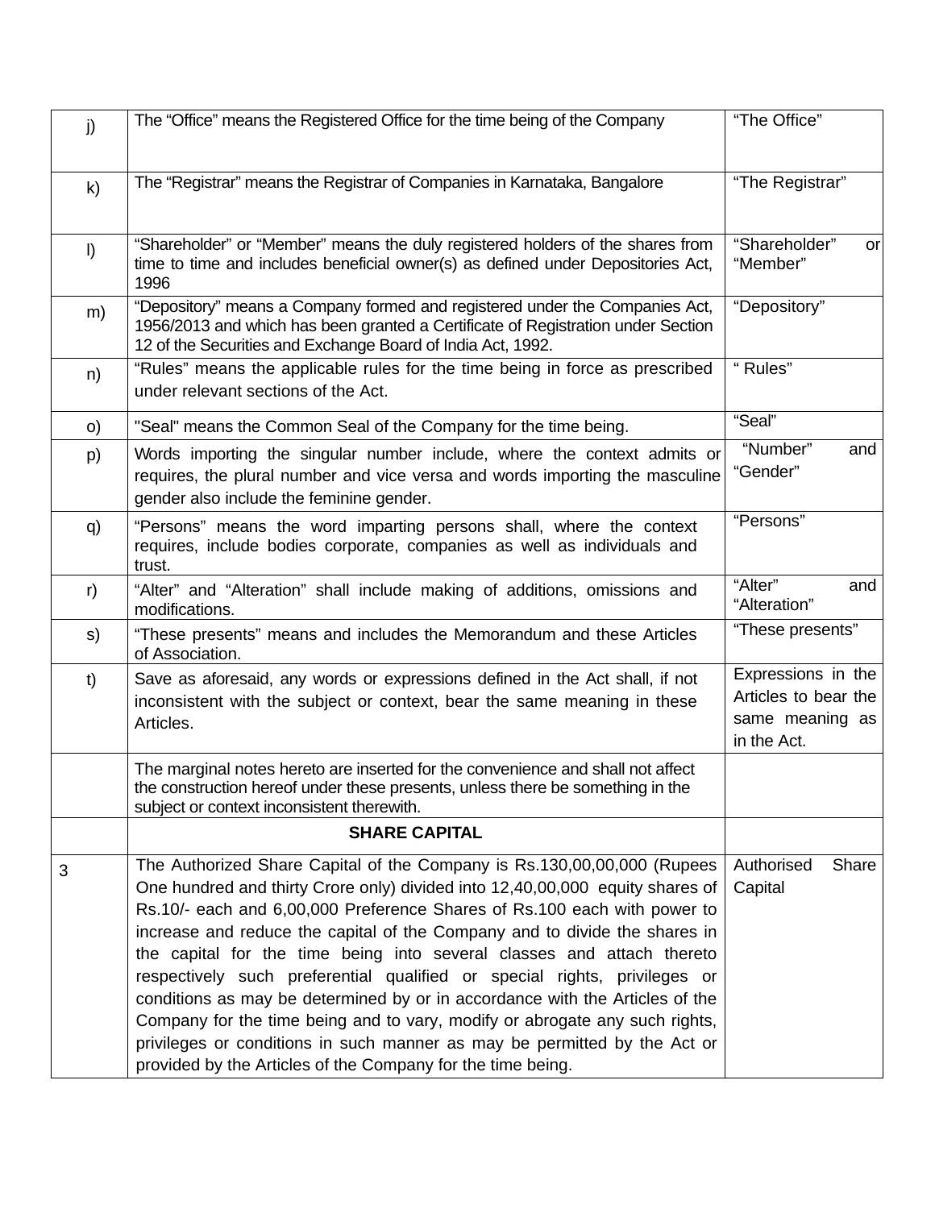| | | |
|---|---|---|
| j) | The "Office" means the Registered Office for the time being of the Company | "The Office" |
| k) | The "Registrar" means the Registrar of Companies in Karnataka, Bangalore | "The Registrar" |
| l) | "Shareholder" or "Member" means the duly registered holders of the shares from time to time and includes beneficial owner(s) as defined under Depositories Act, 1996 | "Shareholder" or "Member" |
| m) | "Depository" means a Company formed and registered under the Companies Act, 1956/2013 and which has been granted a Certificate of Registration under Section 12 of the Securities and Exchange Board of India Act, 1992. | "Depository" |
| n) | "Rules" means the applicable rules for the time being in force as prescribed under relevant sections of the Act. | " Rules" |
| o) | "Seal" means the Common Seal of the Company for the time being. | "Seal" |
| p) | Words importing the singular number include, where the context admits or requires, the plural number and vice versa and words importing the masculine gender also include the feminine gender. | "Number" and "Gender" |
| q) | "Persons" means the word imparting persons shall, where the context requires, include bodies corporate, companies as well as individuals and trust. | "Persons" |
| r) | "Alter" and "Alteration" shall include making of additions, omissions and modifications. | "Alter" and "Alteration" |
| s) | "These presents" means and includes the Memorandum and these Articles of Association. | "These presents" |
| t) | Save as aforesaid, any words or expressions defined in the Act shall, if not inconsistent with the subject or context, bear the same meaning in these Articles. | Expressions in the Articles to bear the same meaning as in the Act. |
| | The marginal notes hereto are inserted for the convenience and shall not affect the construction hereof under these presents, unless there be something in the subject or context inconsistent therewith. | |
| | **SHARE CAPITAL** | |
| 3 | The Authorized Share Capital of the Company is Rs.130,00,00,000 (Rupees One hundred and thirty Crore only) divided into 12,40,00,000 equity shares of Rs.10/- each and 6,00,000 Preference Shares of Rs.100 each with power to increase and reduce the capital of the Company and to divide the shares in the capital for the time being into several classes and attach thereto respectively such preferential qualified or special rights, privileges or conditions as may be determined by or in accordance with the Articles of the Company for the time being and to vary, modify or abrogate any such rights, privileges or conditions in such manner as may be permitted by the Act or provided by the Articles of the Company for the time being. | Authorised Share Capital |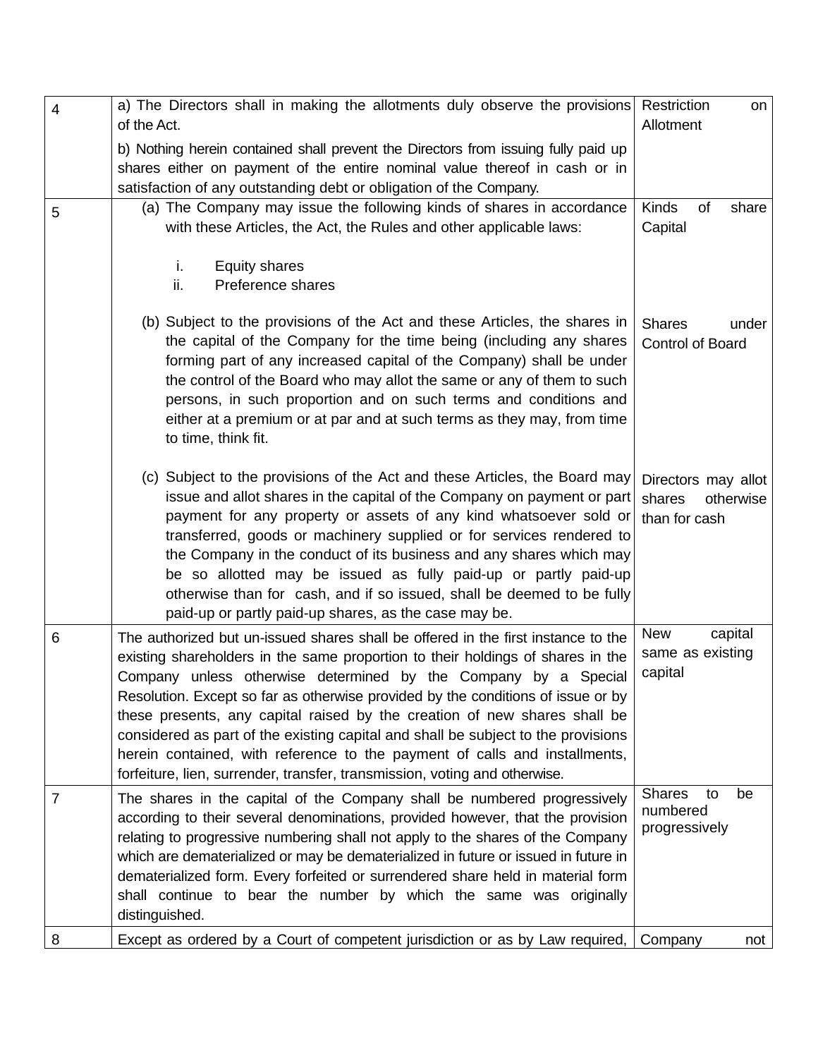| | | |
|---|---|---|
| 4 | a) The Directors shall in making the allotments duly observe the provisions of the Act.<br><br>b) Nothing herein contained shall prevent the Directors from issuing fully paid up shares either on payment of the entire nominal value thereof in cash or in satisfaction of any outstanding debt or obligation of the Company. | Restriction on Allotment |
| 5 | (a) The Company may issue the following kinds of shares in accordance with these Articles, the Act, the Rules and other applicable laws:<br><br>i. Equity shares<br>ii. Preference shares | Kinds of share Capital |
| | (b) Subject to the provisions of the Act and these Articles, the shares in the capital of the Company for the time being (including any shares forming part of any increased capital of the Company) shall be under the control of the Board who may allot the same or any of them to such persons, in such proportion and on such terms and conditions and either at a premium or at par and at such terms as they may, from time to time, think fit. | Shares under Control of Board |
| | (c) Subject to the provisions of the Act and these Articles, the Board may issue and allot shares in the capital of the Company on payment or part payment for any property or assets of any kind whatsoever sold or transferred, goods or machinery supplied or for services rendered to the Company in the conduct of its business and any shares which may be so allotted may be issued as fully paid-up or partly paid-up otherwise than for cash, and if so issued, shall be deemed to be fully paid-up or partly paid-up shares, as the case may be. | Directors may allot shares otherwise than for cash |
| 6 | The authorized but un-issued shares shall be offered in the first instance to the existing shareholders in the same proportion to their holdings of shares in the Company unless otherwise determined by the Company by a Special Resolution. Except so far as otherwise provided by the conditions of issue or by these presents, any capital raised by the creation of new shares shall be considered as part of the existing capital and shall be subject to the provisions herein contained, with reference to the payment of calls and installments, forfeiture, lien, surrender, transfer, transmission, voting and otherwise. | New capital same as existing capital |
| 7 | The shares in the capital of the Company shall be numbered progressively according to their several denominations, provided however, that the provision relating to progressive numbering shall not apply to the shares of the Company which are dematerialized or may be dematerialized in future or issued in future in dematerialized form. Every forfeited or surrendered share held in material form shall continue to bear the number by which the same was originally distinguished. | Shares to be numbered progressively |
| 8 | Except as ordered by a Court of competent jurisdiction or as by Law required, | Company not |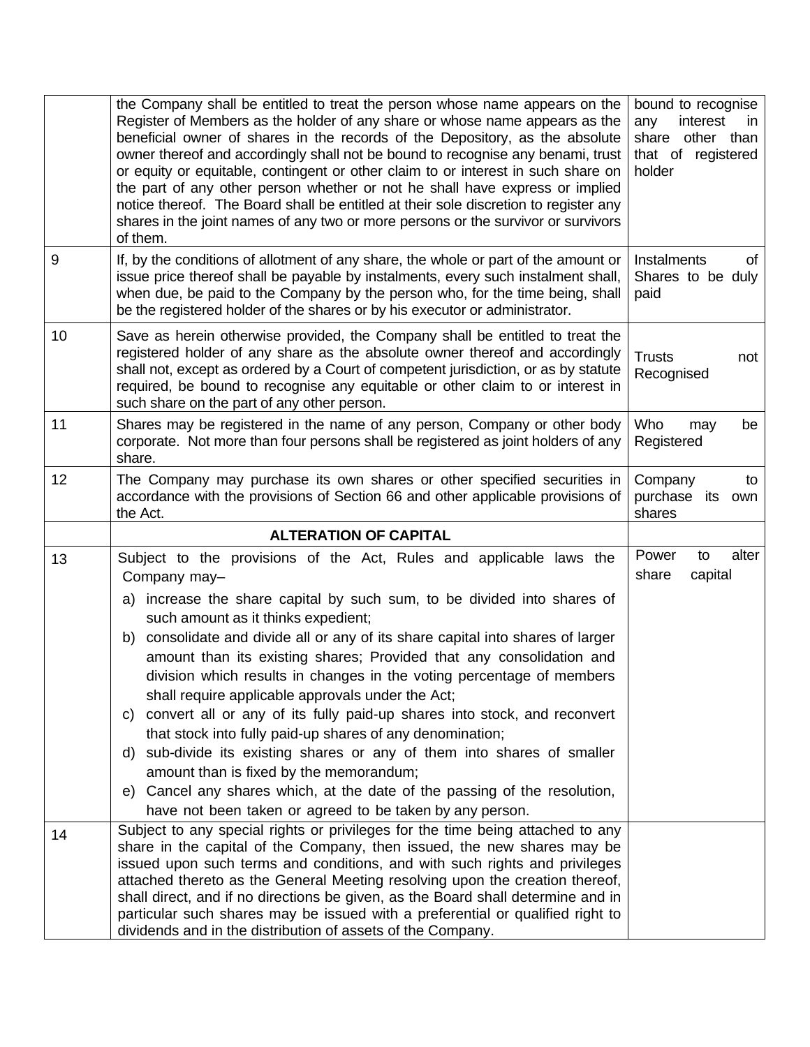| | | |
|---|---|---|
| | the Company shall be entitled to treat the person whose name appears on the Register of Members as the holder of any share or whose name appears as the beneficial owner of shares in the records of the Depository, as the absolute owner thereof and accordingly shall not be bound to recognise any benami, trust or equity or equitable, contingent or other claim to or interest in such share on the part of any other person whether or not he shall have express or implied notice thereof. The Board shall be entitled at their sole discretion to register any shares in the joint names of any two or more persons or the survivor or survivors of them. | bound to recognise any interest in share other than that of registered holder |
| 9 | If, by the conditions of allotment of any share, the whole or part of the amount or issue price thereof shall be payable by instalments, every such instalment shall, when due, be paid to the Company by the person who, for the time being, shall be the registered holder of the shares or by his executor or administrator. | Instalments of Shares to be duly paid |
| 10 | Save as herein otherwise provided, the Company shall be entitled to treat the registered holder of any share as the absolute owner thereof and accordingly shall not, except as ordered by a Court of competent jurisdiction, or as by statute required, be bound to recognise any equitable or other claim to or interest in such share on the part of any other person. | Trusts not Recognised |
| 11 | Shares may be registered in the name of any person, Company or other body corporate. Not more than four persons shall be registered as joint holders of any share. | Who may be Registered |
| 12 | The Company may purchase its own shares or other specified securities in accordance with the provisions of Section 66 and other applicable provisions of the Act. | Company to purchase its own shares |
| | **ALTERATION OF CAPITAL** | |
| 13 | Subject to the provisions of the Act, Rules and applicable laws the Company may–<br>a) increase the share capital by such sum, to be divided into shares of such amount as it thinks expedient;<br>b) consolidate and divide all or any of its share capital into shares of larger amount than its existing shares; Provided that any consolidation and division which results in changes in the voting percentage of members shall require applicable approvals under the Act;<br>c) convert all or any of its fully paid-up shares into stock, and reconvert that stock into fully paid-up shares of any denomination;<br>d) sub-divide its existing shares or any of them into shares of smaller amount than is fixed by the memorandum;<br>e) Cancel any shares which, at the date of the passing of the resolution, have not been taken or agreed to be taken by any person. | Power to alter share capital |
| 14 | Subject to any special rights or privileges for the time being attached to any share in the capital of the Company, then issued, the new shares may be issued upon such terms and conditions, and with such rights and privileges attached thereto as the General Meeting resolving upon the creation thereof, shall direct, and if no directions be given, as the Board shall determine and in particular such shares may be issued with a preferential or qualified right to dividends and in the distribution of assets of the Company. | |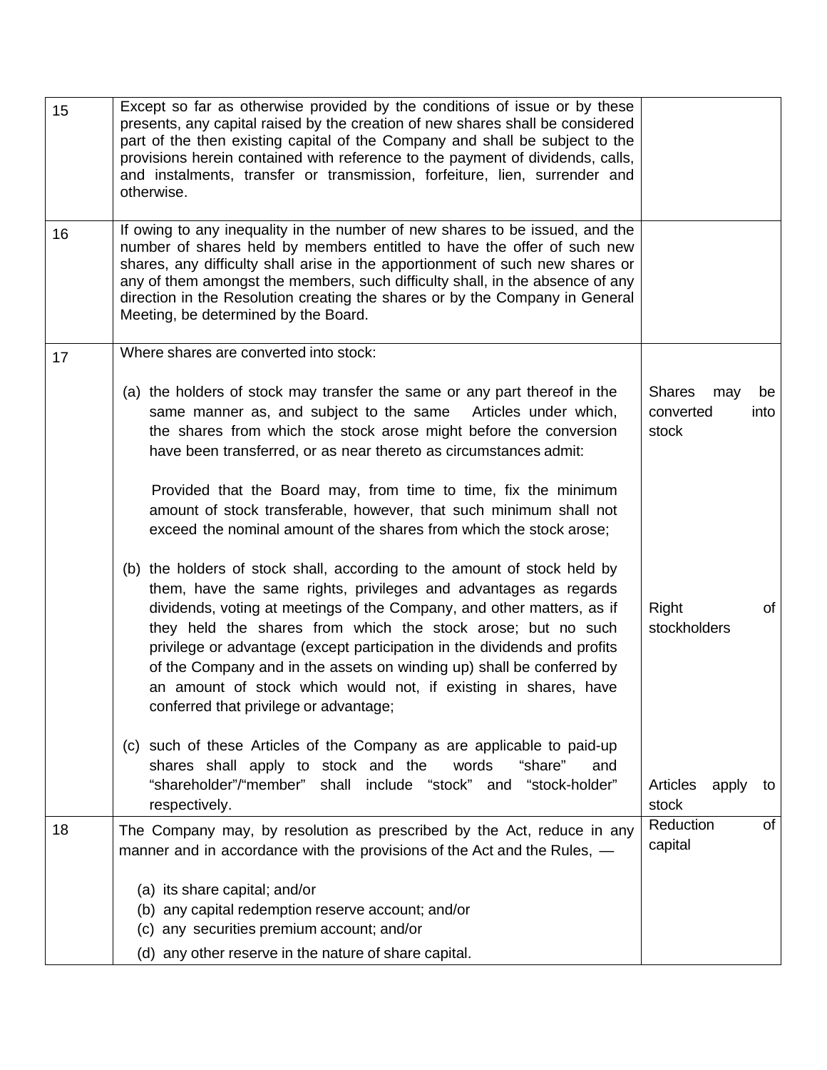| | | |
|---|---|---|
| 15 | Except so far as otherwise provided by the conditions of issue or by these presents, any capital raised by the creation of new shares shall be considered part of the then existing capital of the Company and shall be subject to the provisions herein contained with reference to the payment of dividends, calls, and instalments, transfer or transmission, forfeiture, lien, surrender and otherwise. | |
| 16 | If owing to any inequality in the number of new shares to be issued, and the number of shares held by members entitled to have the offer of such new shares, any difficulty shall arise in the apportionment of such new shares or any of them amongst the members, such difficulty shall, in the absence of any direction in the Resolution creating the shares or by the Company in General Meeting, be determined by the Board. | |
| 17 | Where shares are converted into stock: | |
| | (a) the holders of stock may transfer the same or any part thereof in the same manner as, and subject to the same Articles under which, the shares from which the stock arose might before the conversion have been transferred, or as near thereto as circumstances admit:<br><br>Provided that the Board may, from time to time, fix the minimum amount of stock transferable, however, that such minimum shall not exceed the nominal amount of the shares from which the stock arose; | Shares may be converted into stock |
| | (b) the holders of stock shall, according to the amount of stock held by them, have the same rights, privileges and advantages as regards dividends, voting at meetings of the Company, and other matters, as if they held the shares from which the stock arose; but no such privilege or advantage (except participation in the dividends and profits of the Company and in the assets on winding up) shall be conferred by an amount of stock which would not, if existing in shares, have conferred that privilege or advantage; | Right of stockholders |
| | (c) such of these Articles of the Company as are applicable to paid-up shares shall apply to stock and the words "share" and "shareholder"/"member" shall include "stock" and "stock-holder" respectively. | Articles apply to stock |
| 18 | The Company may, by resolution as prescribed by the Act, reduce in any manner and in accordance with the provisions of the Act and the Rules, —<br><br>(a) its share capital; and/or<br>(b) any capital redemption reserve account; and/or<br>(c) any securities premium account; and/or<br>(d) any other reserve in the nature of share capital. | Reduction of capital |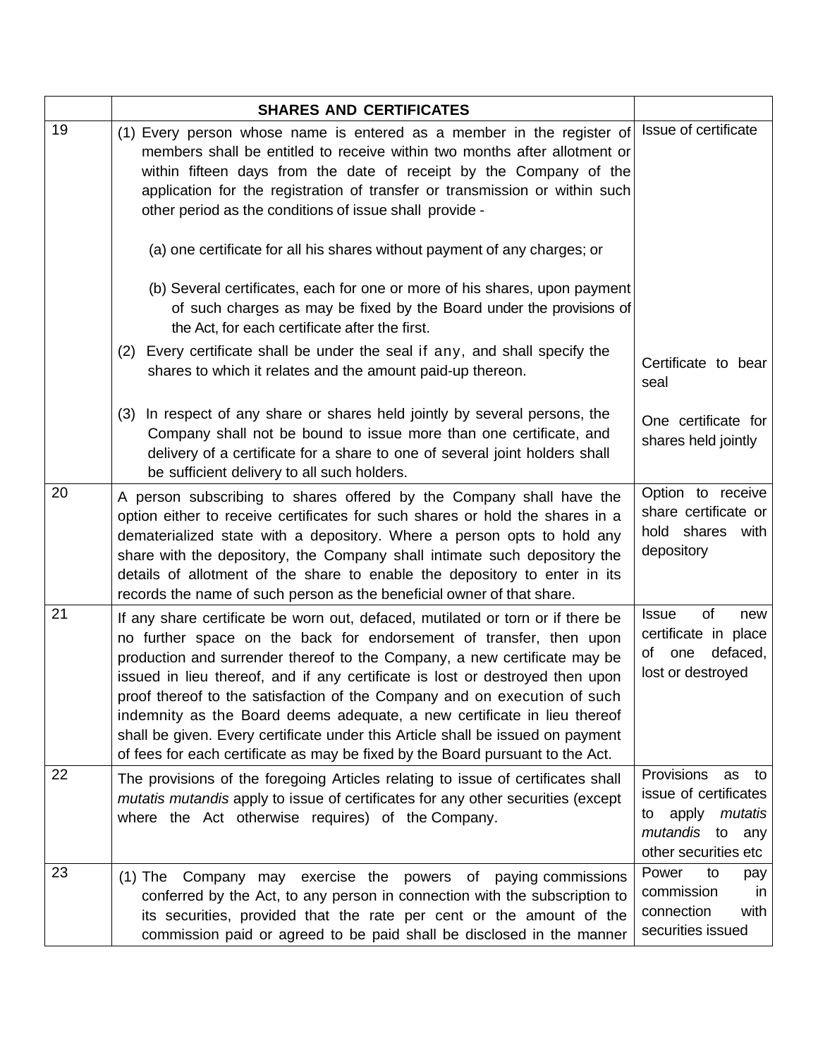| | **SHARES AND CERTIFICATES** | |
|---|---|---|
| 19 | (1) Every person whose name is entered as a member in the register of members shall be entitled to receive within two months after allotment or within fifteen days from the date of receipt by the Company of the application for the registration of transfer or transmission or within such other period as the conditions of issue shall provide -<br><br>(a) one certificate for all his shares without payment of any charges; or<br><br>(b) Several certificates, each for one or more of his shares, upon payment of such charges as may be fixed by the Board under the provisions of the Act, for each certificate after the first. | Issue of certificate |
| | (2) Every certificate shall be under the seal if any, and shall specify the shares to which it relates and the amount paid-up thereon. | Certificate to bear seal |
| | (3) In respect of any share or shares held jointly by several persons, the Company shall not be bound to issue more than one certificate, and delivery of a certificate for a share to one of several joint holders shall be sufficient delivery to all such holders. | One certificate for shares held jointly |
| 20 | A person subscribing to shares offered by the Company shall have the option either to receive certificates for such shares or hold the shares in a dematerialized state with a depository. Where a person opts to hold any share with the depository, the Company shall intimate such depository the details of allotment of the share to enable the depository to enter in its records the name of such person as the beneficial owner of that share. | Option to receive share certificate or hold shares with depository |
| 21 | If any share certificate be worn out, defaced, mutilated or torn or if there be no further space on the back for endorsement of transfer, then upon production and surrender thereof to the Company, a new certificate may be issued in lieu thereof, and if any certificate is lost or destroyed then upon proof thereof to the satisfaction of the Company and on execution of such indemnity as the Board deems adequate, a new certificate in lieu thereof shall be given. Every certificate under this Article shall be issued on payment of fees for each certificate as may be fixed by the Board pursuant to the Act. | Issue of new certificate in place of one defaced, lost or destroyed |
| 22 | The provisions of the foregoing Articles relating to issue of certificates shall *mutatis mutandis* apply to issue of certificates for any other securities (except where the Act otherwise requires) of the Company. | Provisions as to issue of certificates to apply *mutatis mutandis* to any other securities etc |
| 23 | (1) The Company may exercise the powers of paying commissions conferred by the Act, to any person in connection with the subscription to its securities, provided that the rate per cent or the amount of the commission paid or agreed to be paid shall be disclosed in the manner | Power to pay commission in connection with securities issued |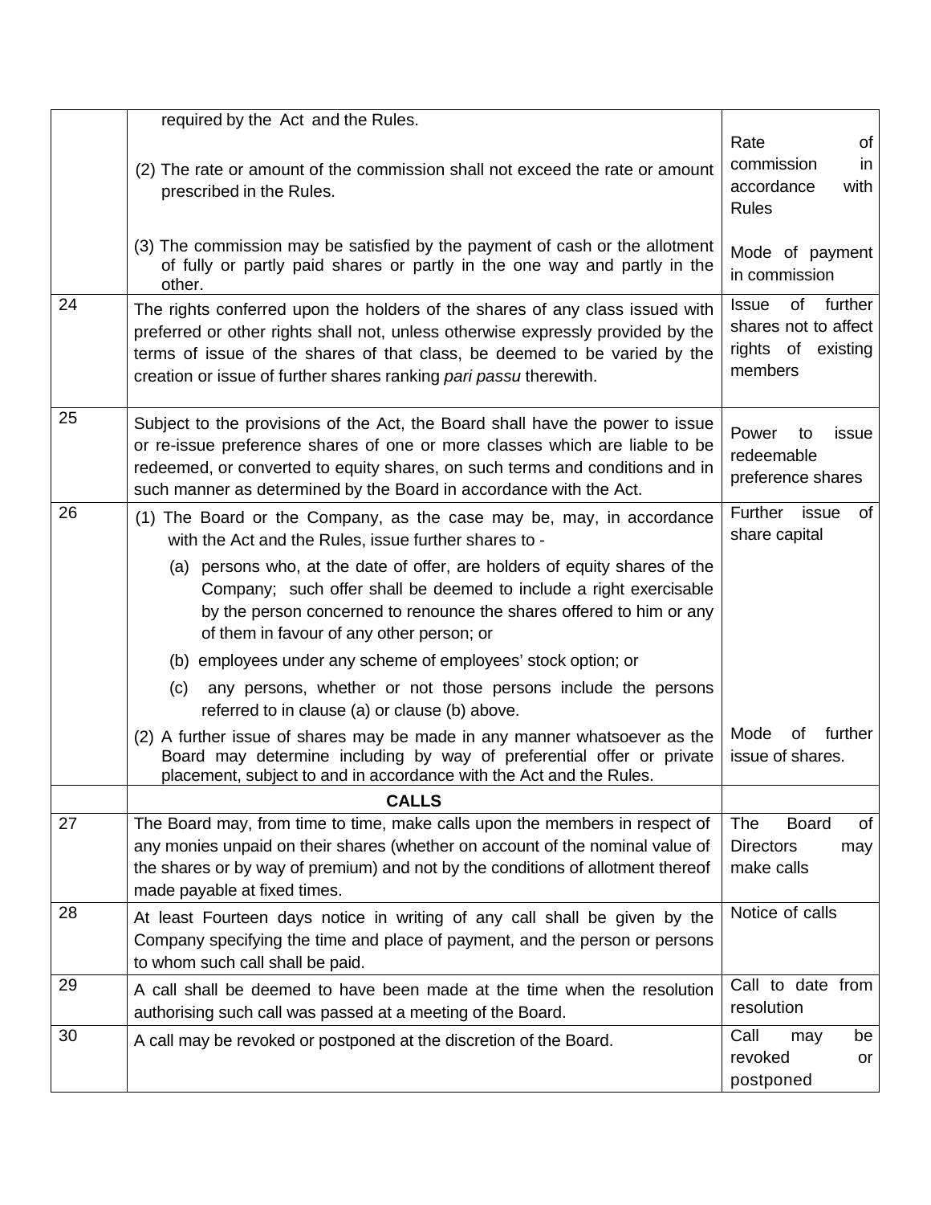| | | |
|---|---|---|
| | required by the Act and the Rules.<br><br>(2) The rate or amount of the commission shall not exceed the rate or amount prescribed in the Rules.<br><br>(3) The commission may be satisfied by the payment of cash or the allotment of fully or partly paid shares or partly in the one way and partly in the other. | Rate of commission in accordance with Rules<br><br>Mode of payment in commission |
| 24 | The rights conferred upon the holders of the shares of any class issued with preferred or other rights shall not, unless otherwise expressly provided by the terms of issue of the shares of that class, be deemed to be varied by the creation or issue of further shares ranking *pari passu* therewith. | Issue of further shares not to affect rights of existing members |
| 25 | Subject to the provisions of the Act, the Board shall have the power to issue or re-issue preference shares of one or more classes which are liable to be redeemed, or converted to equity shares, on such terms and conditions and in such manner as determined by the Board in accordance with the Act. | Power to issue redeemable preference shares |
| 26 | (1) The Board or the Company, as the case may be, may, in accordance with the Act and the Rules, issue further shares to -<br>(a) persons who, at the date of offer, are holders of equity shares of the Company; such offer shall be deemed to include a right exercisable by the person concerned to renounce the shares offered to him or any of them in favour of any other person; or<br>(b) employees under any scheme of employees' stock option; or<br>(c) any persons, whether or not those persons include the persons referred to in clause (a) or clause (b) above.<br>(2) A further issue of shares may be made in any manner whatsoever as the Board may determine including by way of preferential offer or private placement, subject to and in accordance with the Act and the Rules. | Further issue of share capital<br><br>Mode of further issue of shares. |
| | **CALLS** | |
| 27 | The Board may, from time to time, make calls upon the members in respect of any monies unpaid on their shares (whether on account of the nominal value of the shares or by way of premium) and not by the conditions of allotment thereof made payable at fixed times. | The Board of Directors may make calls |
| 28 | At least Fourteen days notice in writing of any call shall be given by the Company specifying the time and place of payment, and the person or persons to whom such call shall be paid. | Notice of calls |
| 29 | A call shall be deemed to have been made at the time when the resolution authorising such call was passed at a meeting of the Board. | Call to date from resolution |
| 30 | A call may be revoked or postponed at the discretion of the Board. | Call may be revoked or postponed |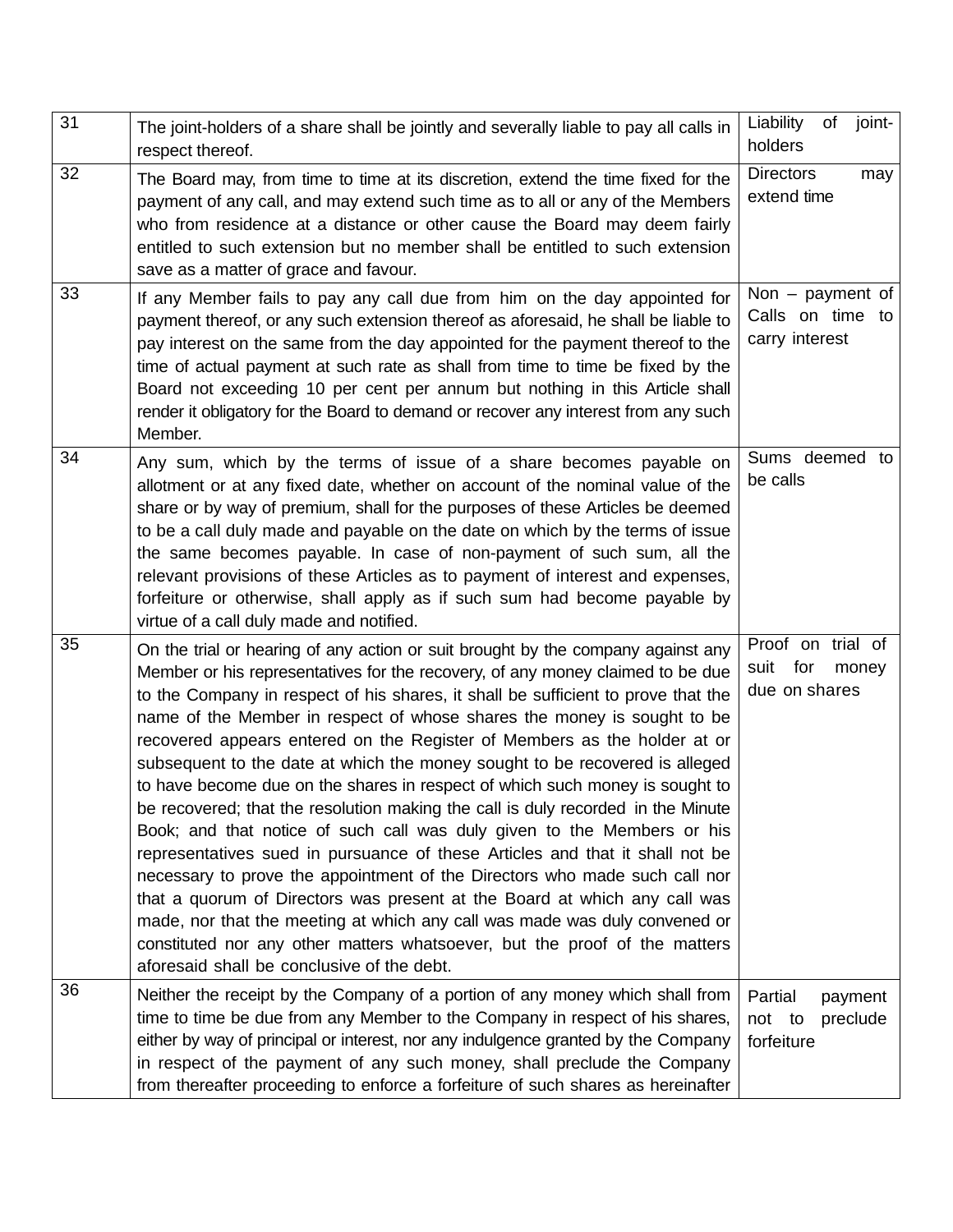| | | |
|---|---|---|
| 31 | The joint-holders of a share shall be jointly and severally liable to pay all calls in respect thereof. | Liability of joint-holders |
| 32 | The Board may, from time to time at its discretion, extend the time fixed for the payment of any call, and may extend such time as to all or any of the Members who from residence at a distance or other cause the Board may deem fairly entitled to such extension but no member shall be entitled to such extension save as a matter of grace and favour. | Directors may extend time |
| 33 | If any Member fails to pay any call due from him on the day appointed for payment thereof, or any such extension thereof as aforesaid, he shall be liable to pay interest on the same from the day appointed for the payment thereof to the time of actual payment at such rate as shall from time to time be fixed by the Board not exceeding 10 per cent per annum but nothing in this Article shall render it obligatory for the Board to demand or recover any interest from any such Member. | Non – payment of Calls on time to carry interest |
| 34 | Any sum, which by the terms of issue of a share becomes payable on allotment or at any fixed date, whether on account of the nominal value of the share or by way of premium, shall for the purposes of these Articles be deemed to be a call duly made and payable on the date on which by the terms of issue the same becomes payable. In case of non-payment of such sum, all the relevant provisions of these Articles as to payment of interest and expenses, forfeiture or otherwise, shall apply as if such sum had become payable by virtue of a call duly made and notified. | Sums deemed to be calls |
| 35 | On the trial or hearing of any action or suit brought by the company against any Member or his representatives for the recovery, of any money claimed to be due to the Company in respect of his shares, it shall be sufficient to prove that the name of the Member in respect of whose shares the money is sought to be recovered appears entered on the Register of Members as the holder at or subsequent to the date at which the money sought to be recovered is alleged to have become due on the shares in respect of which such money is sought to be recovered; that the resolution making the call is duly recorded in the Minute Book; and that notice of such call was duly given to the Members or his representatives sued in pursuance of these Articles and that it shall not be necessary to prove the appointment of the Directors who made such call nor that a quorum of Directors was present at the Board at which any call was made, nor that the meeting at which any call was made was duly convened or constituted nor any other matters whatsoever, but the proof of the matters aforesaid shall be conclusive of the debt. | Proof on trial of suit for money due on shares |
| 36 | Neither the receipt by the Company of a portion of any money which shall from time to time be due from any Member to the Company in respect of his shares, either by way of principal or interest, nor any indulgence granted by the Company in respect of the payment of any such money, shall preclude the Company from thereafter proceeding to enforce a forfeiture of such shares as hereinafter | Partial payment not to preclude forfeiture |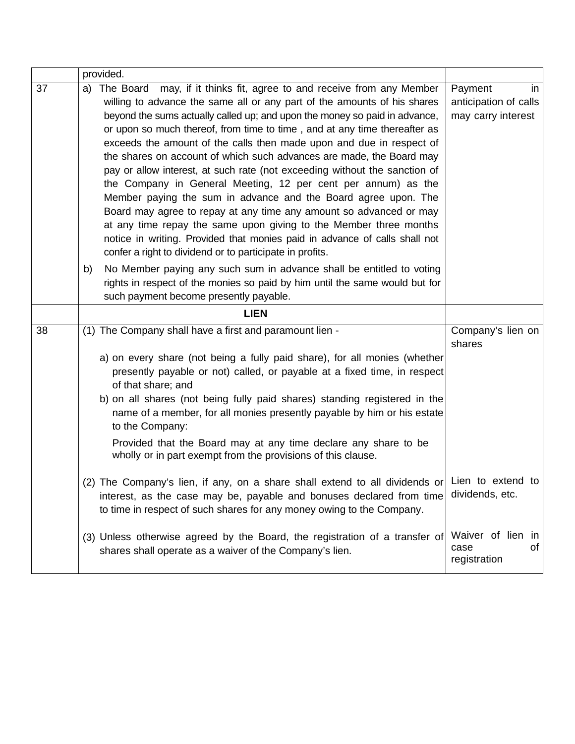|  |  |  |
|---|---|---|
|  | provided. |  |
| 37 | a) The Board may, if it thinks fit, agree to and receive from any Member willing to advance the same all or any part of the amounts of his shares beyond the sums actually called up; and upon the money so paid in advance, or upon so much thereof, from time to time , and at any time thereafter as exceeds the amount of the calls then made upon and due in respect of the shares on account of which such advances are made, the Board may pay or allow interest, at such rate (not exceeding without the sanction of the Company in General Meeting, 12 per cent per annum) as the Member paying the sum in advance and the Board agree upon. The Board may agree to repay at any time any amount so advanced or may at any time repay the same upon giving to the Member three months notice in writing. Provided that monies paid in advance of calls shall not confer a right to dividend or to participate in profits.<br><br>b) No Member paying any such sum in advance shall be entitled to voting rights in respect of the monies so paid by him until the same would but for such payment become presently payable. | Payment in anticipation of calls may carry interest |
|  | **LIEN** |  |
| 38 | (1) The Company shall have a first and paramount lien -<br><br>a) on every share (not being a fully paid share), for all monies (whether presently payable or not) called, or payable at a fixed time, in respect of that share; and<br>b) on all shares (not being fully paid shares) standing registered in the name of a member, for all monies presently payable by him or his estate to the Company:<br><br>Provided that the Board may at any time declare any share to be wholly or in part exempt from the provisions of this clause. | Company's lien on shares |
|  | (2) The Company's lien, if any, on a share shall extend to all dividends or interest, as the case may be, payable and bonuses declared from time to time in respect of such shares for any money owing to the Company. | Lien to extend to dividends, etc. |
|  | (3) Unless otherwise agreed by the Board, the registration of a transfer of shares shall operate as a waiver of the Company's lien. | Waiver of lien in case of registration |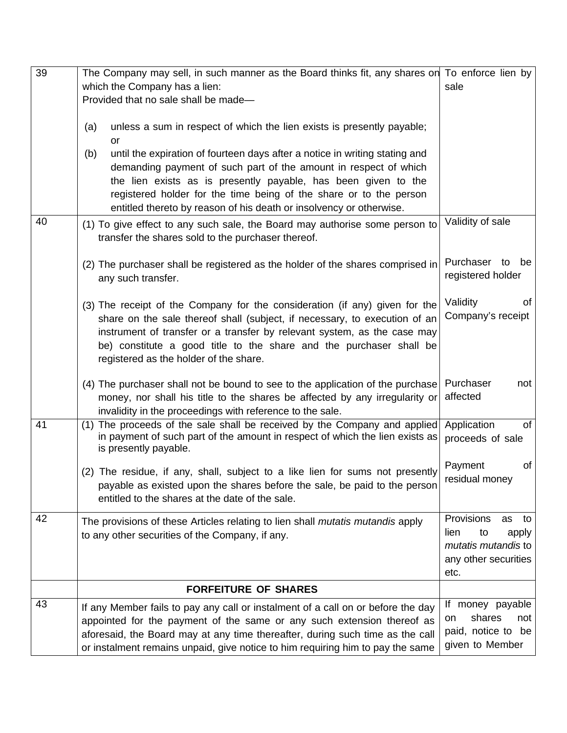| | | |
|---|---|---|
| 39 | The Company may sell, in such manner as the Board thinks fit, any shares on which the Company has a lien:<br>Provided that no sale shall be made—<br>(a) unless a sum in respect of which the lien exists is presently payable; or<br>(b) until the expiration of fourteen days after a notice in writing stating and demanding payment of such part of the amount in respect of which the lien exists as is presently payable, has been given to the registered holder for the time being of the share or to the person entitled thereto by reason of his death or insolvency or otherwise. | To enforce lien by sale |
| 40 | (1) To give effect to any such sale, the Board may authorise some person to transfer the shares sold to the purchaser thereof. | Validity of sale |
| | (2) The purchaser shall be registered as the holder of the shares comprised in any such transfer. | Purchaser to be registered holder |
| | (3) The receipt of the Company for the consideration (if any) given for the share on the sale thereof shall (subject, if necessary, to execution of an instrument of transfer or a transfer by relevant system, as the case may be) constitute a good title to the share and the purchaser shall be registered as the holder of the share. | Validity of Company's receipt |
| | (4) The purchaser shall not be bound to see to the application of the purchase money, nor shall his title to the shares be affected by any irregularity or invalidity in the proceedings with reference to the sale. | Purchaser not affected |
| 41 | (1) The proceeds of the sale shall be received by the Company and applied in payment of such part of the amount in respect of which the lien exists as is presently payable. | Application of proceeds of sale |
| | (2) The residue, if any, shall, subject to a like lien for sums not presently payable as existed upon the shares before the sale, be paid to the person entitled to the shares at the date of the sale. | Payment of residual money |
| 42 | The provisions of these Articles relating to lien shall *mutatis mutandis* apply to any other securities of the Company, if any. | Provisions as to lien to apply *mutatis mutandis* to any other securities etc. |
| | **FORFEITURE OF SHARES** | |
| 43 | If any Member fails to pay any call or instalment of a call on or before the day appointed for the payment of the same or any such extension thereof as aforesaid, the Board may at any time thereafter, during such time as the call or instalment remains unpaid, give notice to him requiring him to pay the same | If money payable on shares not paid, notice to be given to Member |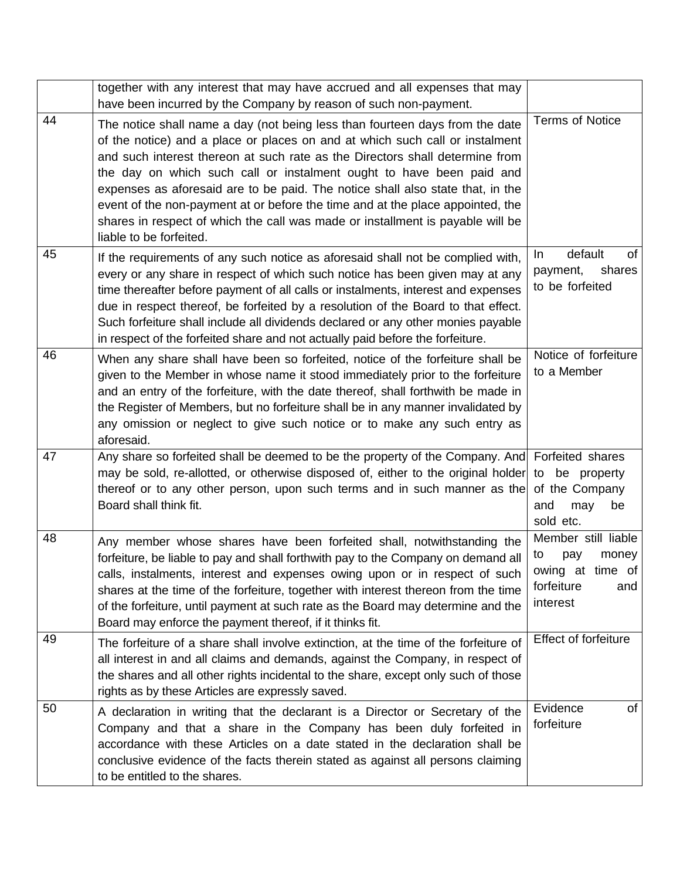| | | |
|---|---|---|
| | together with any interest that may have accrued and all expenses that may have been incurred by the Company by reason of such non-payment. | |
| 44 | The notice shall name a day (not being less than fourteen days from the date of the notice) and a place or places on and at which such call or instalment and such interest thereon at such rate as the Directors shall determine from the day on which such call or instalment ought to have been paid and expenses as aforesaid are to be paid. The notice shall also state that, in the event of the non-payment at or before the time and at the place appointed, the shares in respect of which the call was made or installment is payable will be liable to be forfeited. | Terms of Notice |
| 45 | If the requirements of any such notice as aforesaid shall not be complied with, every or any share in respect of which such notice has been given may at any time thereafter before payment of all calls or instalments, interest and expenses due in respect thereof, be forfeited by a resolution of the Board to that effect. Such forfeiture shall include all dividends declared or any other monies payable in respect of the forfeited share and not actually paid before the forfeiture. | In default of payment, shares to be forfeited |
| 46 | When any share shall have been so forfeited, notice of the forfeiture shall be given to the Member in whose name it stood immediately prior to the forfeiture and an entry of the forfeiture, with the date thereof, shall forthwith be made in the Register of Members, but no forfeiture shall be in any manner invalidated by any omission or neglect to give such notice or to make any such entry as aforesaid. | Notice of forfeiture to a Member |
| 47 | Any share so forfeited shall be deemed to be the property of the Company. And may be sold, re-allotted, or otherwise disposed of, either to the original holder thereof or to any other person, upon such terms and in such manner as the Board shall think fit. | Forfeited shares to be property of the Company and may be sold etc. |
| 48 | Any member whose shares have been forfeited shall, notwithstanding the forfeiture, be liable to pay and shall forthwith pay to the Company on demand all calls, instalments, interest and expenses owing upon or in respect of such shares at the time of the forfeiture, together with interest thereon from the time of the forfeiture, until payment at such rate as the Board may determine and the Board may enforce the payment thereof, if it thinks fit. | Member still liable to pay money owing at time of forfeiture and interest |
| 49 | The forfeiture of a share shall involve extinction, at the time of the forfeiture of all interest in and all claims and demands, against the Company, in respect of the shares and all other rights incidental to the share, except only such of those rights as by these Articles are expressly saved. | Effect of forfeiture |
| 50 | A declaration in writing that the declarant is a Director or Secretary of the Company and that a share in the Company has been duly forfeited in accordance with these Articles on a date stated in the declaration shall be conclusive evidence of the facts therein stated as against all persons claiming to be entitled to the shares. | Evidence of forfeiture |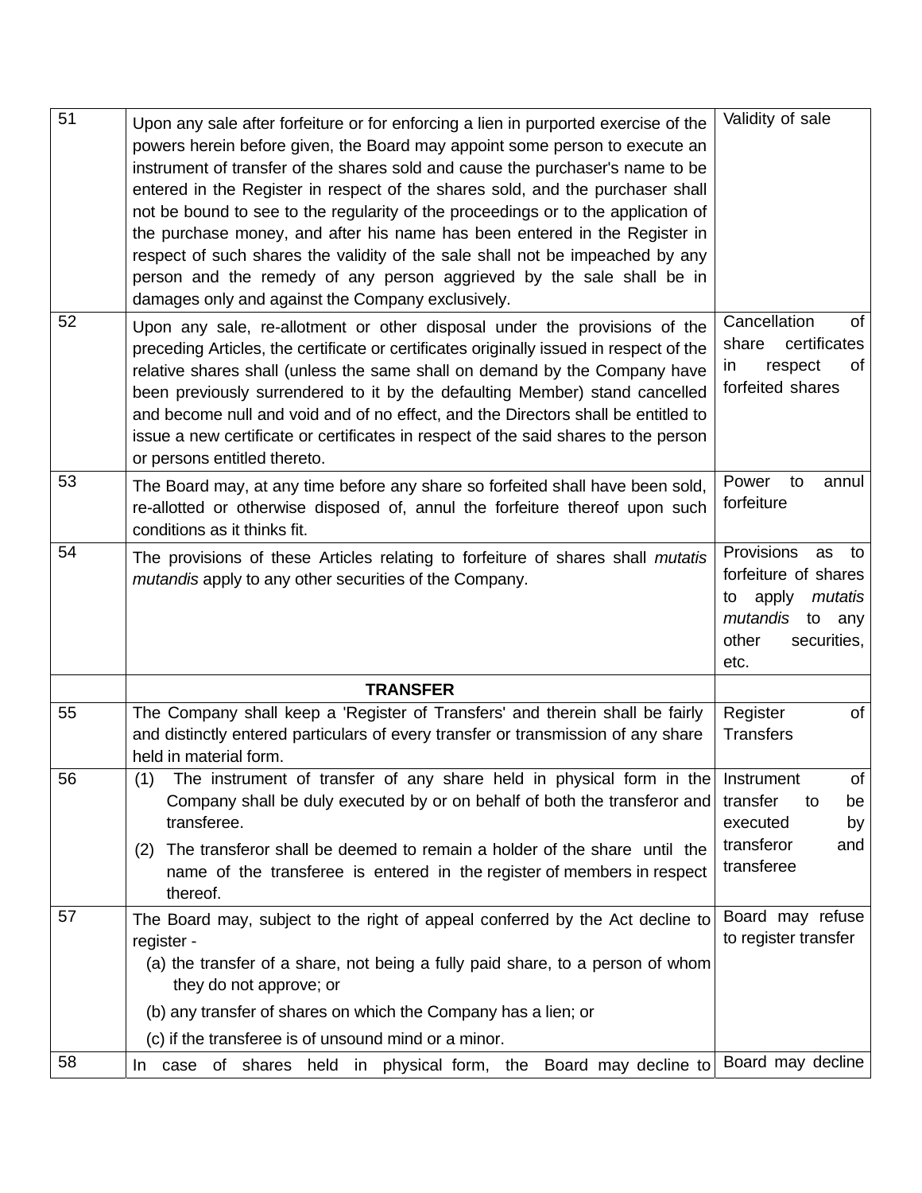| | | |
|---|---|---|
| 51 | Upon any sale after forfeiture or for enforcing a lien in purported exercise of the powers herein before given, the Board may appoint some person to execute an instrument of transfer of the shares sold and cause the purchaser's name to be entered in the Register in respect of the shares sold, and the purchaser shall not be bound to see to the regularity of the proceedings or to the application of the purchase money, and after his name has been entered in the Register in respect of such shares the validity of the sale shall not be impeached by any person and the remedy of any person aggrieved by the sale shall be in damages only and against the Company exclusively. | Validity of sale |
| 52 | Upon any sale, re-allotment or other disposal under the provisions of the preceding Articles, the certificate or certificates originally issued in respect of the relative shares shall (unless the same shall on demand by the Company have been previously surrendered to it by the defaulting Member) stand cancelled and become null and void and of no effect, and the Directors shall be entitled to issue a new certificate or certificates in respect of the said shares to the person or persons entitled thereto. | Cancellation of share certificates in respect of forfeited shares |
| 53 | The Board may, at any time before any share so forfeited shall have been sold, re-allotted or otherwise disposed of, annul the forfeiture thereof upon such conditions as it thinks fit. | Power to annul forfeiture |
| 54 | The provisions of these Articles relating to forfeiture of shares shall *mutatis mutandis* apply to any other securities of the Company. | Provisions as to forfeiture of shares to apply *mutatis mutandis* to any other securities, etc. |
| | **TRANSFER** | |
| 55 | The Company shall keep a 'Register of Transfers' and therein shall be fairly and distinctly entered particulars of every transfer or transmission of any share held in material form. | Register of Transfers |
| 56 | (1) The instrument of transfer of any share held in physical form in the Company shall be duly executed by or on behalf of both the transferor and transferee.<br>(2) The transferor shall be deemed to remain a holder of the share until the name of the transferee is entered in the register of members in respect thereof. | Instrument of transfer to be executed by transferor and transferee |
| 57 | The Board may, subject to the right of appeal conferred by the Act decline to register -<br>(a) the transfer of a share, not being a fully paid share, to a person of whom they do not approve; or<br>(b) any transfer of shares on which the Company has a lien; or<br>(c) if the transferee is of unsound mind or a minor. | Board may refuse to register transfer |
| 58 | In case of shares held in physical form, the Board may decline to | Board may decline |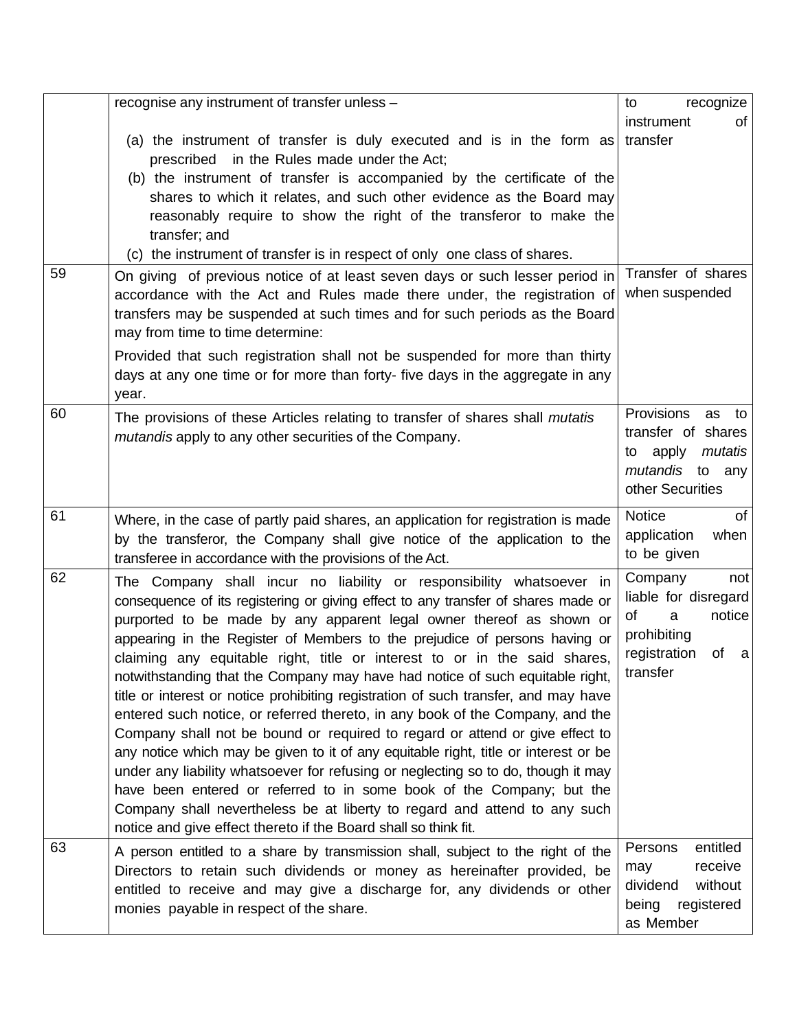| | | |
|---|---|---|
| | recognise any instrument of transfer unless –<br><br>(a) the instrument of transfer is duly executed and is in the form as prescribed in the Rules made under the Act;<br>(b) the instrument of transfer is accompanied by the certificate of the shares to which it relates, and such other evidence as the Board may reasonably require to show the right of the transferor to make the transfer; and<br>(c) the instrument of transfer is in respect of only one class of shares. | to recognize instrument of transfer |
| 59 | On giving of previous notice of at least seven days or such lesser period in accordance with the Act and Rules made there under, the registration of transfers may be suspended at such times and for such periods as the Board may from time to time determine:<br><br>Provided that such registration shall not be suspended for more than thirty days at any one time or for more than forty- five days in the aggregate in any year. | Transfer of shares when suspended |
| 60 | The provisions of these Articles relating to transfer of shares shall *mutatis mutandis* apply to any other securities of the Company. | Provisions as to transfer of shares to apply *mutatis mutandis* to any other Securities |
| 61 | Where, in the case of partly paid shares, an application for registration is made by the transferor, the Company shall give notice of the application to the transferee in accordance with the provisions of the Act. | Notice of application when to be given |
| 62 | The Company shall incur no liability or responsibility whatsoever in consequence of its registering or giving effect to any transfer of shares made or purported to be made by any apparent legal owner thereof as shown or appearing in the Register of Members to the prejudice of persons having or claiming any equitable right, title or interest to or in the said shares, notwithstanding that the Company may have had notice of such equitable right, title or interest or notice prohibiting registration of such transfer, and may have entered such notice, or referred thereto, in any book of the Company, and the Company shall not be bound or required to regard or attend or give effect to any notice which may be given to it of any equitable right, title or interest or be under any liability whatsoever for refusing or neglecting so to do, though it may have been entered or referred to in some book of the Company; but the Company shall nevertheless be at liberty to regard and attend to any such notice and give effect thereto if the Board shall so think fit. | Company not liable for disregard of a notice prohibiting registration of a transfer |
| 63 | A person entitled to a share by transmission shall, subject to the right of the Directors to retain such dividends or money as hereinafter provided, be entitled to receive and may give a discharge for, any dividends or other monies payable in respect of the share. | Persons entitled may receive dividend without being registered as Member |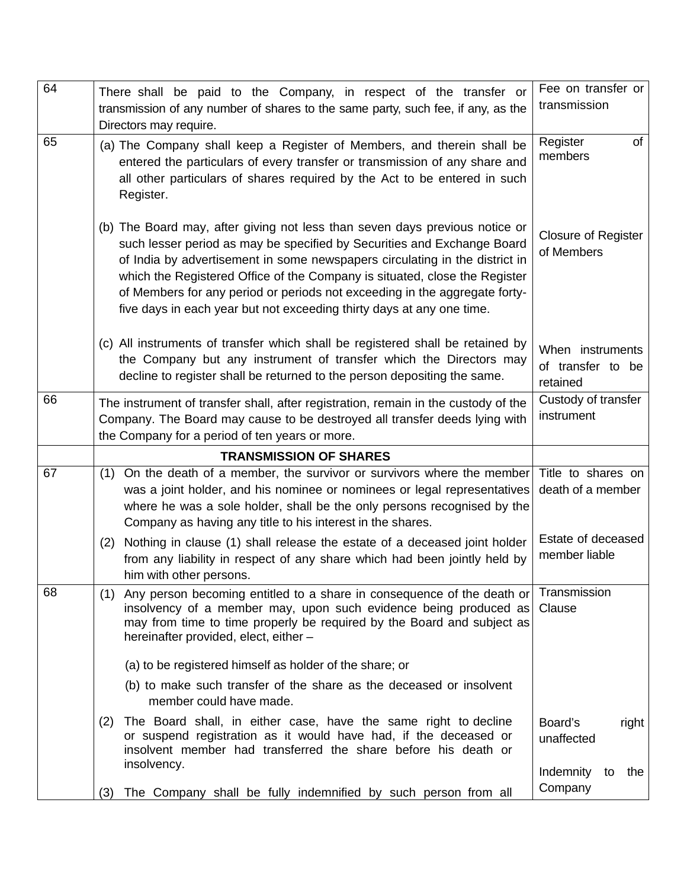| | | |
|---|---|---|
| 64 | There shall be paid to the Company, in respect of the transfer or transmission of any number of shares to the same party, such fee, if any, as the Directors may require. | Fee on transfer or transmission |
| 65 | (a) The Company shall keep a Register of Members, and therein shall be entered the particulars of every transfer or transmission of any share and all other particulars of shares required by the Act to be entered in such Register. | Register of members |
| | (b) The Board may, after giving not less than seven days previous notice or such lesser period as may be specified by Securities and Exchange Board of India by advertisement in some newspapers circulating in the district in which the Registered Office of the Company is situated, close the Register of Members for any period or periods not exceeding in the aggregate forty-five days in each year but not exceeding thirty days at any one time. | Closure of Register of Members |
| | (c) All instruments of transfer which shall be registered shall be retained by the Company but any instrument of transfer which the Directors may decline to register shall be returned to the person depositing the same. | When instruments of transfer to be retained |
| 66 | The instrument of transfer shall, after registration, remain in the custody of the Company. The Board may cause to be destroyed all transfer deeds lying with the Company for a period of ten years or more. | Custody of transfer instrument |
| | **TRANSMISSION OF SHARES** | |
| 67 | (1) On the death of a member, the survivor or survivors where the member was a joint holder, and his nominee or nominees or legal representatives where he was a sole holder, shall be the only persons recognised by the Company as having any title to his interest in the shares. | Title to shares on death of a member |
| | (2) Nothing in clause (1) shall release the estate of a deceased joint holder from any liability in respect of any share which had been jointly held by him with other persons. | Estate of deceased member liable |
| 68 | (1) Any person becoming entitled to a share in consequence of the death or insolvency of a member may, upon such evidence being produced as may from time to time properly be required by the Board and subject as hereinafter provided, elect, either – (a) to be registered himself as holder of the share; or (b) to make such transfer of the share as the deceased or insolvent member could have made. | Transmission Clause |
| | (2) The Board shall, in either case, have the same right to decline or suspend registration as it would have had, if the deceased or insolvent member had transferred the share before his death or insolvency. | Board's right unaffected |
| | (3) The Company shall be fully indemnified by such person from all | Indemnity to the Company |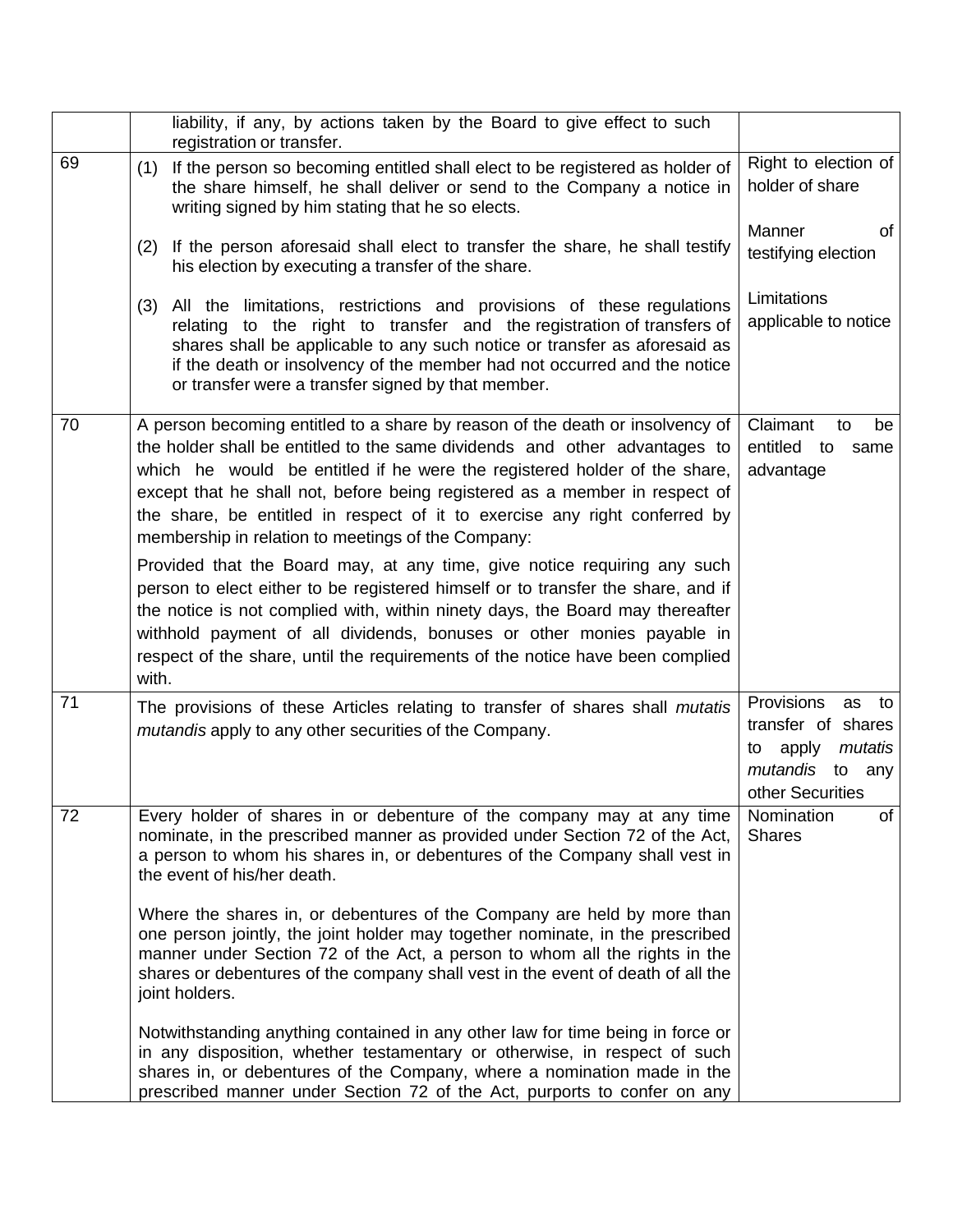| | | |
|---|---|---|
| | liability, if any, by actions taken by the Board to give effect to such registration or transfer. | |
| 69 | (1) If the person so becoming entitled shall elect to be registered as holder of the share himself, he shall deliver or send to the Company a notice in writing signed by him stating that he so elects.<br><br>(2) If the person aforesaid shall elect to transfer the share, he shall testify his election by executing a transfer of the share.<br><br>(3) All the limitations, restrictions and provisions of these regulations relating to the right to transfer and the registration of transfers of shares shall be applicable to any such notice or transfer as aforesaid as if the death or insolvency of the member had not occurred and the notice or transfer were a transfer signed by that member. | Right to election of holder of share<br><br>Manner of testifying election<br><br>Limitations applicable to notice |
| 70 | A person becoming entitled to a share by reason of the death or insolvency of the holder shall be entitled to the same dividends and other advantages to which he would be entitled if he were the registered holder of the share, except that he shall not, before being registered as a member in respect of the share, be entitled in respect of it to exercise any right conferred by membership in relation to meetings of the Company:<br><br>Provided that the Board may, at any time, give notice requiring any such person to elect either to be registered himself or to transfer the share, and if the notice is not complied with, within ninety days, the Board may thereafter withhold payment of all dividends, bonuses or other monies payable in respect of the share, until the requirements of the notice have been complied with. | Claimant to be entitled to same advantage |
| 71 | The provisions of these Articles relating to transfer of shares shall *mutatis mutandis* apply to any other securities of the Company. | Provisions as to transfer of shares to apply *mutatis mutandis* to any other Securities |
| 72 | Every holder of shares in or debenture of the company may at any time nominate, in the prescribed manner as provided under Section 72 of the Act, a person to whom his shares in, or debentures of the Company shall vest in the event of his/her death.<br><br>Where the shares in, or debentures of the Company are held by more than one person jointly, the joint holder may together nominate, in the prescribed manner under Section 72 of the Act, a person to whom all the rights in the shares or debentures of the company shall vest in the event of death of all the joint holders.<br><br>Notwithstanding anything contained in any other law for time being in force or in any disposition, whether testamentary or otherwise, in respect of such shares in, or debentures of the Company, where a nomination made in the prescribed manner under Section 72 of the Act, purports to confer on any | Nomination of Shares |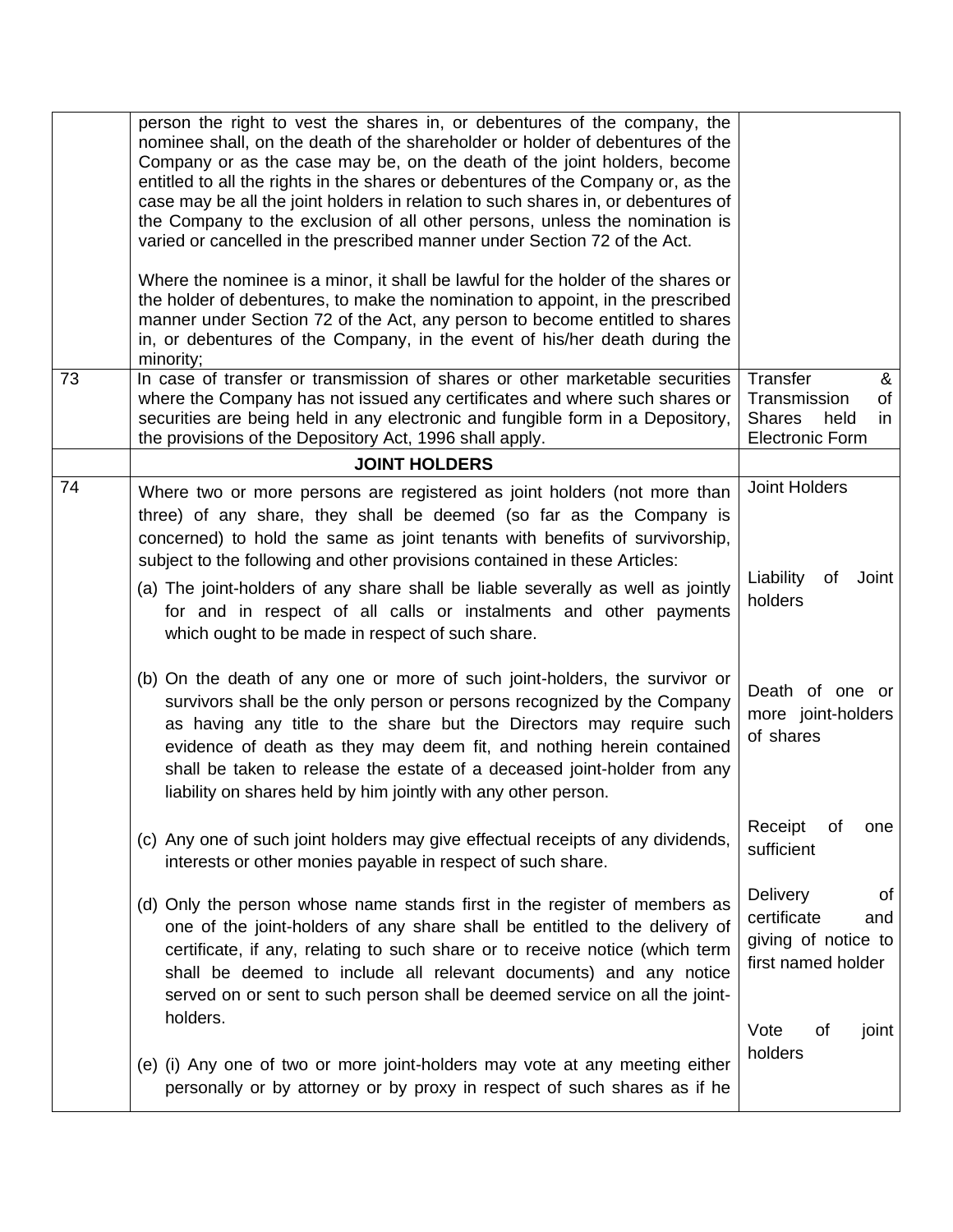| | | |
|---|---|---|
| | person the right to vest the shares in, or debentures of the company, the nominee shall, on the death of the shareholder or holder of debentures of the Company or as the case may be, on the death of the joint holders, become entitled to all the rights in the shares or debentures of the Company or, as the case may be all the joint holders in relation to such shares in, or debentures of the Company to the exclusion of all other persons, unless the nomination is varied or cancelled in the prescribed manner under Section 72 of the Act.<br><br>Where the nominee is a minor, it shall be lawful for the holder of the shares or the holder of debentures, to make the nomination to appoint, in the prescribed manner under Section 72 of the Act, any person to become entitled to shares in, or debentures of the Company, in the event of his/her death during the minority; | |
| 73 | In case of transfer or transmission of shares or other marketable securities where the Company has not issued any certificates and where such shares or securities are being held in any electronic and fungible form in a Depository, the provisions of the Depository Act, 1996 shall apply. | Transfer & Transmission of Shares held in Electronic Form |
| | **JOINT HOLDERS** | |
| 74 | Where two or more persons are registered as joint holders (not more than three) of any share, they shall be deemed (so far as the Company is concerned) to hold the same as joint tenants with benefits of survivorship, subject to the following and other provisions contained in these Articles: | Joint Holders |
| | (a) The joint-holders of any share shall be liable severally as well as jointly for and in respect of all calls or instalments and other payments which ought to be made in respect of such share. | Liability of Joint holders |
| | (b) On the death of any one or more of such joint-holders, the survivor or survivors shall be the only person or persons recognized by the Company as having any title to the share but the Directors may require such evidence of death as they may deem fit, and nothing herein contained shall be taken to release the estate of a deceased joint-holder from any liability on shares held by him jointly with any other person. | Death of one or more joint-holders of shares |
| | (c) Any one of such joint holders may give effectual receipts of any dividends, interests or other monies payable in respect of such share. | Receipt of one sufficient |
| | (d) Only the person whose name stands first in the register of members as one of the joint-holders of any share shall be entitled to the delivery of certificate, if any, relating to such share or to receive notice (which term shall be deemed to include all relevant documents) and any notice served on or sent to such person shall be deemed service on all the joint-holders. | Delivery of certificate and giving of notice to first named holder |
| | (e) (i) Any one of two or more joint-holders may vote at any meeting either personally or by attorney or by proxy in respect of such shares as if he | Vote of joint holders |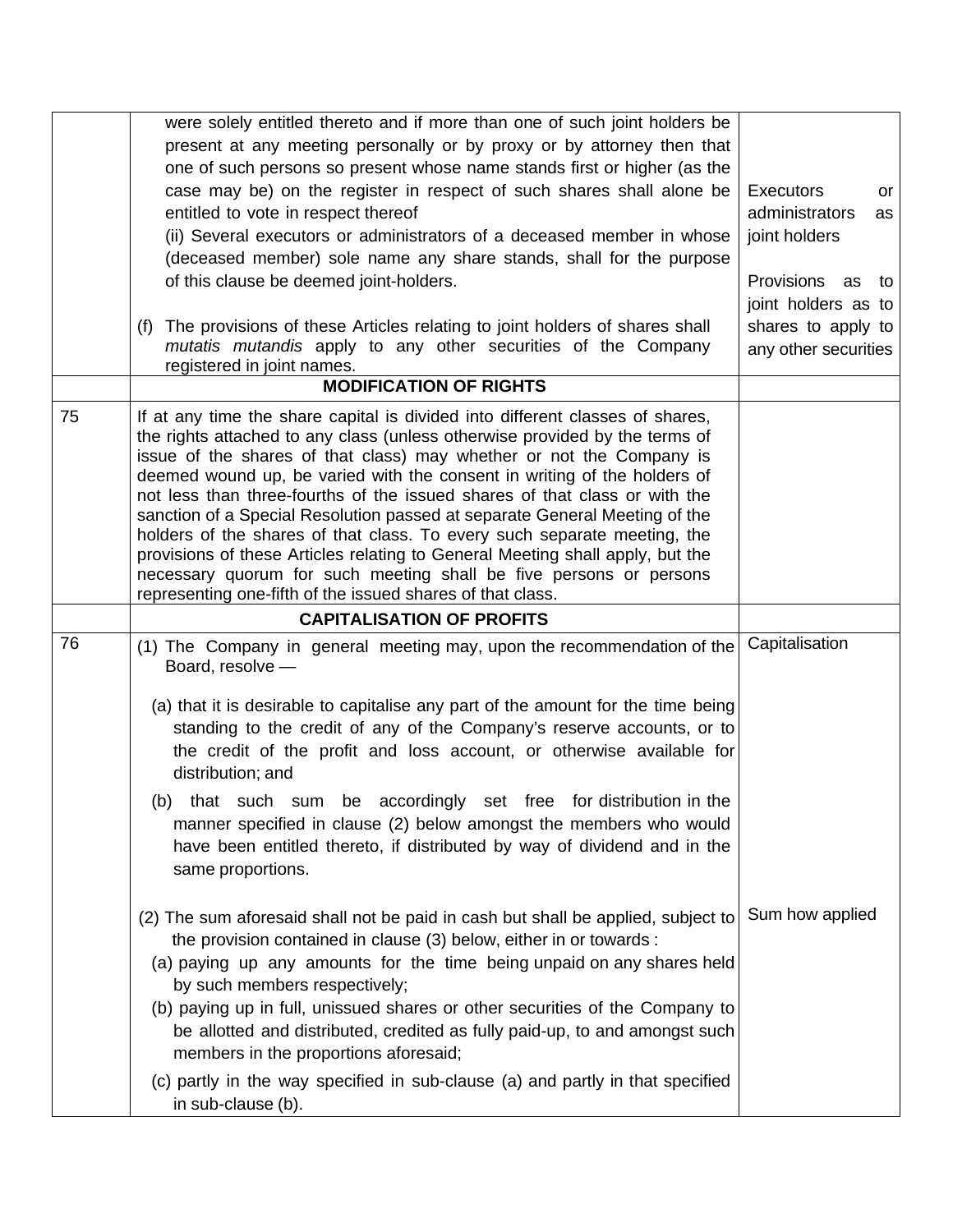| | | |
|---|---|---|
| | were solely entitled thereto and if more than one of such joint holders be present at any meeting personally or by proxy or by attorney then that one of such persons so present whose name stands first or higher (as the case may be) on the register in respect of such shares shall alone be entitled to vote in respect thereof<br>(ii) Several executors or administrators of a deceased member in whose (deceased member) sole name any share stands, shall for the purpose of this clause be deemed joint-holders.<br><br>(f) The provisions of these Articles relating to joint holders of shares shall *mutatis mutandis* apply to any other securities of the Company registered in joint names. | Executors or administrators as joint holders<br><br>Provisions as to joint holders as to shares to apply to any other securities |
| | **MODIFICATION OF RIGHTS** | |
| 75 | If at any time the share capital is divided into different classes of shares, the rights attached to any class (unless otherwise provided by the terms of issue of the shares of that class) may whether or not the Company is deemed wound up, be varied with the consent in writing of the holders of not less than three-fourths of the issued shares of that class or with the sanction of a Special Resolution passed at separate General Meeting of the holders of the shares of that class. To every such separate meeting, the provisions of these Articles relating to General Meeting shall apply, but the necessary quorum for such meeting shall be five persons or persons representing one-fifth of the issued shares of that class. | |
| | **CAPITALISATION OF PROFITS** | |
| 76 | (1) The Company in general meeting may, upon the recommendation of the Board, resolve —<br><br>(a) that it is desirable to capitalise any part of the amount for the time being standing to the credit of any of the Company's reserve accounts, or to the credit of the profit and loss account, or otherwise available for distribution; and<br><br>(b) that such sum be accordingly set free for distribution in the manner specified in clause (2) below amongst the members who would have been entitled thereto, if distributed by way of dividend and in the same proportions. | Capitalisation |
| | (2) The sum aforesaid shall not be paid in cash but shall be applied, subject to the provision contained in clause (3) below, either in or towards :<br>(a) paying up any amounts for the time being unpaid on any shares held by such members respectively;<br>(b) paying up in full, unissued shares or other securities of the Company to be allotted and distributed, credited as fully paid-up, to and amongst such members in the proportions aforesaid;<br>(c) partly in the way specified in sub-clause (a) and partly in that specified in sub-clause (b). | Sum how applied |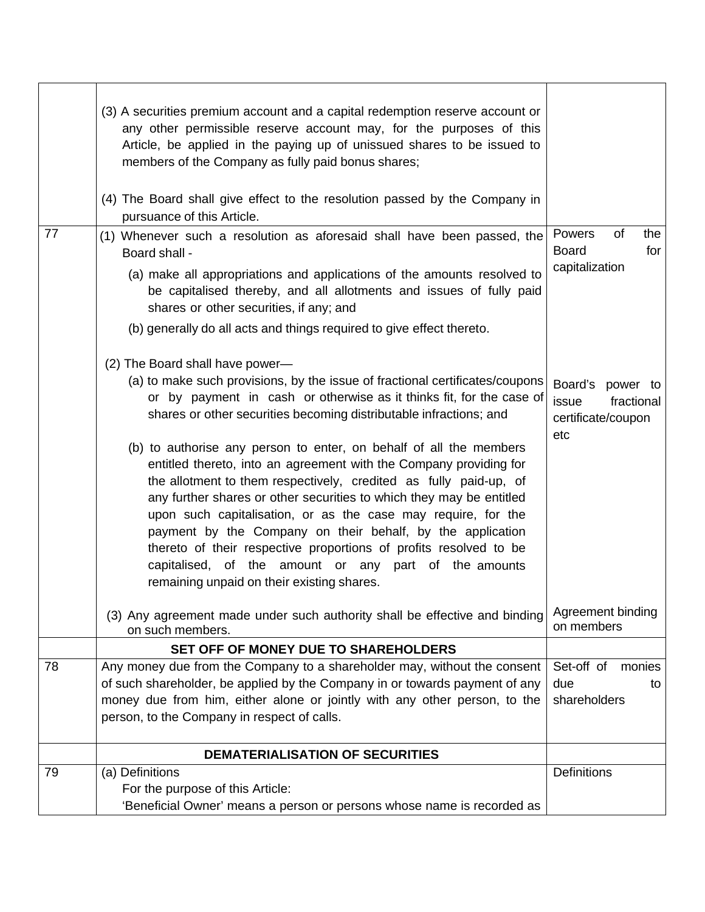| | | |
|---|---|---|
| | (3) A securities premium account and a capital redemption reserve account or any other permissible reserve account may, for the purposes of this Article, be applied in the paying up of unissued shares to be issued to members of the Company as fully paid bonus shares;<br><br>(4) The Board shall give effect to the resolution passed by the Company in pursuance of this Article. | |
| 77 | (1) Whenever such a resolution as aforesaid shall have been passed, the Board shall -<br>(a) make all appropriations and applications of the amounts resolved to be capitalised thereby, and all allotments and issues of fully paid shares or other securities, if any; and<br>(b) generally do all acts and things required to give effect thereto. | Powers of the Board for capitalization |
| | (2) The Board shall have power—<br>(a) to make such provisions, by the issue of fractional certificates/coupons or by payment in cash or otherwise as it thinks fit, for the case of shares or other securities becoming distributable infractions; and<br>(b) to authorise any person to enter, on behalf of all the members entitled thereto, into an agreement with the Company providing for the allotment to them respectively, credited as fully paid-up, of any further shares or other securities to which they may be entitled upon such capitalisation, or as the case may require, for the payment by the Company on their behalf, by the application thereto of their respective proportions of profits resolved to be capitalised, of the amount or any part of the amounts remaining unpaid on their existing shares. | Board's power to issue fractional certificate/coupon etc |
| | (3) Any agreement made under such authority shall be effective and binding on such members. | Agreement binding on members |
| | **SET OFF OF MONEY DUE TO SHAREHOLDERS** | |
| 78 | Any money due from the Company to a shareholder may, without the consent of such shareholder, be applied by the Company in or towards payment of any money due from him, either alone or jointly with any other person, to the person, to the Company in respect of calls. | Set-off of monies due to shareholders |
| | **DEMATERIALISATION OF SECURITIES** | |
| 79 | (a) Definitions<br>For the purpose of this Article:<br>'Beneficial Owner' means a person or persons whose name is recorded as | Definitions |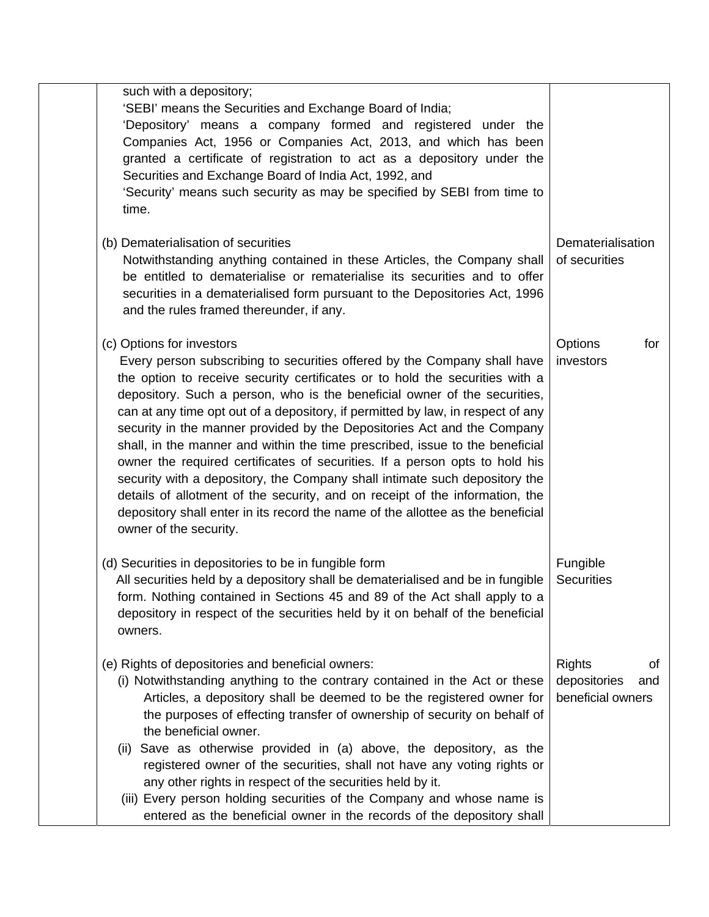| | | |
|---|---|---|
| | such with a depository;<br>'SEBI' means the Securities and Exchange Board of India;<br>'Depository' means a company formed and registered under the Companies Act, 1956 or Companies Act, 2013, and which has been granted a certificate of registration to act as a depository under the Securities and Exchange Board of India Act, 1992, and<br>'Security' means such security as may be specified by SEBI from time to time.<br><br>(b) Dematerialisation of securities<br>Notwithstanding anything contained in these Articles, the Company shall be entitled to dematerialise or rematerialise its securities and to offer securities in a dematerialised form pursuant to the Depositories Act, 1996 and the rules framed thereunder, if any. | Dematerialisation of securities |
| | (c) Options for investors<br>Every person subscribing to securities offered by the Company shall have the option to receive security certificates or to hold the securities with a depository. Such a person, who is the beneficial owner of the securities, can at any time opt out of a depository, if permitted by law, in respect of any security in the manner provided by the Depositories Act and the Company shall, in the manner and within the time prescribed, issue to the beneficial owner the required certificates of securities. If a person opts to hold his security with a depository, the Company shall intimate such depository the details of allotment of the security, and on receipt of the information, the depository shall enter in its record the name of the allottee as the beneficial owner of the security. | Options for investors |
| | (d) Securities in depositories to be in fungible form<br>All securities held by a depository shall be dematerialised and be in fungible form. Nothing contained in Sections 45 and 89 of the Act shall apply to a depository in respect of the securities held by it on behalf of the beneficial owners. | Fungible Securities |
| | (e) Rights of depositories and beneficial owners:<br>(i) Notwithstanding anything to the contrary contained in the Act or these Articles, a depository shall be deemed to be the registered owner for the purposes of effecting transfer of ownership of security on behalf of the beneficial owner.<br>(ii) Save as otherwise provided in (a) above, the depository, as the registered owner of the securities, shall not have any voting rights or any other rights in respect of the securities held by it.<br>(iii) Every person holding securities of the Company and whose name is entered as the beneficial owner in the records of the depository shall | Rights of depositories and beneficial owners |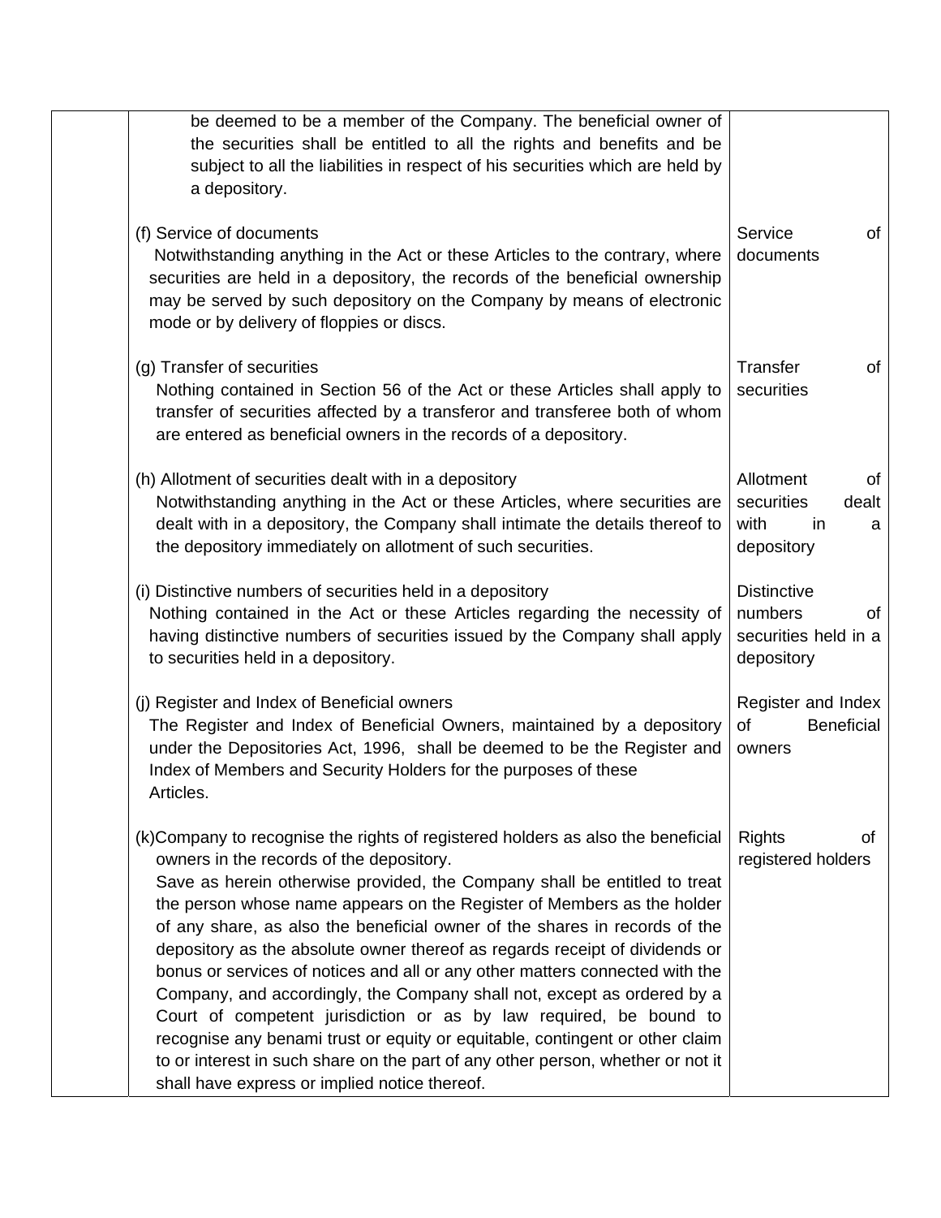| | | |
|---|---|---|
| | be deemed to be a member of the Company. The beneficial owner of the securities shall be entitled to all the rights and benefits and be subject to all the liabilities in respect of his securities which are held by a depository. | |
| | (f) Service of documents<br>Notwithstanding anything in the Act or these Articles to the contrary, where securities are held in a depository, the records of the beneficial ownership may be served by such depository on the Company by means of electronic mode or by delivery of floppies or discs. | Service of documents |
| | (g) Transfer of securities<br>Nothing contained in Section 56 of the Act or these Articles shall apply to transfer of securities affected by a transferor and transferee both of whom are entered as beneficial owners in the records of a depository. | Transfer of securities |
| | (h) Allotment of securities dealt with in a depository<br>Notwithstanding anything in the Act or these Articles, where securities are dealt with in a depository, the Company shall intimate the details thereof to the depository immediately on allotment of such securities. | Allotment of securities dealt with in a depository |
| | (i) Distinctive numbers of securities held in a depository<br>Nothing contained in the Act or these Articles regarding the necessity of having distinctive numbers of securities issued by the Company shall apply to securities held in a depository. | Distinctive numbers of securities held in a depository |
| | (j) Register and Index of Beneficial owners<br>The Register and Index of Beneficial Owners, maintained by a depository under the Depositories Act, 1996, shall be deemed to be the Register and Index of Members and Security Holders for the purposes of these Articles. | Register and Index of Beneficial owners |
| | (k)Company to recognise the rights of registered holders as also the beneficial owners in the records of the depository.<br>Save as herein otherwise provided, the Company shall be entitled to treat the person whose name appears on the Register of Members as the holder of any share, as also the beneficial owner of the shares in records of the depository as the absolute owner thereof as regards receipt of dividends or bonus or services of notices and all or any other matters connected with the Company, and accordingly, the Company shall not, except as ordered by a Court of competent jurisdiction or as by law required, be bound to recognise any benami trust or equity or equitable, contingent or other claim to or interest in such share on the part of any other person, whether or not it shall have express or implied notice thereof. | Rights of registered holders |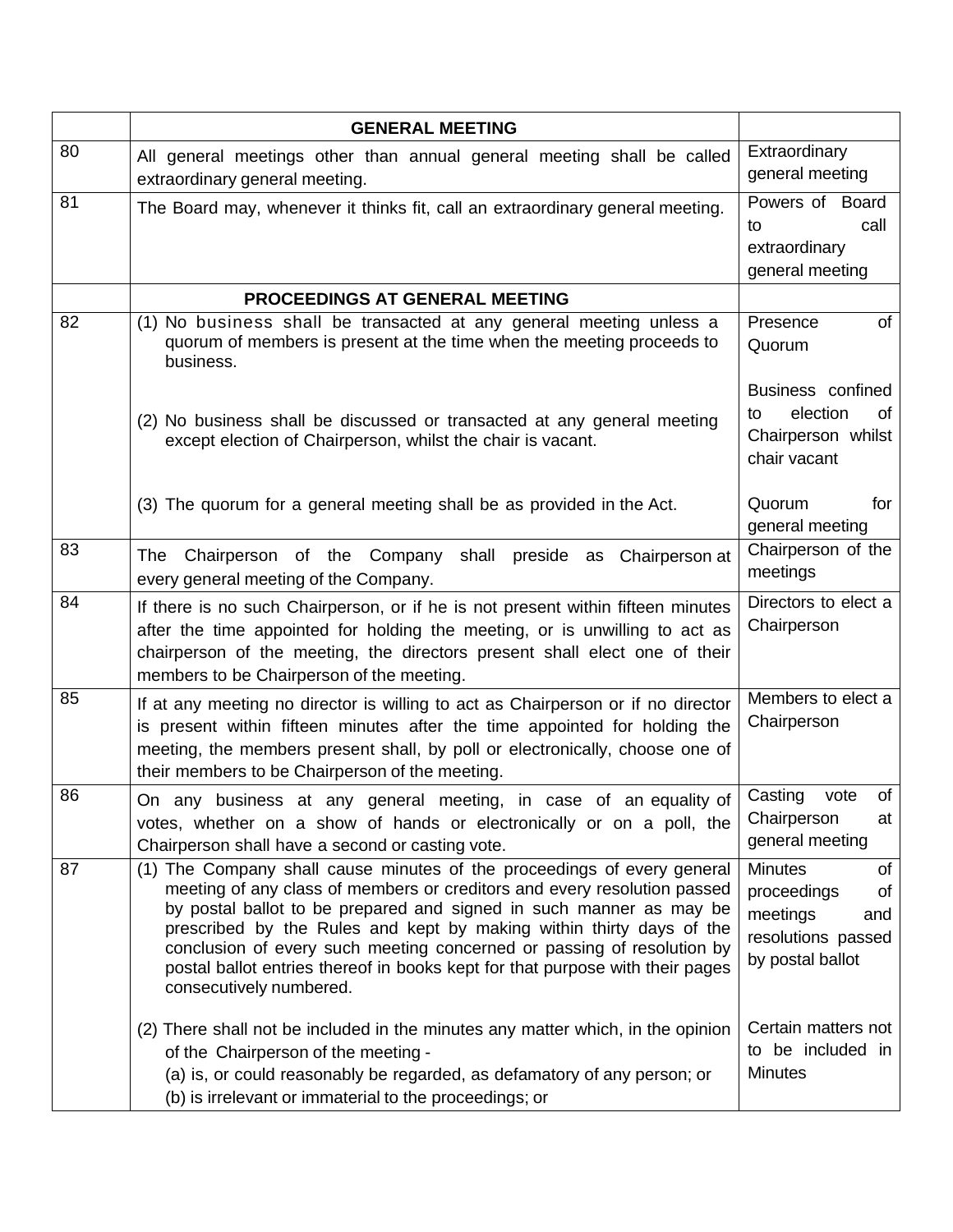| | | |
|---|---|---|
| | **GENERAL MEETING** | |
| 80 | All general meetings other than annual general meeting shall be called extraordinary general meeting. | Extraordinary general meeting |
| 81 | The Board may, whenever it thinks fit, call an extraordinary general meeting. | Powers of Board to call extraordinary general meeting |
| | **PROCEEDINGS AT GENERAL MEETING** | |
| 82 | (1) No business shall be transacted at any general meeting unless a quorum of members is present at the time when the meeting proceeds to business.<br><br>(2) No business shall be discussed or transacted at any general meeting except election of Chairperson, whilst the chair is vacant.<br><br>(3) The quorum for a general meeting shall be as provided in the Act. | Presence of Quorum<br><br>Business confined to election of Chairperson whilst chair vacant<br><br>Quorum for general meeting |
| 83 | The Chairperson of the Company shall preside as Chairperson at every general meeting of the Company. | Chairperson of the meetings |
| 84 | If there is no such Chairperson, or if he is not present within fifteen minutes after the time appointed for holding the meeting, or is unwilling to act as chairperson of the meeting, the directors present shall elect one of their members to be Chairperson of the meeting. | Directors to elect a Chairperson |
| 85 | If at any meeting no director is willing to act as Chairperson or if no director is present within fifteen minutes after the time appointed for holding the meeting, the members present shall, by poll or electronically, choose one of their members to be Chairperson of the meeting. | Members to elect a Chairperson |
| 86 | On any business at any general meeting, in case of an equality of votes, whether on a show of hands or electronically or on a poll, the Chairperson shall have a second or casting vote. | Casting vote of Chairperson at general meeting |
| 87 | (1) The Company shall cause minutes of the proceedings of every general meeting of any class of members or creditors and every resolution passed by postal ballot to be prepared and signed in such manner as may be prescribed by the Rules and kept by making within thirty days of the conclusion of every such meeting concerned or passing of resolution by postal ballot entries thereof in books kept for that purpose with their pages consecutively numbered.<br><br>(2) There shall not be included in the minutes any matter which, in the opinion of the Chairperson of the meeting -<br>(a) is, or could reasonably be regarded, as defamatory of any person; or<br>(b) is irrelevant or immaterial to the proceedings; or | Minutes of proceedings of meetings and resolutions passed by postal ballot<br><br>Certain matters not to be included in Minutes |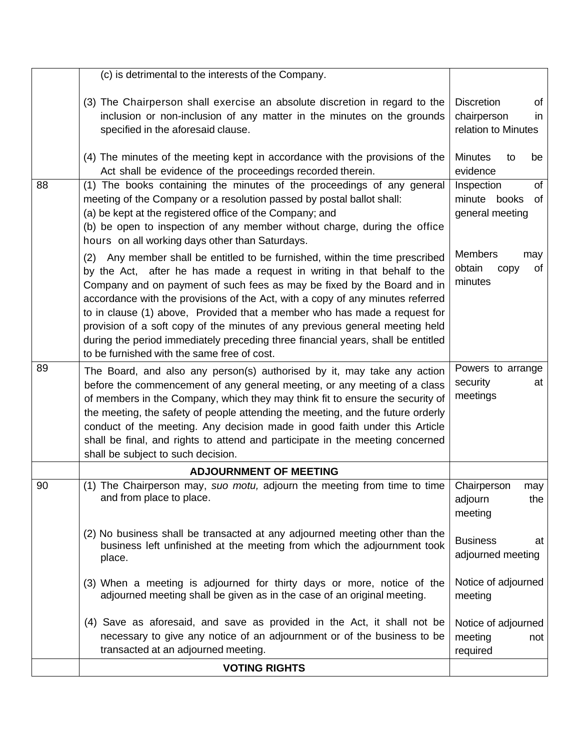| | | |
|---|---|---|
| | (c) is detrimental to the interests of the Company. | |
| | (3) The Chairperson shall exercise an absolute discretion in regard to the inclusion or non-inclusion of any matter in the minutes on the grounds specified in the aforesaid clause. | Discretion of chairperson in relation to Minutes |
| | (4) The minutes of the meeting kept in accordance with the provisions of the Act shall be evidence of the proceedings recorded therein. | Minutes to be evidence |
| 88 | (1) The books containing the minutes of the proceedings of any general meeting of the Company or a resolution passed by postal ballot shall:<br>(a) be kept at the registered office of the Company; and<br>(b) be open to inspection of any member without charge, during the office hours on all working days other than Saturdays. | Inspection of minute books of general meeting |
| | (2) Any member shall be entitled to be furnished, within the time prescribed by the Act, after he has made a request in writing in that behalf to the Company and on payment of such fees as may be fixed by the Board and in accordance with the provisions of the Act, with a copy of any minutes referred to in clause (1) above, Provided that a member who has made a request for provision of a soft copy of the minutes of any previous general meeting held during the period immediately preceding three financial years, shall be entitled to be furnished with the same free of cost. | Members may obtain copy of minutes |
| 89 | The Board, and also any person(s) authorised by it, may take any action before the commencement of any general meeting, or any meeting of a class of members in the Company, which they may think fit to ensure the security of the meeting, the safety of people attending the meeting, and the future orderly conduct of the meeting. Any decision made in good faith under this Article shall be final, and rights to attend and participate in the meeting concerned shall be subject to such decision. | Powers to arrange security at meetings |
| | **ADJOURNMENT OF MEETING** | |
| 90 | (1) The Chairperson may, *suo motu,* adjourn the meeting from time to time and from place to place. | Chairperson may adjourn the meeting |
| | (2) No business shall be transacted at any adjourned meeting other than the business left unfinished at the meeting from which the adjournment took place. | Business at adjourned meeting |
| | (3) When a meeting is adjourned for thirty days or more, notice of the adjourned meeting shall be given as in the case of an original meeting. | Notice of adjourned meeting |
| | (4) Save as aforesaid, and save as provided in the Act, it shall not be necessary to give any notice of an adjournment or of the business to be transacted at an adjourned meeting. | Notice of adjourned meeting not required |
| | **VOTING RIGHTS** | |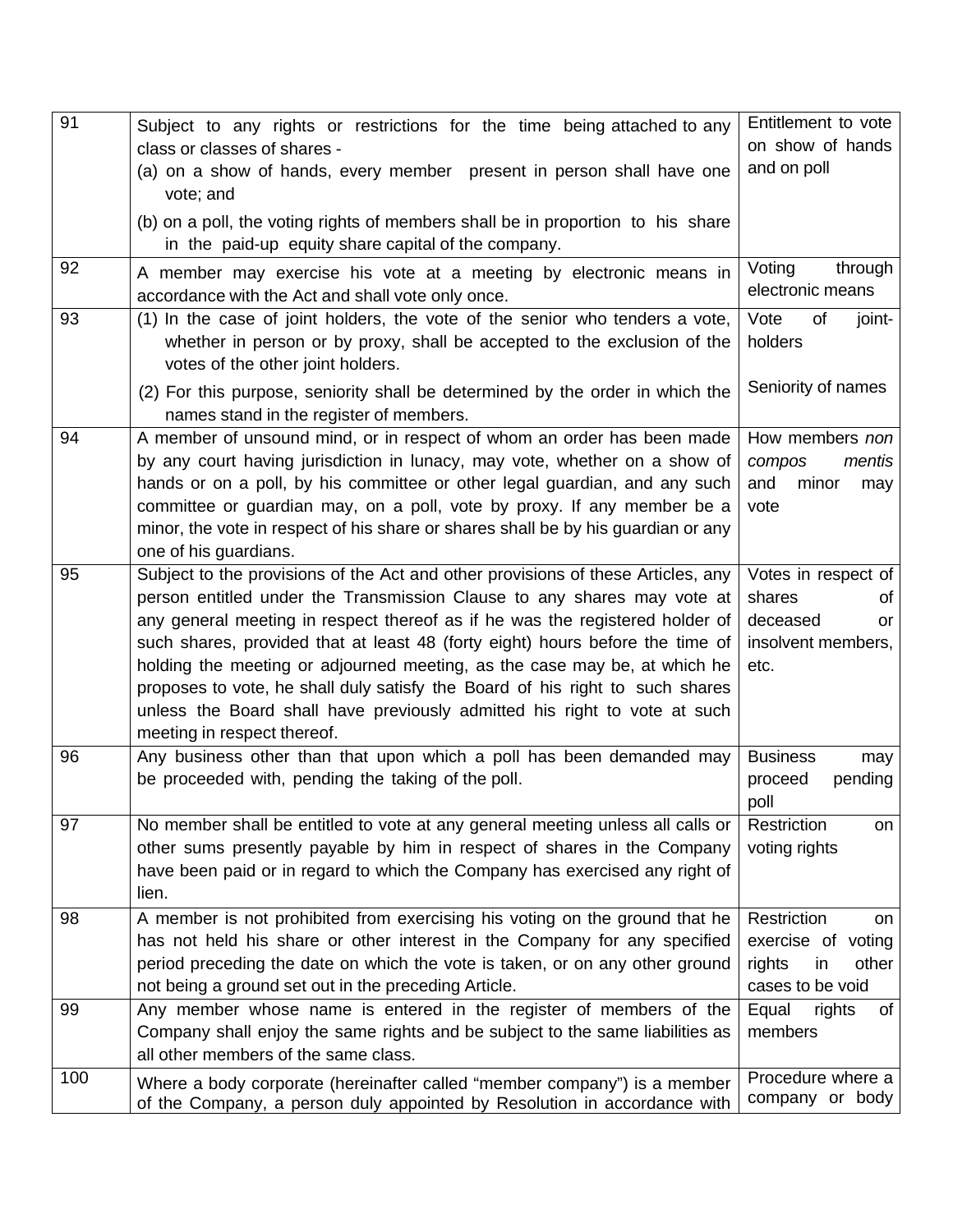| | | |
|---|---|---|
| 91 | Subject to any rights or restrictions for the time being attached to any class or classes of shares -<br>(a) on a show of hands, every member present in person shall have one vote; and<br>(b) on a poll, the voting rights of members shall be in proportion to his share in the paid-up equity share capital of the company. | Entitlement to vote on show of hands and on poll |
| 92 | A member may exercise his vote at a meeting by electronic means in accordance with the Act and shall vote only once. | Voting through electronic means |
| 93 | (1) In the case of joint holders, the vote of the senior who tenders a vote, whether in person or by proxy, shall be accepted to the exclusion of the votes of the other joint holders.<br>(2) For this purpose, seniority shall be determined by the order in which the names stand in the register of members. | Vote of joint-holders<br><br>Seniority of names |
| 94 | A member of unsound mind, or in respect of whom an order has been made by any court having jurisdiction in lunacy, may vote, whether on a show of hands or on a poll, by his committee or other legal guardian, and any such committee or guardian may, on a poll, vote by proxy. If any member be a minor, the vote in respect of his share or shares shall be by his guardian or any one of his guardians. | How members *non compos mentis* and minor may vote |
| 95 | Subject to the provisions of the Act and other provisions of these Articles, any person entitled under the Transmission Clause to any shares may vote at any general meeting in respect thereof as if he was the registered holder of such shares, provided that at least 48 (forty eight) hours before the time of holding the meeting or adjourned meeting, as the case may be, at which he proposes to vote, he shall duly satisfy the Board of his right to such shares unless the Board shall have previously admitted his right to vote at such meeting in respect thereof. | Votes in respect of shares of deceased or insolvent members, etc. |
| 96 | Any business other than that upon which a poll has been demanded may be proceeded with, pending the taking of the poll. | Business may proceed pending poll |
| 97 | No member shall be entitled to vote at any general meeting unless all calls or other sums presently payable by him in respect of shares in the Company have been paid or in regard to which the Company has exercised any right of lien. | Restriction on voting rights |
| 98 | A member is not prohibited from exercising his voting on the ground that he has not held his share or other interest in the Company for any specified period preceding the date on which the vote is taken, or on any other ground not being a ground set out in the preceding Article. | Restriction on exercise of voting rights in other cases to be void |
| 99 | Any member whose name is entered in the register of members of the Company shall enjoy the same rights and be subject to the same liabilities as all other members of the same class. | Equal rights of members |
| 100 | Where a body corporate (hereinafter called "member company") is a member of the Company, a person duly appointed by Resolution in accordance with | Procedure where a company or body |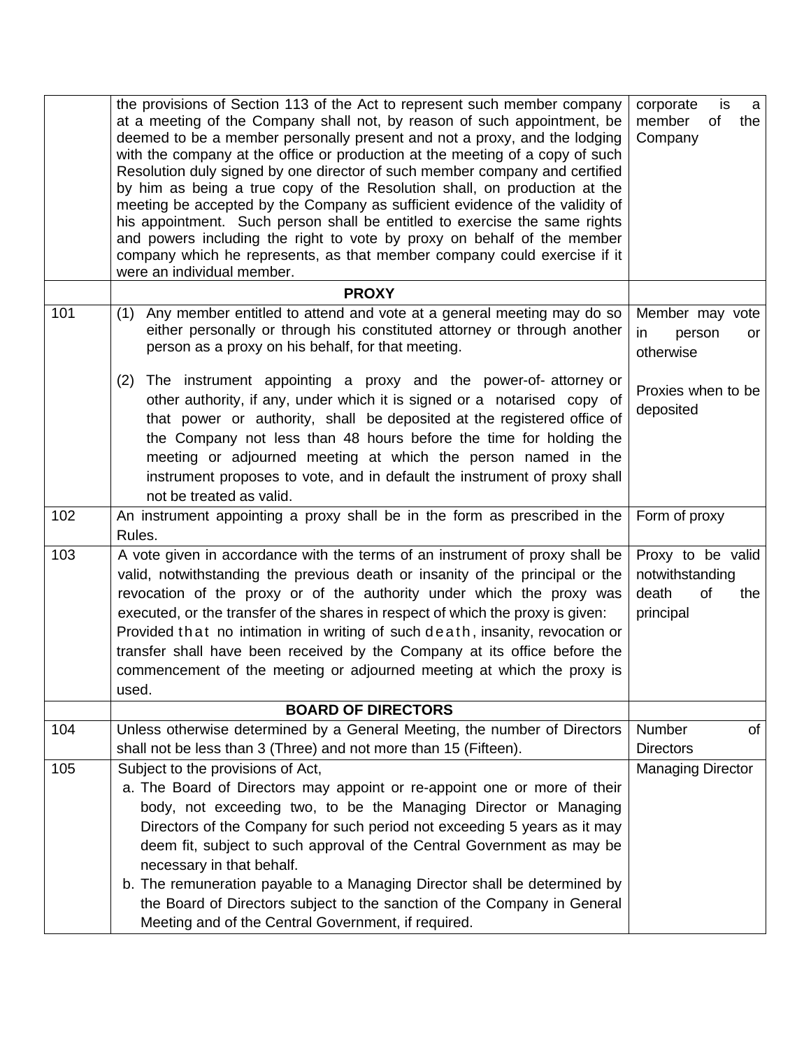| | | |
|---|---|---|
| | the provisions of Section 113 of the Act to represent such member company at a meeting of the Company shall not, by reason of such appointment, be deemed to be a member personally present and not a proxy, and the lodging with the company at the office or production at the meeting of a copy of such Resolution duly signed by one director of such member company and certified by him as being a true copy of the Resolution shall, on production at the meeting be accepted by the Company as sufficient evidence of the validity of his appointment. Such person shall be entitled to exercise the same rights and powers including the right to vote by proxy on behalf of the member company which he represents, as that member company could exercise if it were an individual member. | corporate is a member of the Company |
| | **PROXY** | |
| 101 | (1) Any member entitled to attend and vote at a general meeting may do so either personally or through his constituted attorney or through another person as a proxy on his behalf, for that meeting.<br><br>(2) The instrument appointing a proxy and the power-of- attorney or other authority, if any, under which it is signed or a notarised copy of that power or authority, shall be deposited at the registered office of the Company not less than 48 hours before the time for holding the meeting or adjourned meeting at which the person named in the instrument proposes to vote, and in default the instrument of proxy shall not be treated as valid. | Member may vote in person or otherwise<br><br>Proxies when to be deposited |
| 102 | An instrument appointing a proxy shall be in the form as prescribed in the Rules. | Form of proxy |
| 103 | A vote given in accordance with the terms of an instrument of proxy shall be valid, notwithstanding the previous death or insanity of the principal or the revocation of the proxy or of the authority under which the proxy was executed, or the transfer of the shares in respect of which the proxy is given: Provided that no intimation in writing of such death, insanity, revocation or transfer shall have been received by the Company at its office before the commencement of the meeting or adjourned meeting at which the proxy is used. | Proxy to be valid notwithstanding death of the principal |
| | **BOARD OF DIRECTORS** | |
| 104 | Unless otherwise determined by a General Meeting, the number of Directors shall not be less than 3 (Three) and not more than 15 (Fifteen). | Number of Directors |
| 105 | Subject to the provisions of Act,<br>a. The Board of Directors may appoint or re-appoint one or more of their body, not exceeding two, to be the Managing Director or Managing Directors of the Company for such period not exceeding 5 years as it may deem fit, subject to such approval of the Central Government as may be necessary in that behalf.<br>b. The remuneration payable to a Managing Director shall be determined by the Board of Directors subject to the sanction of the Company in General Meeting and of the Central Government, if required. | Managing Director |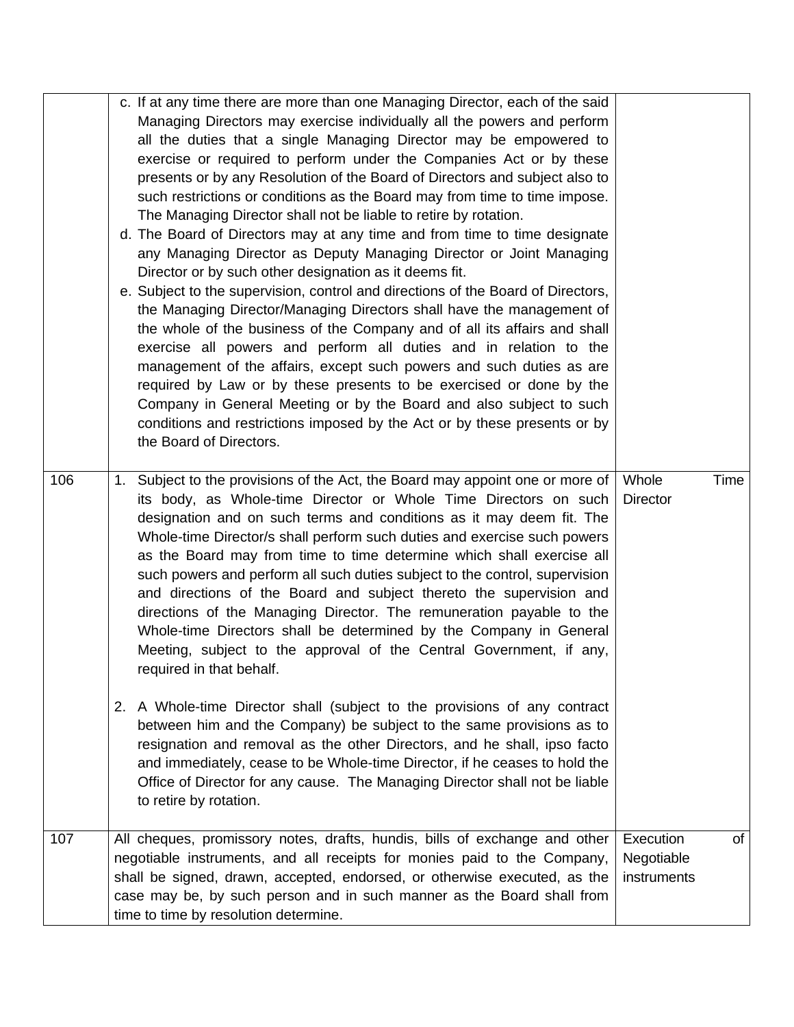| | | |
|---|---|---|
| | c. If at any time there are more than one Managing Director, each of the said Managing Directors may exercise individually all the powers and perform all the duties that a single Managing Director may be empowered to exercise or required to perform under the Companies Act or by these presents or by any Resolution of the Board of Directors and subject also to such restrictions or conditions as the Board may from time to time impose. The Managing Director shall not be liable to retire by rotation.<br>d. The Board of Directors may at any time and from time to time designate any Managing Director as Deputy Managing Director or Joint Managing Director or by such other designation as it deems fit.<br>e. Subject to the supervision, control and directions of the Board of Directors, the Managing Director/Managing Directors shall have the management of the whole of the business of the Company and of all its affairs and shall exercise all powers and perform all duties and in relation to the management of the affairs, except such powers and such duties as are required by Law or by these presents to be exercised or done by the Company in General Meeting or by the Board and also subject to such conditions and restrictions imposed by the Act or by these presents or by the Board of Directors. | |
| 106 | 1. Subject to the provisions of the Act, the Board may appoint one or more of its body, as Whole-time Director or Whole Time Directors on such designation and on such terms and conditions as it may deem fit. The Whole-time Director/s shall perform such duties and exercise such powers as the Board may from time to time determine which shall exercise all such powers and perform all such duties subject to the control, supervision and directions of the Board and subject thereto the supervision and directions of the Managing Director. The remuneration payable to the Whole-time Directors shall be determined by the Company in General Meeting, subject to the approval of the Central Government, if any, required in that behalf.<br><br>2. A Whole-time Director shall (subject to the provisions of any contract between him and the Company) be subject to the same provisions as to resignation and removal as the other Directors, and he shall, ipso facto and immediately, cease to be Whole-time Director, if he ceases to hold the Office of Director for any cause. The Managing Director shall not be liable to retire by rotation. | Whole Time Director |
| 107 | All cheques, promissory notes, drafts, hundis, bills of exchange and other negotiable instruments, and all receipts for monies paid to the Company, shall be signed, drawn, accepted, endorsed, or otherwise executed, as the case may be, by such person and in such manner as the Board shall from time to time by resolution determine. | Execution of Negotiable instruments |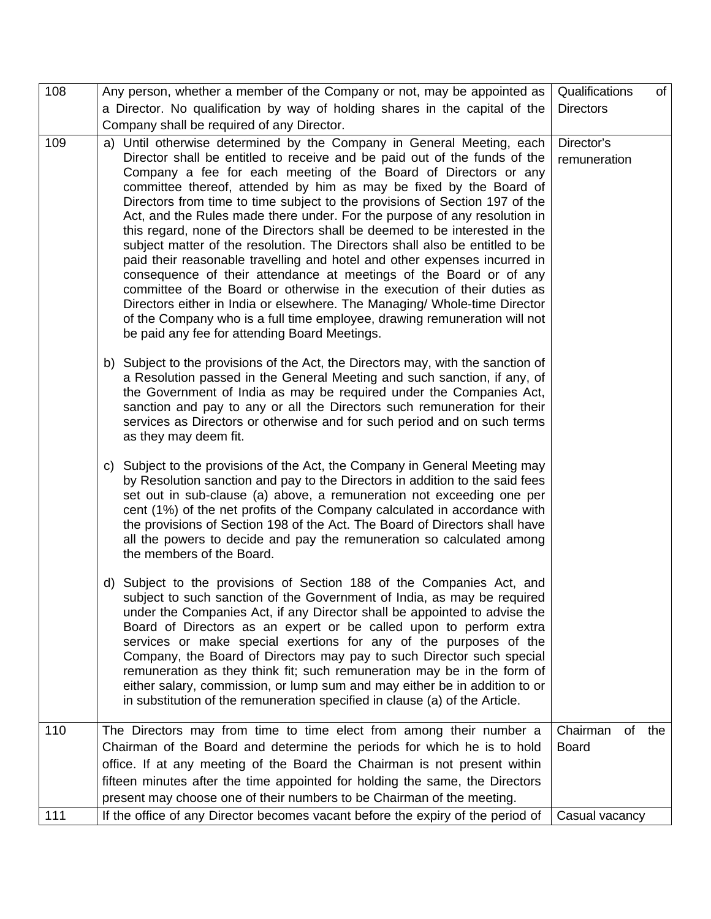| | | |
|---|---|---|
| 108 | Any person, whether a member of the Company or not, may be appointed as a Director. No qualification by way of holding shares in the capital of the Company shall be required of any Director. | Qualifications of Directors |
| 109 | a) Until otherwise determined by the Company in General Meeting, each Director shall be entitled to receive and be paid out of the funds of the Company a fee for each meeting of the Board of Directors or any committee thereof, attended by him as may be fixed by the Board of Directors from time to time subject to the provisions of Section 197 of the Act, and the Rules made there under. For the purpose of any resolution in this regard, none of the Directors shall be deemed to be interested in the subject matter of the resolution. The Directors shall also be entitled to be paid their reasonable travelling and hotel and other expenses incurred in consequence of their attendance at meetings of the Board or of any committee of the Board or otherwise in the execution of their duties as Directors either in India or elsewhere. The Managing/ Whole-time Director of the Company who is a full time employee, drawing remuneration will not be paid any fee for attending Board Meetings.<br><br>b) Subject to the provisions of the Act, the Directors may, with the sanction of a Resolution passed in the General Meeting and such sanction, if any, of the Government of India as may be required under the Companies Act, sanction and pay to any or all the Directors such remuneration for their services as Directors or otherwise and for such period and on such terms as they may deem fit.<br><br>c) Subject to the provisions of the Act, the Company in General Meeting may by Resolution sanction and pay to the Directors in addition to the said fees set out in sub-clause (a) above, a remuneration not exceeding one per cent (1%) of the net profits of the Company calculated in accordance with the provisions of Section 198 of the Act. The Board of Directors shall have all the powers to decide and pay the remuneration so calculated among the members of the Board.<br><br>d) Subject to the provisions of Section 188 of the Companies Act, and subject to such sanction of the Government of India, as may be required under the Companies Act, if any Director shall be appointed to advise the Board of Directors as an expert or be called upon to perform extra services or make special exertions for any of the purposes of the Company, the Board of Directors may pay to such Director such special remuneration as they think fit; such remuneration may be in the form of either salary, commission, or lump sum and may either be in addition to or in substitution of the remuneration specified in clause (a) of the Article. | Director's remuneration |
| 110 | The Directors may from time to time elect from among their number a Chairman of the Board and determine the periods for which he is to hold office. If at any meeting of the Board the Chairman is not present within fifteen minutes after the time appointed for holding the same, the Directors present may choose one of their numbers to be Chairman of the meeting. | Chairman of the Board |
| 111 | If the office of any Director becomes vacant before the expiry of the period of | Casual vacancy |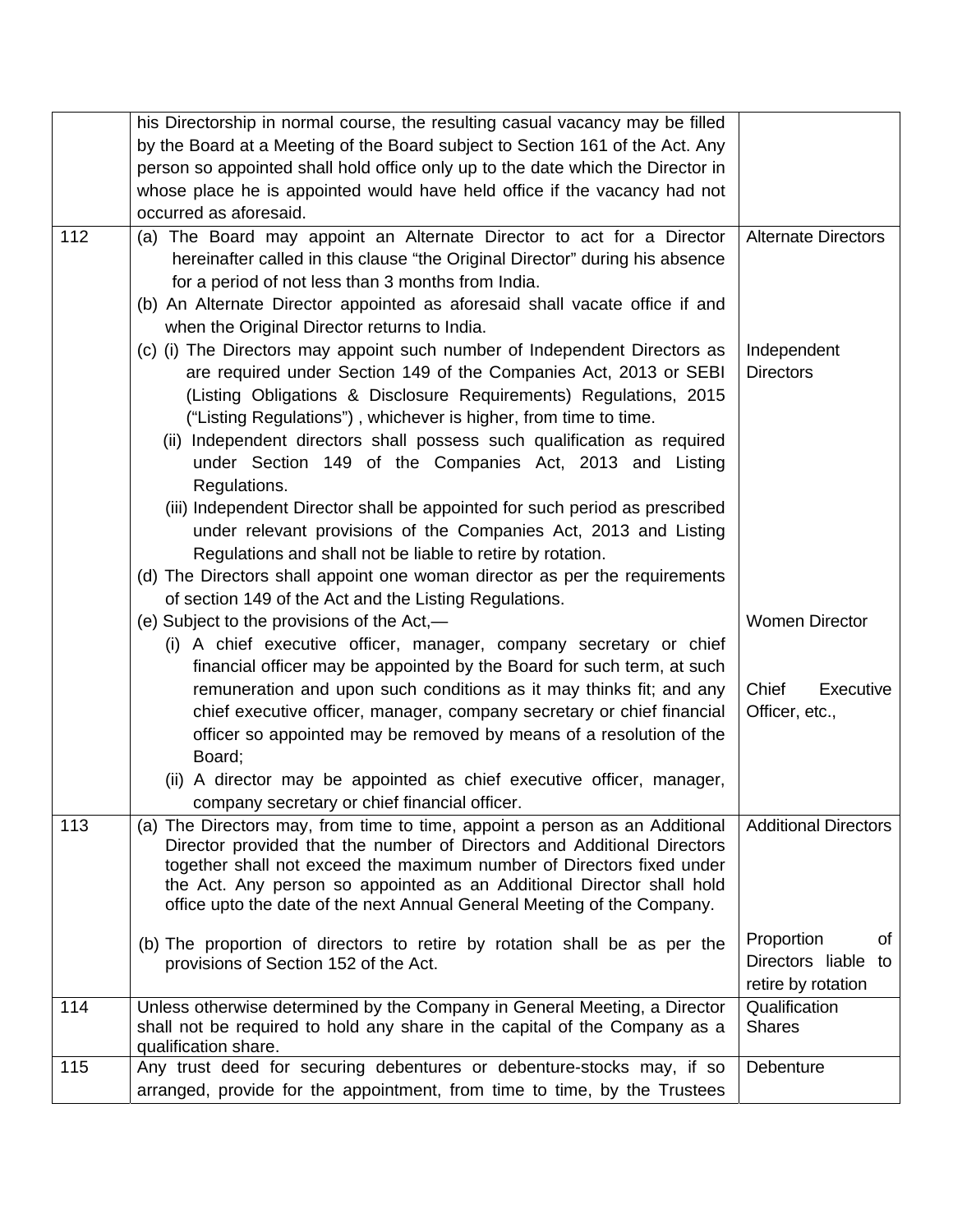| | | |
|---|---|---|
| | his Directorship in normal course, the resulting casual vacancy may be filled by the Board at a Meeting of the Board subject to Section 161 of the Act. Any person so appointed shall hold office only up to the date which the Director in whose place he is appointed would have held office if the vacancy had not occurred as aforesaid. | |
| 112 | (a) The Board may appoint an Alternate Director to act for a Director hereinafter called in this clause "the Original Director" during his absence for a period of not less than 3 months from India.<br>(b) An Alternate Director appointed as aforesaid shall vacate office if and when the Original Director returns to India. | Alternate Directors |
| | (c) (i) The Directors may appoint such number of Independent Directors as are required under Section 149 of the Companies Act, 2013 or SEBI (Listing Obligations & Disclosure Requirements) Regulations, 2015 ("Listing Regulations") , whichever is higher, from time to time.<br>(ii) Independent directors shall possess such qualification as required under Section 149 of the Companies Act, 2013 and Listing Regulations.<br>(iii) Independent Director shall be appointed for such period as prescribed under relevant provisions of the Companies Act, 2013 and Listing Regulations and shall not be liable to retire by rotation.<br>(d) The Directors shall appoint one woman director as per the requirements of section 149 of the Act and the Listing Regulations. | Independent Directors |
| | (e) Subject to the provisions of the Act,—<br>(i) A chief executive officer, manager, company secretary or chief financial officer may be appointed by the Board for such term, at such remuneration and upon such conditions as it may thinks fit; and any chief executive officer, manager, company secretary or chief financial officer so appointed may be removed by means of a resolution of the Board;<br>(ii) A director may be appointed as chief executive officer, manager, company secretary or chief financial officer. | Women Director<br><br>Chief Executive Officer, etc., |
| 113 | (a) The Directors may, from time to time, appoint a person as an Additional Director provided that the number of Directors and Additional Directors together shall not exceed the maximum number of Directors fixed under the Act. Any person so appointed as an Additional Director shall hold office upto the date of the next Annual General Meeting of the Company. | Additional Directors |
| | (b) The proportion of directors to retire by rotation shall be as per the provisions of Section 152 of the Act. | Proportion of Directors liable to retire by rotation |
| 114 | Unless otherwise determined by the Company in General Meeting, a Director shall not be required to hold any share in the capital of the Company as a qualification share. | Qualification Shares |
| 115 | Any trust deed for securing debentures or debenture-stocks may, if so arranged, provide for the appointment, from time to time, by the Trustees | Debenture |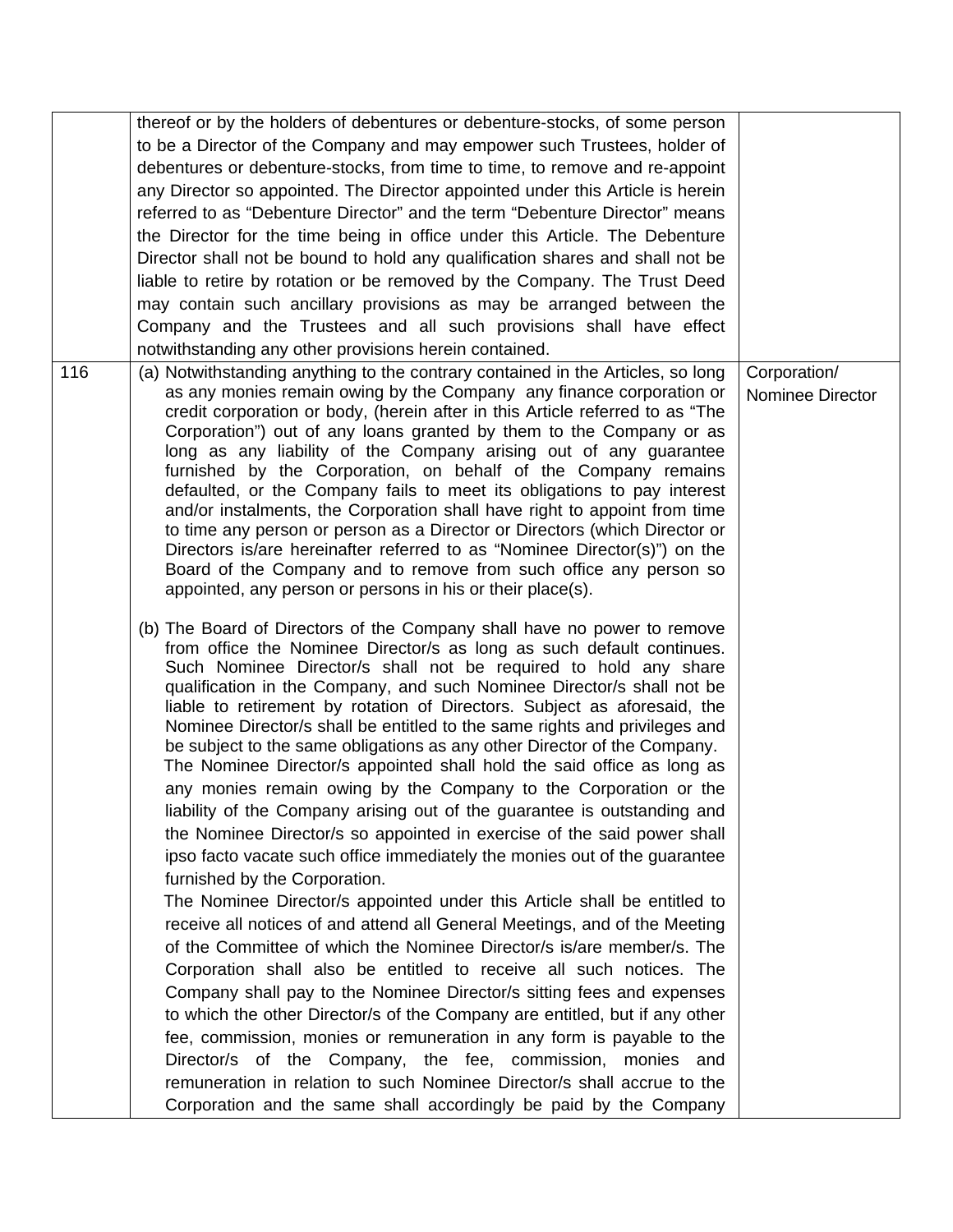| | | |
|---|---|---|
| | thereof or by the holders of debentures or debenture-stocks, of some person to be a Director of the Company and may empower such Trustees, holder of debentures or debenture-stocks, from time to time, to remove and re-appoint any Director so appointed. The Director appointed under this Article is herein referred to as "Debenture Director" and the term "Debenture Director" means the Director for the time being in office under this Article. The Debenture Director shall not be bound to hold any qualification shares and shall not be liable to retire by rotation or be removed by the Company. The Trust Deed may contain such ancillary provisions as may be arranged between the Company and the Trustees and all such provisions shall have effect notwithstanding any other provisions herein contained. | |
| 116 | (a) Notwithstanding anything to the contrary contained in the Articles, so long as any monies remain owing by the Company any finance corporation or credit corporation or body, (herein after in this Article referred to as "The Corporation") out of any loans granted by them to the Company or as long as any liability of the Company arising out of any guarantee furnished by the Corporation, on behalf of the Company remains defaulted, or the Company fails to meet its obligations to pay interest and/or instalments, the Corporation shall have right to appoint from time to time any person or person as a Director or Directors (which Director or Directors is/are hereinafter referred to as "Nominee Director(s)") on the Board of the Company and to remove from such office any person so appointed, any person or persons in his or their place(s).<br><br>(b) The Board of Directors of the Company shall have no power to remove from office the Nominee Director/s as long as such default continues. Such Nominee Director/s shall not be required to hold any share qualification in the Company, and such Nominee Director/s shall not be liable to retirement by rotation of Directors. Subject as aforesaid, the Nominee Director/s shall be entitled to the same rights and privileges and be subject to the same obligations as any other Director of the Company. The Nominee Director/s appointed shall hold the said office as long as any monies remain owing by the Company to the Corporation or the liability of the Company arising out of the guarantee is outstanding and the Nominee Director/s so appointed in exercise of the said power shall ipso facto vacate such office immediately the monies out of the guarantee furnished by the Corporation.<br>The Nominee Director/s appointed under this Article shall be entitled to receive all notices of and attend all General Meetings, and of the Meeting of the Committee of which the Nominee Director/s is/are member/s. The Corporation shall also be entitled to receive all such notices. The Company shall pay to the Nominee Director/s sitting fees and expenses to which the other Director/s of the Company are entitled, but if any other fee, commission, monies or remuneration in any form is payable to the Director/s of the Company, the fee, commission, monies and remuneration in relation to such Nominee Director/s shall accrue to the Corporation and the same shall accordingly be paid by the Company | Corporation/ Nominee Director |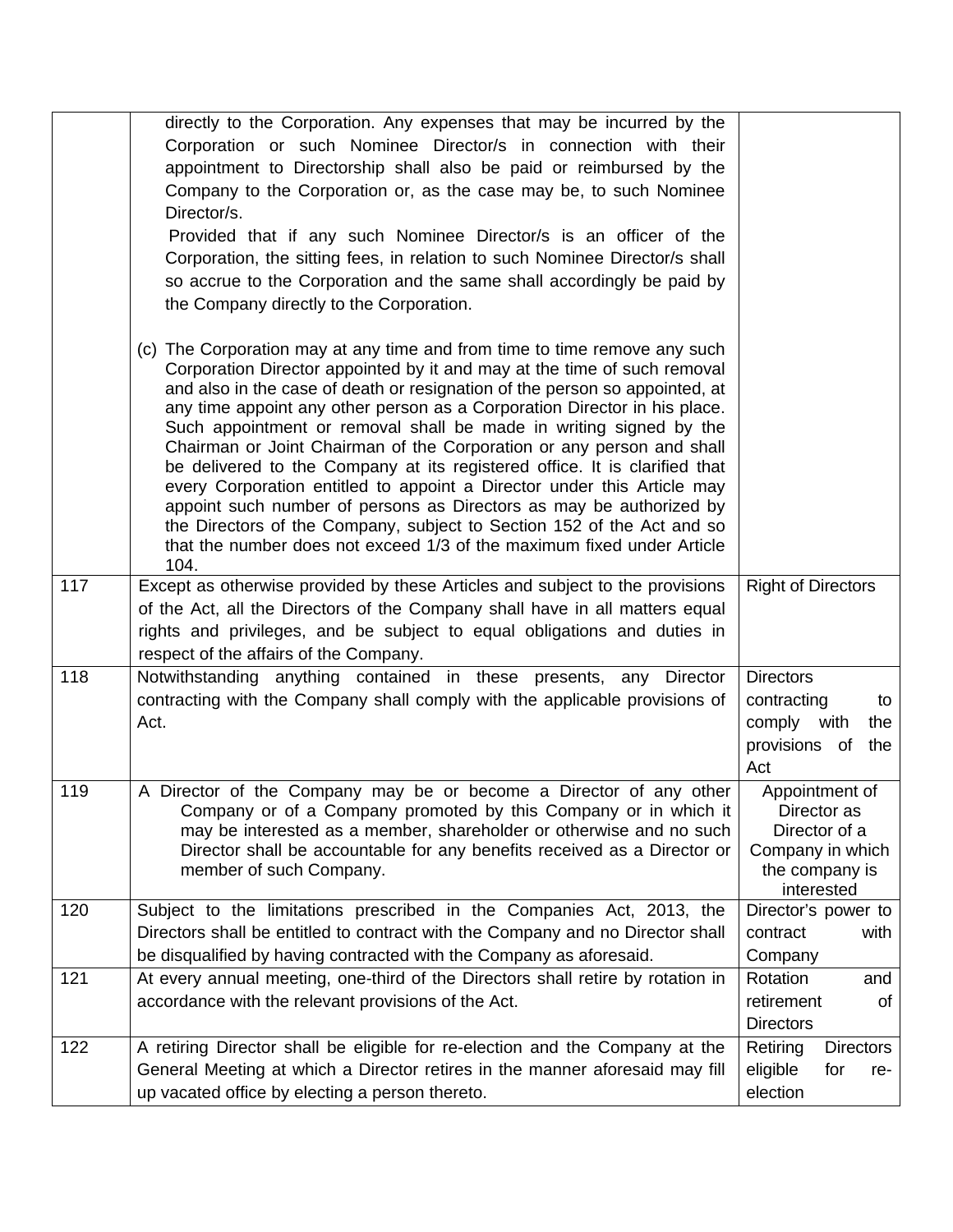| | | |
|---|---|---|
| | directly to the Corporation. Any expenses that may be incurred by the Corporation or such Nominee Director/s in connection with their appointment to Directorship shall also be paid or reimbursed by the Company to the Corporation or, as the case may be, to such Nominee Director/s. Provided that if any such Nominee Director/s is an officer of the Corporation, the sitting fees, in relation to such Nominee Director/s shall so accrue to the Corporation and the same shall accordingly be paid by the Company directly to the Corporation. (c) The Corporation may at any time and from time to time remove any such Corporation Director appointed by it and may at the time of such removal and also in the case of death or resignation of the person so appointed, at any time appoint any other person as a Corporation Director in his place. Such appointment or removal shall be made in writing signed by the Chairman or Joint Chairman of the Corporation or any person and shall be delivered to the Company at its registered office. It is clarified that every Corporation entitled to appoint a Director under this Article may appoint such number of persons as Directors as may be authorized by the Directors of the Company, subject to Section 152 of the Act and so that the number does not exceed 1/3 of the maximum fixed under Article 104. | |
| 117 | Except as otherwise provided by these Articles and subject to the provisions of the Act, all the Directors of the Company shall have in all matters equal rights and privileges, and be subject to equal obligations and duties in respect of the affairs of the Company. | Right of Directors |
| 118 | Notwithstanding anything contained in these presents, any Director contracting with the Company shall comply with the applicable provisions of Act. | Directors contracting to comply with the provisions of the Act |
| 119 | A Director of the Company may be or become a Director of any other Company or of a Company promoted by this Company or in which it may be interested as a member, shareholder or otherwise and no such Director shall be accountable for any benefits received as a Director or member of such Company. | Appointment of Director as Director of a Company in which the company is interested |
| 120 | Subject to the limitations prescribed in the Companies Act, 2013, the Directors shall be entitled to contract with the Company and no Director shall be disqualified by having contracted with the Company as aforesaid. | Director's power to contract with Company |
| 121 | At every annual meeting, one-third of the Directors shall retire by rotation in accordance with the relevant provisions of the Act. | Rotation and retirement of Directors |
| 122 | A retiring Director shall be eligible for re-election and the Company at the General Meeting at which a Director retires in the manner aforesaid may fill up vacated office by electing a person thereto. | Retiring Directors eligible for re-election |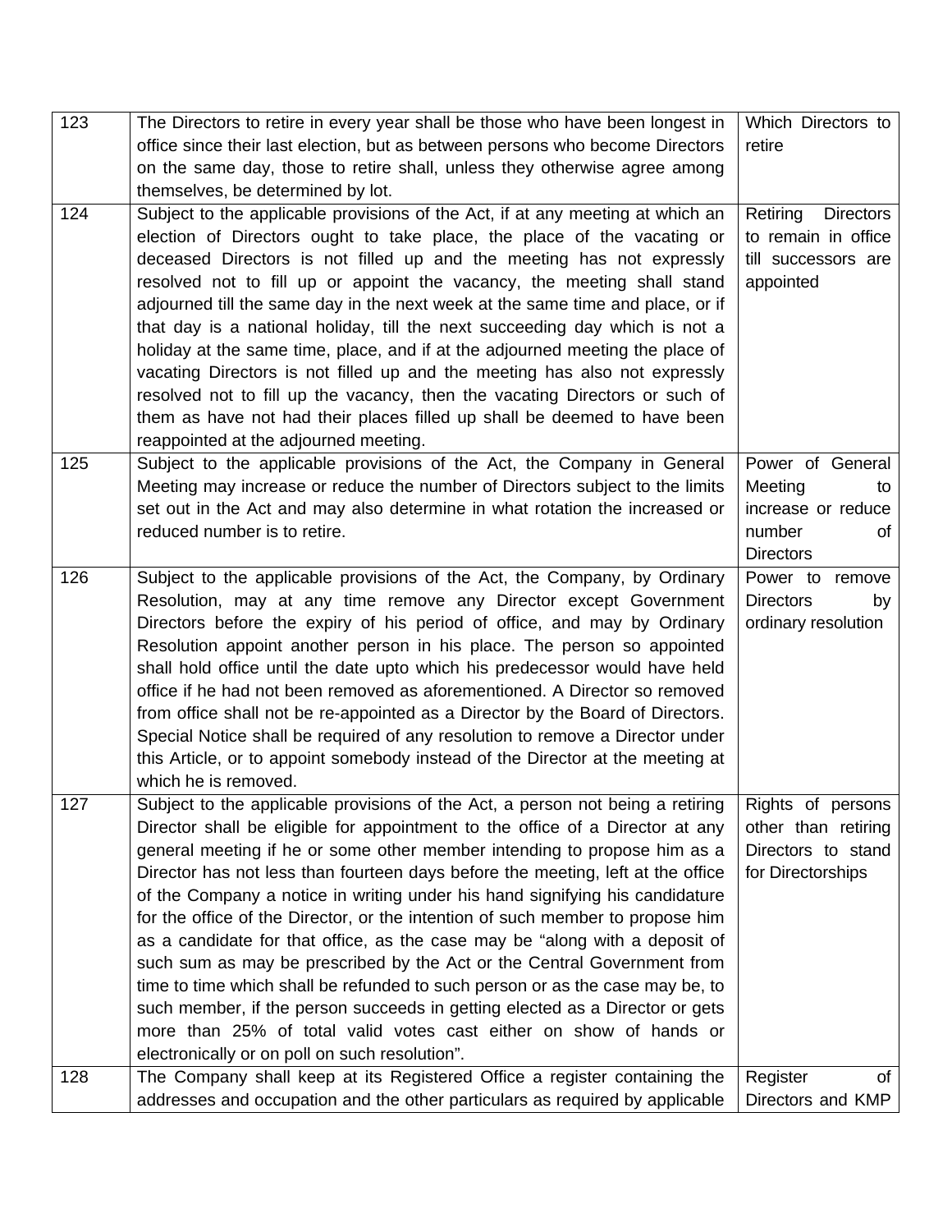| | | |
|---|---|---|
| 123 | The Directors to retire in every year shall be those who have been longest in office since their last election, but as between persons who become Directors on the same day, those to retire shall, unless they otherwise agree among themselves, be determined by lot. | Which Directors to retire |
| 124 | Subject to the applicable provisions of the Act, if at any meeting at which an election of Directors ought to take place, the place of the vacating or deceased Directors is not filled up and the meeting has not expressly resolved not to fill up or appoint the vacancy, the meeting shall stand adjourned till the same day in the next week at the same time and place, or if that day is a national holiday, till the next succeeding day which is not a holiday at the same time, place, and if at the adjourned meeting the place of vacating Directors is not filled up and the meeting has also not expressly resolved not to fill up the vacancy, then the vacating Directors or such of them as have not had their places filled up shall be deemed to have been reappointed at the adjourned meeting. | Retiring Directors to remain in office till successors are appointed |
| 125 | Subject to the applicable provisions of the Act, the Company in General Meeting may increase or reduce the number of Directors subject to the limits set out in the Act and may also determine in what rotation the increased or reduced number is to retire. | Power of General Meeting to increase or reduce number of Directors |
| 126 | Subject to the applicable provisions of the Act, the Company, by Ordinary Resolution, may at any time remove any Director except Government Directors before the expiry of his period of office, and may by Ordinary Resolution appoint another person in his place. The person so appointed shall hold office until the date upto which his predecessor would have held office if he had not been removed as aforementioned. A Director so removed from office shall not be re-appointed as a Director by the Board of Directors. Special Notice shall be required of any resolution to remove a Director under this Article, or to appoint somebody instead of the Director at the meeting at which he is removed. | Power to remove Directors by ordinary resolution |
| 127 | Subject to the applicable provisions of the Act, a person not being a retiring Director shall be eligible for appointment to the office of a Director at any general meeting if he or some other member intending to propose him as a Director has not less than fourteen days before the meeting, left at the office of the Company a notice in writing under his hand signifying his candidature for the office of the Director, or the intention of such member to propose him as a candidate for that office, as the case may be "along with a deposit of such sum as may be prescribed by the Act or the Central Government from time to time which shall be refunded to such person or as the case may be, to such member, if the person succeeds in getting elected as a Director or gets more than 25% of total valid votes cast either on show of hands or electronically or on poll on such resolution". | Rights of persons other than retiring Directors to stand for Directorships |
| 128 | The Company shall keep at its Registered Office a register containing the addresses and occupation and the other particulars as required by applicable | Register of Directors and KMP |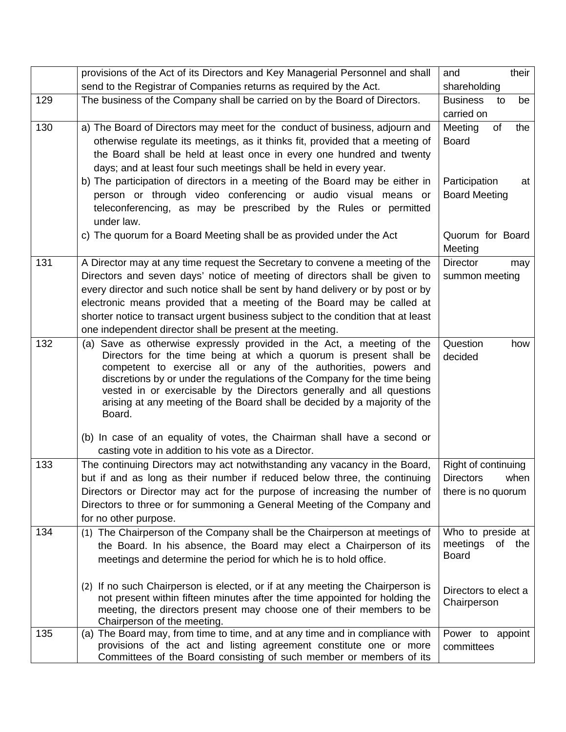| | | |
|---|---|---|
| | provisions of the Act of its Directors and Key Managerial Personnel and shall send to the Registrar of Companies returns as required by the Act. | and their shareholding |
| 129 | The business of the Company shall be carried on by the Board of Directors. | Business to be carried on |
| 130 | a) The Board of Directors may meet for the conduct of business, adjourn and otherwise regulate its meetings, as it thinks fit, provided that a meeting of the Board shall be held at least once in every one hundred and twenty days; and at least four such meetings shall be held in every year.<br>b) The participation of directors in a meeting of the Board may be either in person or through video conferencing or audio visual means or teleconferencing, as may be prescribed by the Rules or permitted under law.<br>c) The quorum for a Board Meeting shall be as provided under the Act | Meeting of the Board<br><br>Participation at Board Meeting<br><br>Quorum for Board Meeting |
| 131 | A Director may at any time request the Secretary to convene a meeting of the Directors and seven days' notice of meeting of directors shall be given to every director and such notice shall be sent by hand delivery or by post or by electronic means provided that a meeting of the Board may be called at shorter notice to transact urgent business subject to the condition that at least one independent director shall be present at the meeting. | Director may summon meeting |
| 132 | (a) Save as otherwise expressly provided in the Act, a meeting of the Directors for the time being at which a quorum is present shall be competent to exercise all or any of the authorities, powers and discretions by or under the regulations of the Company for the time being vested in or exercisable by the Directors generally and all questions arising at any meeting of the Board shall be decided by a majority of the Board.<br><br>(b) In case of an equality of votes, the Chairman shall have a second or casting vote in addition to his vote as a Director. | Question how decided |
| 133 | The continuing Directors may act notwithstanding any vacancy in the Board, but if and as long as their number if reduced below three, the continuing Directors or Director may act for the purpose of increasing the number of Directors to three or for summoning a General Meeting of the Company and for no other purpose. | Right of continuing Directors when there is no quorum |
| 134 | (1) The Chairperson of the Company shall be the Chairperson at meetings of the Board. In his absence, the Board may elect a Chairperson of its meetings and determine the period for which he is to hold office.<br><br>(2) If no such Chairperson is elected, or if at any meeting the Chairperson is not present within fifteen minutes after the time appointed for holding the meeting, the directors present may choose one of their members to be Chairperson of the meeting. | Who to preside at meetings of the Board<br><br>Directors to elect a Chairperson |
| 135 | (a) The Board may, from time to time, and at any time and in compliance with provisions of the act and listing agreement constitute one or more Committees of the Board consisting of such member or members of its | Power to appoint committees |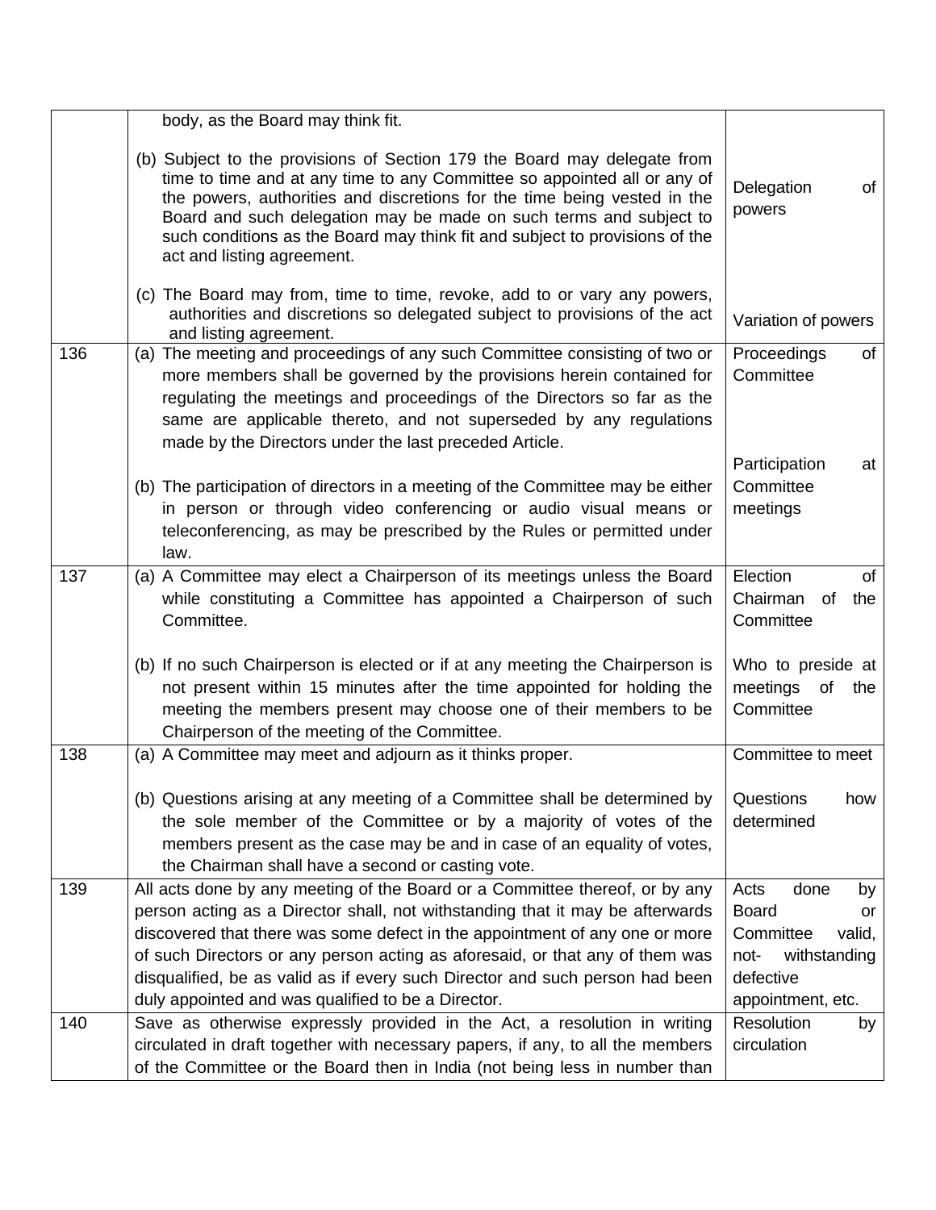| | | |
|---|---|---|
| | body, as the Board may think fit.<br><br>(b) Subject to the provisions of Section 179 the Board may delegate from time to time and at any time to any Committee so appointed all or any of the powers, authorities and discretions for the time being vested in the Board and such delegation may be made on such terms and subject to such conditions as the Board may think fit and subject to provisions of the act and listing agreement.<br><br>(c) The Board may from, time to time, revoke, add to or vary any powers, authorities and discretions so delegated subject to provisions of the act and listing agreement. | Delegation of powers<br><br>Variation of powers |
| 136 | (a) The meeting and proceedings of any such Committee consisting of two or more members shall be governed by the provisions herein contained for regulating the meetings and proceedings of the Directors so far as the same are applicable thereto, and not superseded by any regulations made by the Directors under the last preceded Article.<br><br>(b) The participation of directors in a meeting of the Committee may be either in person or through video conferencing or audio visual means or teleconferencing, as may be prescribed by the Rules or permitted under law. | Proceedings of Committee<br><br>Participation at Committee meetings |
| 137 | (a) A Committee may elect a Chairperson of its meetings unless the Board while constituting a Committee has appointed a Chairperson of such Committee.<br><br>(b) If no such Chairperson is elected or if at any meeting the Chairperson is not present within 15 minutes after the time appointed for holding the meeting the members present may choose one of their members to be Chairperson of the meeting of the Committee. | Election of Chairman of the Committee<br><br>Who to preside at meetings of the Committee |
| 138 | (a) A Committee may meet and adjourn as it thinks proper.<br><br>(b) Questions arising at any meeting of a Committee shall be determined by the sole member of the Committee or by a majority of votes of the members present as the case may be and in case of an equality of votes, the Chairman shall have a second or casting vote. | Committee to meet<br><br>Questions how determined |
| 139 | All acts done by any meeting of the Board or a Committee thereof, or by any person acting as a Director shall, not withstanding that it may be afterwards discovered that there was some defect in the appointment of any one or more of such Directors or any person acting as aforesaid, or that any of them was disqualified, be as valid as if every such Director and such person had been duly appointed and was qualified to be a Director. | Acts done by Board or Committee valid, not- withstanding defective appointment, etc. |
| 140 | Save as otherwise expressly provided in the Act, a resolution in writing circulated in draft together with necessary papers, if any, to all the members of the Committee or the Board then in India (not being less in number than | Resolution by circulation |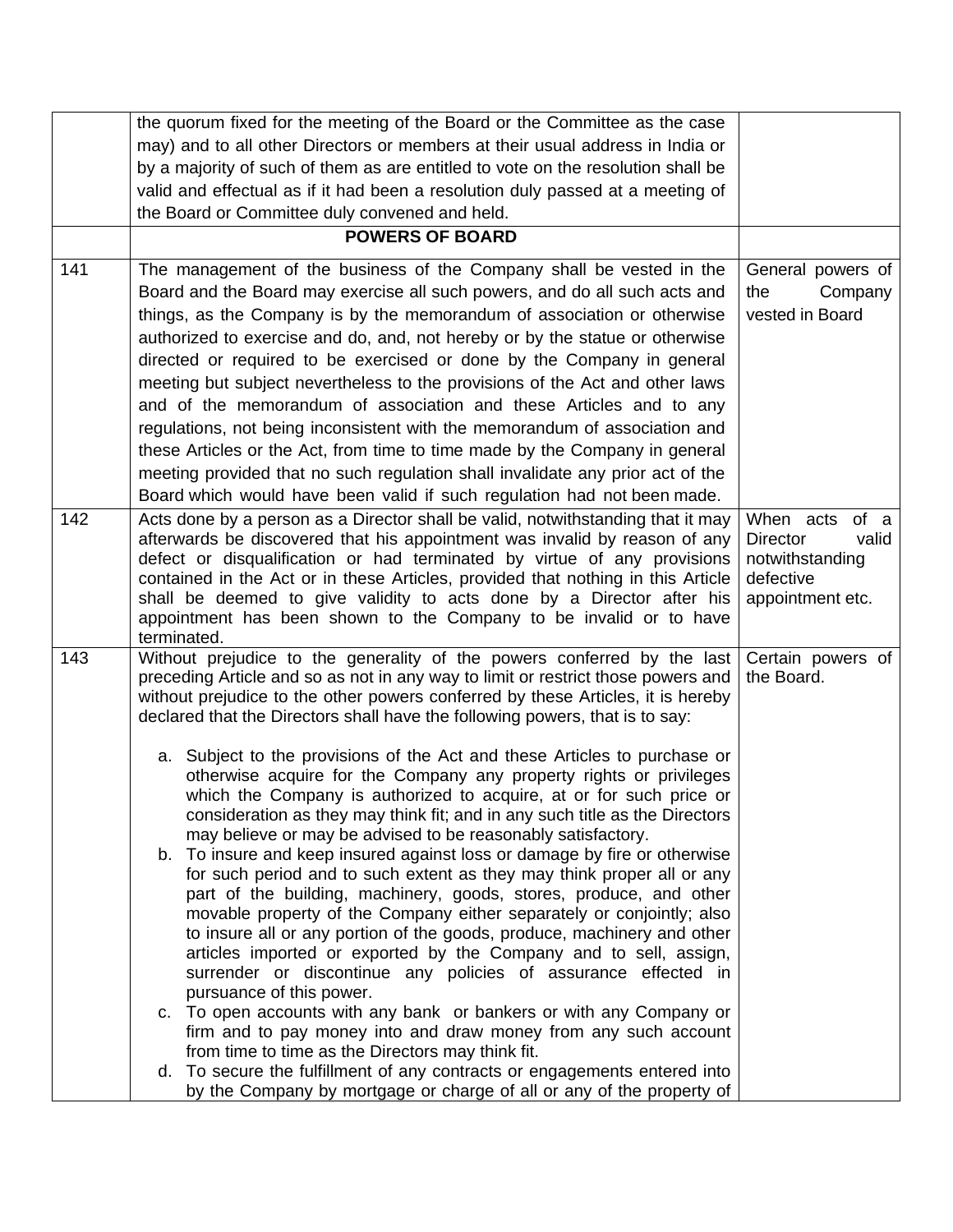| | | |
|---|---|---|
| | the quorum fixed for the meeting of the Board or the Committee as the case may) and to all other Directors or members at their usual address in India or by a majority of such of them as are entitled to vote on the resolution shall be valid and effectual as if it had been a resolution duly passed at a meeting of the Board or Committee duly convened and held. | |
| | **POWERS OF BOARD** | |
| 141 | The management of the business of the Company shall be vested in the Board and the Board may exercise all such powers, and do all such acts and things, as the Company is by the memorandum of association or otherwise authorized to exercise and do, and, not hereby or by the statue or otherwise directed or required to be exercised or done by the Company in general meeting but subject nevertheless to the provisions of the Act and other laws and of the memorandum of association and these Articles and to any regulations, not being inconsistent with the memorandum of association and these Articles or the Act, from time to time made by the Company in general meeting provided that no such regulation shall invalidate any prior act of the Board which would have been valid if such regulation had not been made. | General powers of the Company vested in Board |
| 142 | Acts done by a person as a Director shall be valid, notwithstanding that it may afterwards be discovered that his appointment was invalid by reason of any defect or disqualification or had terminated by virtue of any provisions contained in the Act or in these Articles, provided that nothing in this Article shall be deemed to give validity to acts done by a Director after his appointment has been shown to the Company to be invalid or to have terminated. | When acts of a Director valid notwithstanding defective appointment etc. |
| 143 | Without prejudice to the generality of the powers conferred by the last preceding Article and so as not in any way to limit or restrict those powers and without prejudice to the other powers conferred by these Articles, it is hereby declared that the Directors shall have the following powers, that is to say:<br><br>a. Subject to the provisions of the Act and these Articles to purchase or otherwise acquire for the Company any property rights or privileges which the Company is authorized to acquire, at or for such price or consideration as they may think fit; and in any such title as the Directors may believe or may be advised to be reasonably satisfactory.<br>b. To insure and keep insured against loss or damage by fire or otherwise for such period and to such extent as they may think proper all or any part of the building, machinery, goods, stores, produce, and other movable property of the Company either separately or conjointly; also to insure all or any portion of the goods, produce, machinery and other articles imported or exported by the Company and to sell, assign, surrender or discontinue any policies of assurance effected in pursuance of this power.<br>c. To open accounts with any bank or bankers or with any Company or firm and to pay money into and draw money from any such account from time to time as the Directors may think fit.<br>d. To secure the fulfillment of any contracts or engagements entered into by the Company by mortgage or charge of all or any of the property of | Certain powers of the Board. |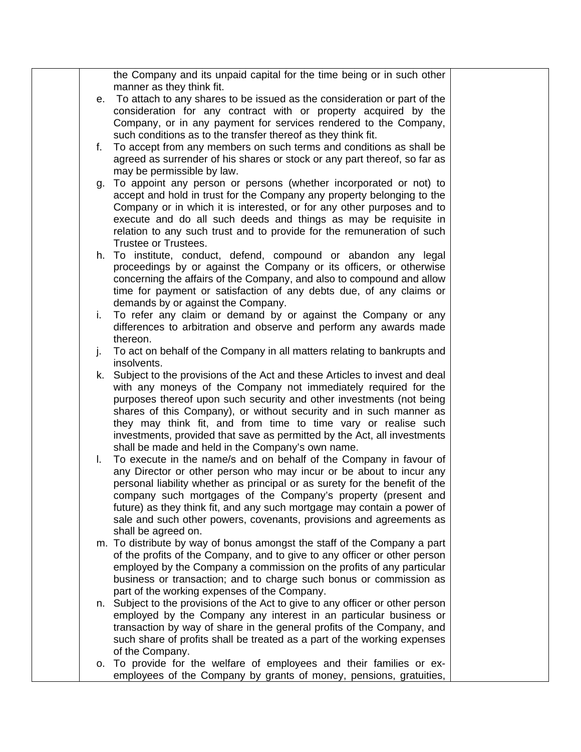| | | |
|---|---|---|
| | the Company and its unpaid capital for the time being or in such other manner as they think fit.<br>e. To attach to any shares to be issued as the consideration or part of the consideration for any contract with or property acquired by the Company, or in any payment for services rendered to the Company, such conditions as to the transfer thereof as they think fit.<br>f. To accept from any members on such terms and conditions as shall be agreed as surrender of his shares or stock or any part thereof, so far as may be permissible by law.<br>g. To appoint any person or persons (whether incorporated or not) to accept and hold in trust for the Company any property belonging to the Company or in which it is interested, or for any other purposes and to execute and do all such deeds and things as may be requisite in relation to any such trust and to provide for the remuneration of such Trustee or Trustees.<br>h. To institute, conduct, defend, compound or abandon any legal proceedings by or against the Company or its officers, or otherwise concerning the affairs of the Company, and also to compound and allow time for payment or satisfaction of any debts due, of any claims or demands by or against the Company.<br>i. To refer any claim or demand by or against the Company or any differences to arbitration and observe and perform any awards made thereon.<br>j. To act on behalf of the Company in all matters relating to bankrupts and insolvents.<br>k. Subject to the provisions of the Act and these Articles to invest and deal with any moneys of the Company not immediately required for the purposes thereof upon such security and other investments (not being shares of this Company), or without security and in such manner as they may think fit, and from time to time vary or realise such investments, provided that save as permitted by the Act, all investments shall be made and held in the Company's own name.<br>l. To execute in the name/s and on behalf of the Company in favour of any Director or other person who may incur or be about to incur any personal liability whether as principal or as surety for the benefit of the company such mortgages of the Company's property (present and future) as they think fit, and any such mortgage may contain a power of sale and such other powers, covenants, provisions and agreements as shall be agreed on.<br>m. To distribute by way of bonus amongst the staff of the Company a part of the profits of the Company, and to give to any officer or other person employed by the Company a commission on the profits of any particular business or transaction; and to charge such bonus or commission as part of the working expenses of the Company.<br>n. Subject to the provisions of the Act to give to any officer or other person employed by the Company any interest in an particular business or transaction by way of share in the general profits of the Company, and such share of profits shall be treated as a part of the working expenses of the Company.<br>o. To provide for the welfare of employees and their families or ex-employees of the Company by grants of money, pensions, gratuities, | |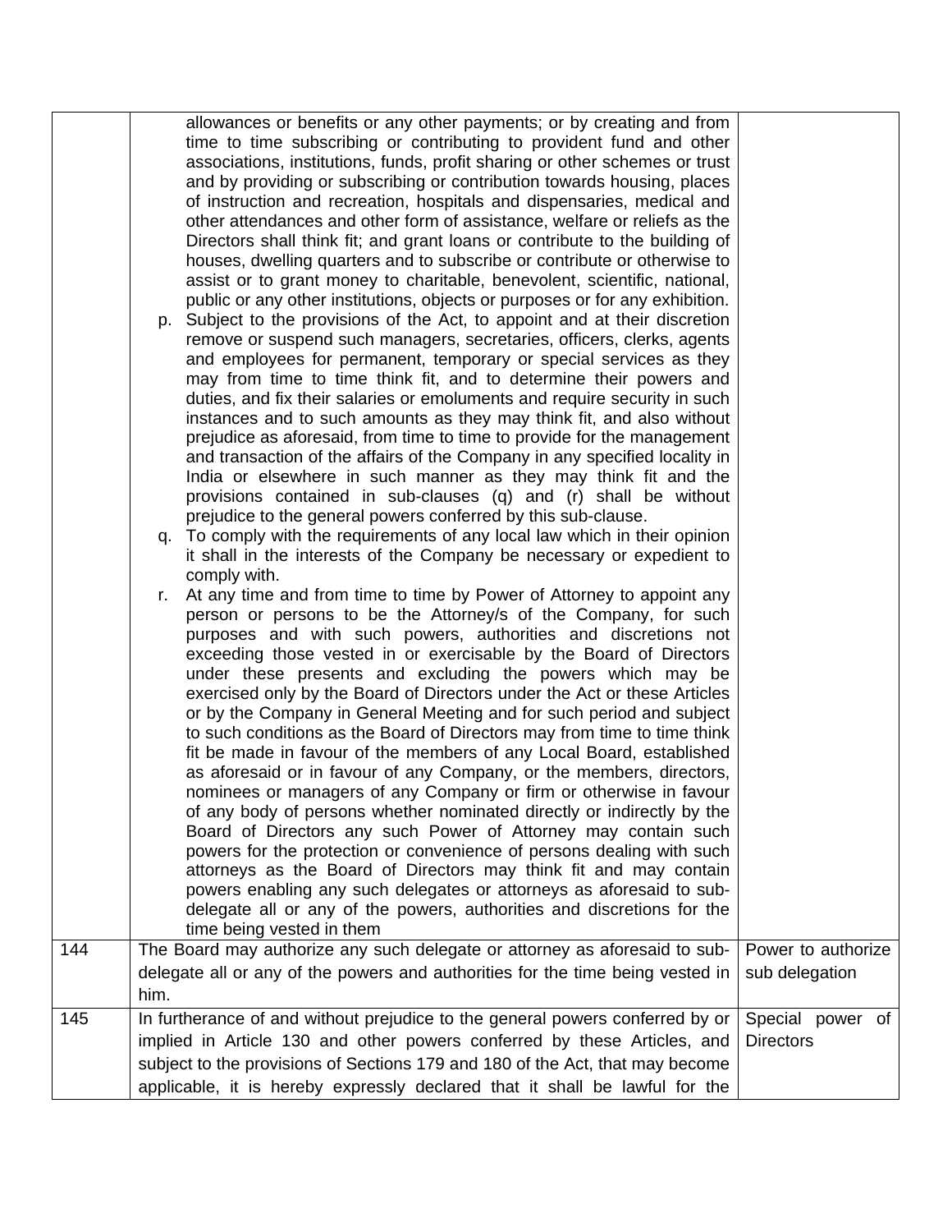| | | |
|---|---|---|
| | allowances or benefits or any other payments; or by creating and from time to time subscribing or contributing to provident fund and other associations, institutions, funds, profit sharing or other schemes or trust and by providing or subscribing or contribution towards housing, places of instruction and recreation, hospitals and dispensaries, medical and other attendances and other form of assistance, welfare or reliefs as the Directors shall think fit; and grant loans or contribute to the building of houses, dwelling quarters and to subscribe or contribute or otherwise to assist or to grant money to charitable, benevolent, scientific, national, public or any other institutions, objects or purposes or for any exhibition.<br>p. Subject to the provisions of the Act, to appoint and at their discretion remove or suspend such managers, secretaries, officers, clerks, agents and employees for permanent, temporary or special services as they may from time to time think fit, and to determine their powers and duties, and fix their salaries or emoluments and require security in such instances and to such amounts as they may think fit, and also without prejudice as aforesaid, from time to time to provide for the management and transaction of the affairs of the Company in any specified locality in India or elsewhere in such manner as they may think fit and the provisions contained in sub-clauses (q) and (r) shall be without prejudice to the general powers conferred by this sub-clause.<br>q. To comply with the requirements of any local law which in their opinion it shall in the interests of the Company be necessary or expedient to comply with.<br>r. At any time and from time to time by Power of Attorney to appoint any person or persons to be the Attorney/s of the Company, for such purposes and with such powers, authorities and discretions not exceeding those vested in or exercisable by the Board of Directors under these presents and excluding the powers which may be exercised only by the Board of Directors under the Act or these Articles or by the Company in General Meeting and for such period and subject to such conditions as the Board of Directors may from time to time think fit be made in favour of the members of any Local Board, established as aforesaid or in favour of any Company, or the members, directors, nominees or managers of any Company or firm or otherwise in favour of any body of persons whether nominated directly or indirectly by the Board of Directors any such Power of Attorney may contain such powers for the protection or convenience of persons dealing with such attorneys as the Board of Directors may think fit and may contain powers enabling any such delegates or attorneys as aforesaid to sub-delegate all or any of the powers, authorities and discretions for the time being vested in them | |
| 144 | The Board may authorize any such delegate or attorney as aforesaid to sub-delegate all or any of the powers and authorities for the time being vested in him. | Power to authorize sub delegation |
| 145 | In furtherance of and without prejudice to the general powers conferred by or implied in Article 130 and other powers conferred by these Articles, and subject to the provisions of Sections 179 and 180 of the Act, that may become applicable, it is hereby expressly declared that it shall be lawful for the | Special power of Directors |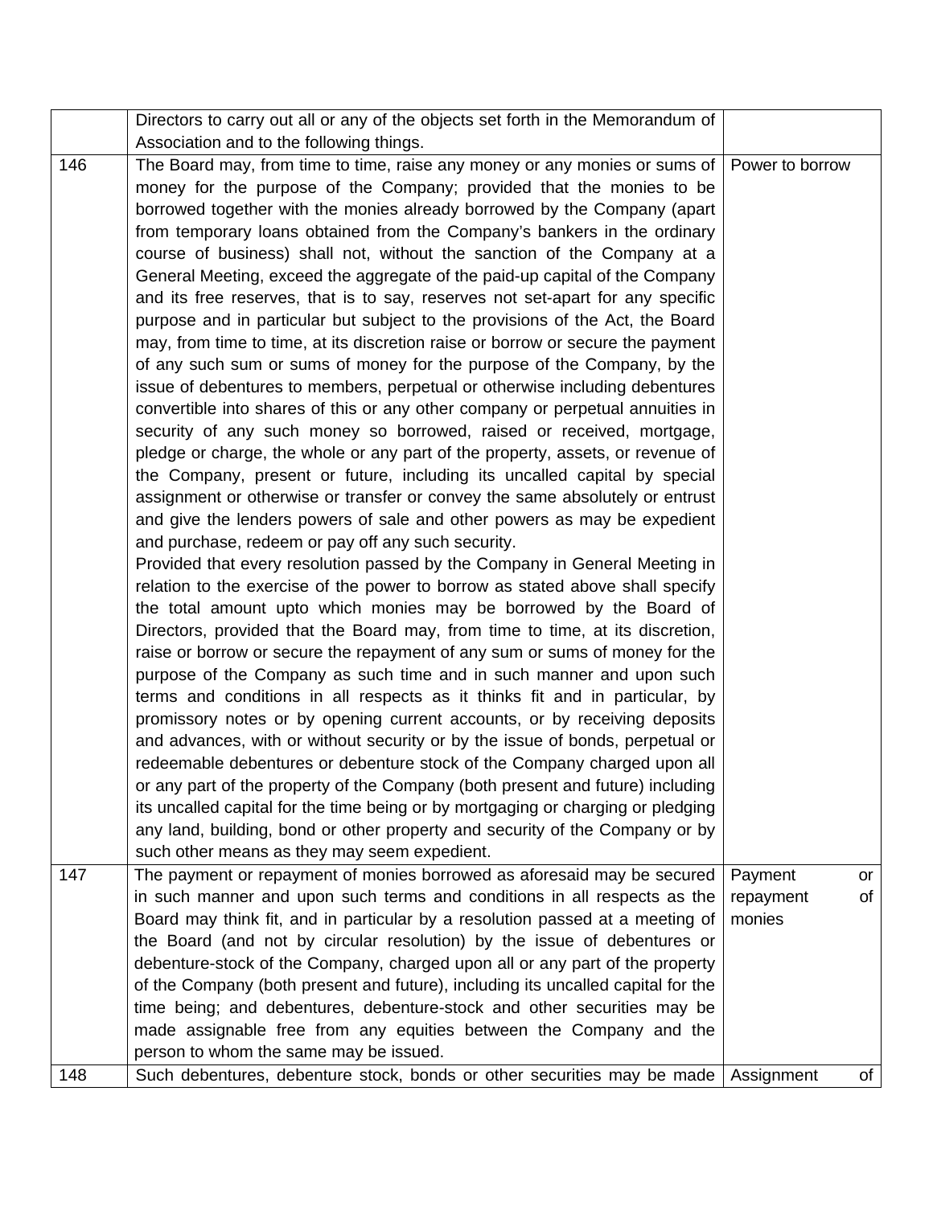| | | |
|---|---|---|
| | Directors to carry out all or any of the objects set forth in the Memorandum of Association and to the following things. | |
| 146 | The Board may, from time to time, raise any money or any monies or sums of money for the purpose of the Company; provided that the monies to be borrowed together with the monies already borrowed by the Company (apart from temporary loans obtained from the Company's bankers in the ordinary course of business) shall not, without the sanction of the Company at a General Meeting, exceed the aggregate of the paid-up capital of the Company and its free reserves, that is to say, reserves not set-apart for any specific purpose and in particular but subject to the provisions of the Act, the Board may, from time to time, at its discretion raise or borrow or secure the payment of any such sum or sums of money for the purpose of the Company, by the issue of debentures to members, perpetual or otherwise including debentures convertible into shares of this or any other company or perpetual annuities in security of any such money so borrowed, raised or received, mortgage, pledge or charge, the whole or any part of the property, assets, or revenue of the Company, present or future, including its uncalled capital by special assignment or otherwise or transfer or convey the same absolutely or entrust and give the lenders powers of sale and other powers as may be expedient and purchase, redeem or pay off any such security.<br>Provided that every resolution passed by the Company in General Meeting in relation to the exercise of the power to borrow as stated above shall specify the total amount upto which monies may be borrowed by the Board of Directors, provided that the Board may, from time to time, at its discretion, raise or borrow or secure the repayment of any sum or sums of money for the purpose of the Company as such time and in such manner and upon such terms and conditions in all respects as it thinks fit and in particular, by promissory notes or by opening current accounts, or by receiving deposits and advances, with or without security or by the issue of bonds, perpetual or redeemable debentures or debenture stock of the Company charged upon all or any part of the property of the Company (both present and future) including its uncalled capital for the time being or by mortgaging or charging or pledging any land, building, bond or other property and security of the Company or by such other means as they may seem expedient. | Power to borrow |
| 147 | The payment or repayment of monies borrowed as aforesaid may be secured in such manner and upon such terms and conditions in all respects as the Board may think fit, and in particular by a resolution passed at a meeting of the Board (and not by circular resolution) by the issue of debentures or debenture-stock of the Company, charged upon all or any part of the property of the Company (both present and future), including its uncalled capital for the time being; and debentures, debenture-stock and other securities may be made assignable free from any equities between the Company and the person to whom the same may be issued. | Payment or repayment of monies |
| 148 | Such debentures, debenture stock, bonds or other securities may be made | Assignment of |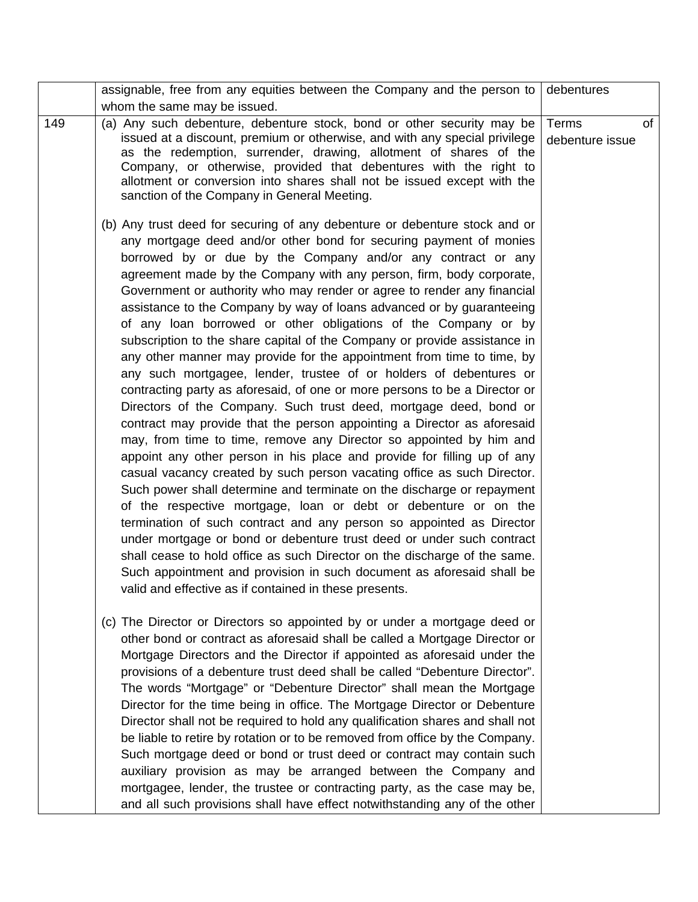|  |  |  |
|---|---|---|
|  | assignable, free from any equities between the Company and the person to whom the same may be issued. | debentures |
| 149 | (a) Any such debenture, debenture stock, bond or other security may be issued at a discount, premium or otherwise, and with any special privilege as the redemption, surrender, drawing, allotment of shares of the Company, or otherwise, provided that debentures with the right to allotment or conversion into shares shall not be issued except with the sanction of the Company in General Meeting.<br><br>(b) Any trust deed for securing of any debenture or debenture stock and or any mortgage deed and/or other bond for securing payment of monies borrowed by or due by the Company and/or any contract or any agreement made by the Company with any person, firm, body corporate, Government or authority who may render or agree to render any financial assistance to the Company by way of loans advanced or by guaranteeing of any loan borrowed or other obligations of the Company or by subscription to the share capital of the Company or provide assistance in any other manner may provide for the appointment from time to time, by any such mortgagee, lender, trustee of or holders of debentures or contracting party as aforesaid, of one or more persons to be a Director or Directors of the Company. Such trust deed, mortgage deed, bond or contract may provide that the person appointing a Director as aforesaid may, from time to time, remove any Director so appointed by him and appoint any other person in his place and provide for filling up of any casual vacancy created by such person vacating office as such Director. Such power shall determine and terminate on the discharge or repayment of the respective mortgage, loan or debt or debenture or on the termination of such contract and any person so appointed as Director under mortgage or bond or debenture trust deed or under such contract shall cease to hold office as such Director on the discharge of the same. Such appointment and provision in such document as aforesaid shall be valid and effective as if contained in these presents.<br><br>(c) The Director or Directors so appointed by or under a mortgage deed or other bond or contract as aforesaid shall be called a Mortgage Director or Mortgage Directors and the Director if appointed as aforesaid under the provisions of a debenture trust deed shall be called "Debenture Director". The words "Mortgage" or "Debenture Director" shall mean the Mortgage Director for the time being in office. The Mortgage Director or Debenture Director shall not be required to hold any qualification shares and shall not be liable to retire by rotation or to be removed from office by the Company. Such mortgage deed or bond or trust deed or contract may contain such auxiliary provision as may be arranged between the Company and mortgagee, lender, the trustee or contracting party, as the case may be, and all such provisions shall have effect notwithstanding any of the other | Terms of debenture issue |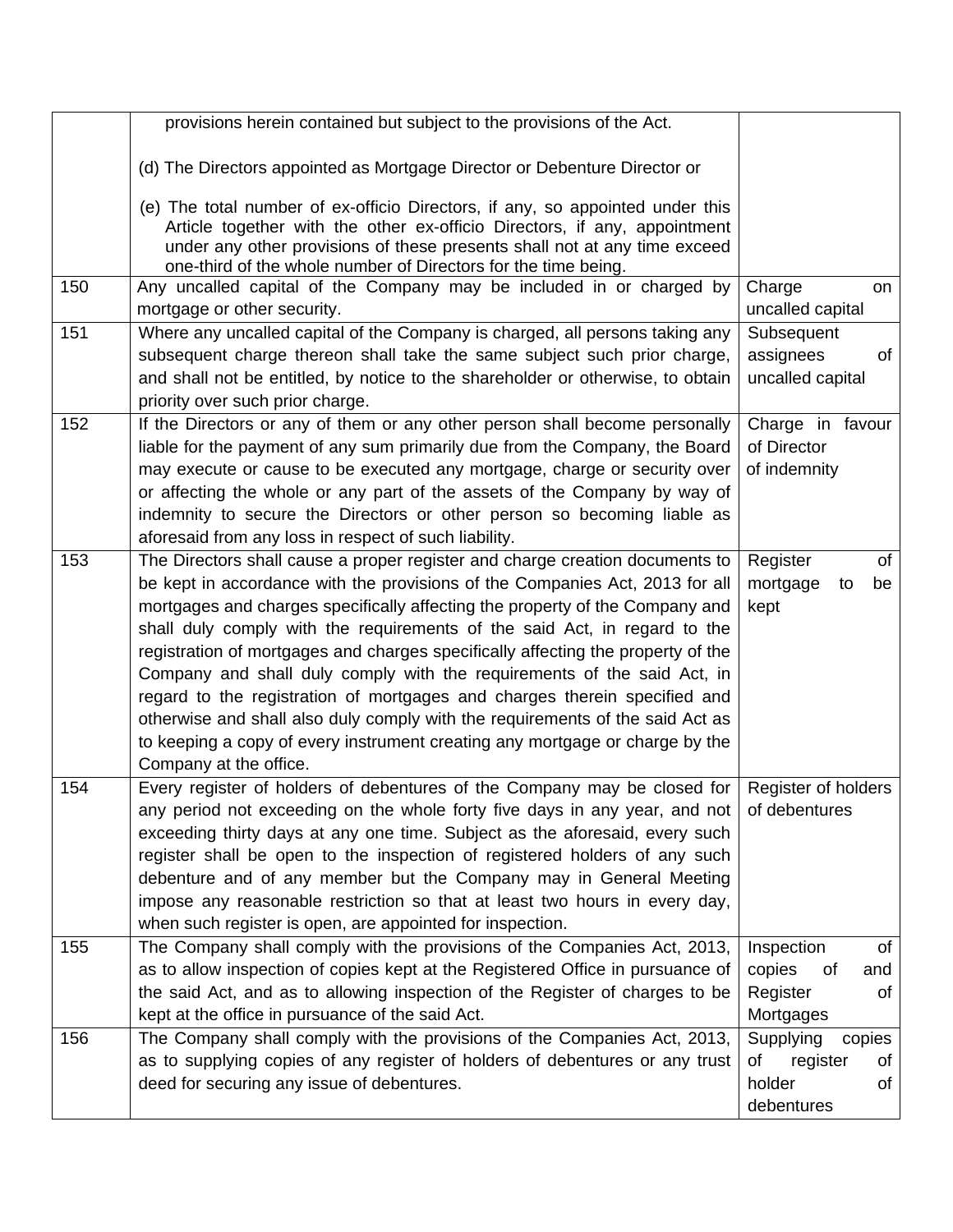| | | |
|---|---|---|
| | provisions herein contained but subject to the provisions of the Act.<br><br>(d) The Directors appointed as Mortgage Director or Debenture Director or<br><br>(e) The total number of ex-officio Directors, if any, so appointed under this Article together with the other ex-officio Directors, if any, appointment under any other provisions of these presents shall not at any time exceed one-third of the whole number of Directors for the time being. | |
| 150 | Any uncalled capital of the Company may be included in or charged by mortgage or other security. | Charge on uncalled capital |
| 151 | Where any uncalled capital of the Company is charged, all persons taking any subsequent charge thereon shall take the same subject such prior charge, and shall not be entitled, by notice to the shareholder or otherwise, to obtain priority over such prior charge. | Subsequent assignees of uncalled capital |
| 152 | If the Directors or any of them or any other person shall become personally liable for the payment of any sum primarily due from the Company, the Board may execute or cause to be executed any mortgage, charge or security over or affecting the whole or any part of the assets of the Company by way of indemnity to secure the Directors or other person so becoming liable as aforesaid from any loss in respect of such liability. | Charge in favour of Director of indemnity |
| 153 | The Directors shall cause a proper register and charge creation documents to be kept in accordance with the provisions of the Companies Act, 2013 for all mortgages and charges specifically affecting the property of the Company and shall duly comply with the requirements of the said Act, in regard to the registration of mortgages and charges specifically affecting the property of the Company and shall duly comply with the requirements of the said Act, in regard to the registration of mortgages and charges therein specified and otherwise and shall also duly comply with the requirements of the said Act as to keeping a copy of every instrument creating any mortgage or charge by the Company at the office. | Register of mortgage to be kept |
| 154 | Every register of holders of debentures of the Company may be closed for any period not exceeding on the whole forty five days in any year, and not exceeding thirty days at any one time. Subject as the aforesaid, every such register shall be open to the inspection of registered holders of any such debenture and of any member but the Company may in General Meeting impose any reasonable restriction so that at least two hours in every day, when such register is open, are appointed for inspection. | Register of holders of debentures |
| 155 | The Company shall comply with the provisions of the Companies Act, 2013, as to allow inspection of copies kept at the Registered Office in pursuance of the said Act, and as to allowing inspection of the Register of charges to be kept at the office in pursuance of the said Act. | Inspection of copies of and Register of Mortgages |
| 156 | The Company shall comply with the provisions of the Companies Act, 2013, as to supplying copies of any register of holders of debentures or any trust deed for securing any issue of debentures. | Supplying copies of register of holder of debentures |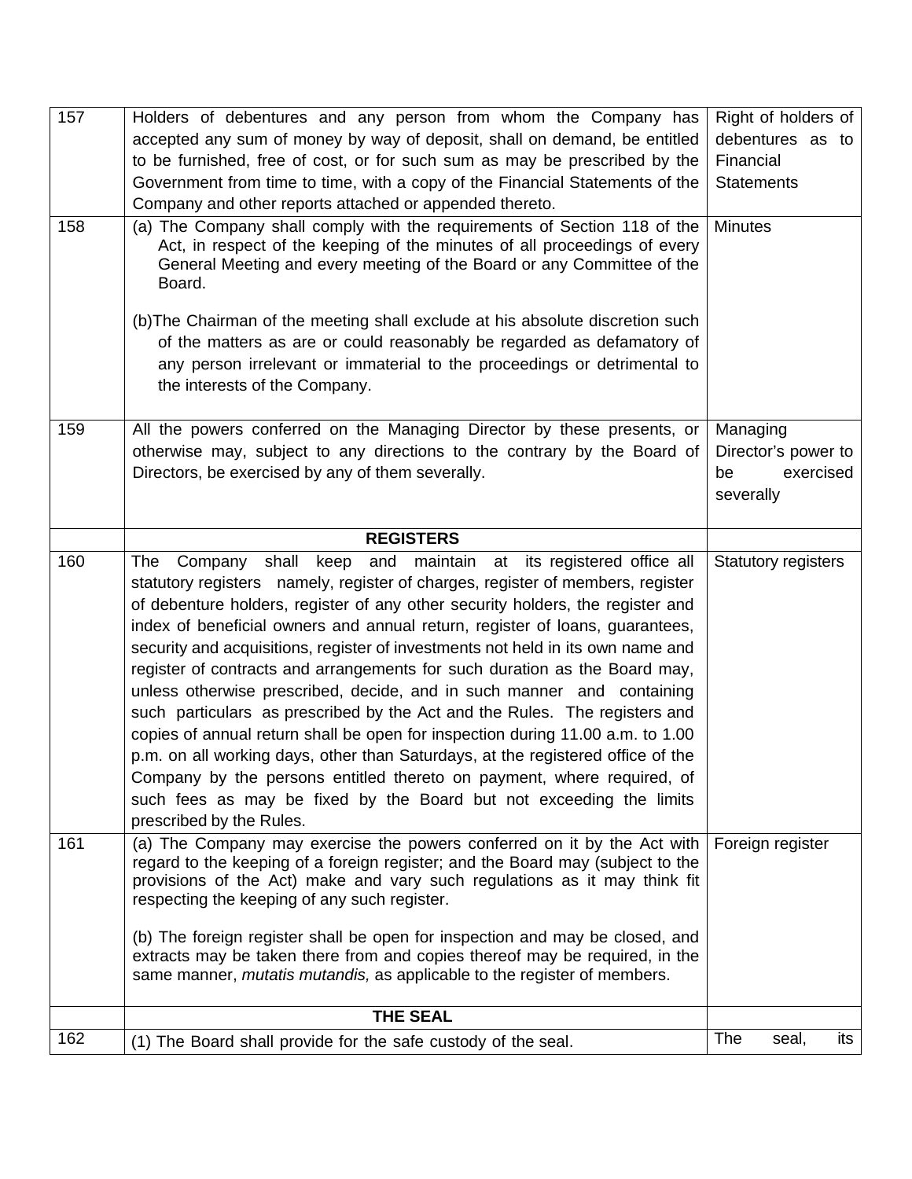| | | |
|---|---|---|
| 157 | Holders of debentures and any person from whom the Company has accepted any sum of money by way of deposit, shall on demand, be entitled to be furnished, free of cost, or for such sum as may be prescribed by the Government from time to time, with a copy of the Financial Statements of the Company and other reports attached or appended thereto. | Right of holders of debentures as to Financial Statements |
| 158 | (a) The Company shall comply with the requirements of Section 118 of the Act, in respect of the keeping of the minutes of all proceedings of every General Meeting and every meeting of the Board or any Committee of the Board.<br><br>(b)The Chairman of the meeting shall exclude at his absolute discretion such of the matters as are or could reasonably be regarded as defamatory of any person irrelevant or immaterial to the proceedings or detrimental to the interests of the Company. | Minutes |
| 159 | All the powers conferred on the Managing Director by these presents, or otherwise may, subject to any directions to the contrary by the Board of Directors, be exercised by any of them severally. | Managing Director's power to be exercised severally |
| | **REGISTERS** | |
| 160 | The Company shall keep and maintain at its registered office all statutory registers namely, register of charges, register of members, register of debenture holders, register of any other security holders, the register and index of beneficial owners and annual return, register of loans, guarantees, security and acquisitions, register of investments not held in its own name and register of contracts and arrangements for such duration as the Board may, unless otherwise prescribed, decide, and in such manner and containing such particulars as prescribed by the Act and the Rules. The registers and copies of annual return shall be open for inspection during 11.00 a.m. to 1.00 p.m. on all working days, other than Saturdays, at the registered office of the Company by the persons entitled thereto on payment, where required, of such fees as may be fixed by the Board but not exceeding the limits prescribed by the Rules. | Statutory registers |
| 161 | (a) The Company may exercise the powers conferred on it by the Act with regard to the keeping of a foreign register; and the Board may (subject to the provisions of the Act) make and vary such regulations as it may think fit respecting the keeping of any such register.<br><br>(b) The foreign register shall be open for inspection and may be closed, and extracts may be taken there from and copies thereof may be required, in the same manner, *mutatis mutandis,* as applicable to the register of members. | Foreign register |
| | **THE SEAL** | |
| 162 | (1) The Board shall provide for the safe custody of the seal. | The seal, its |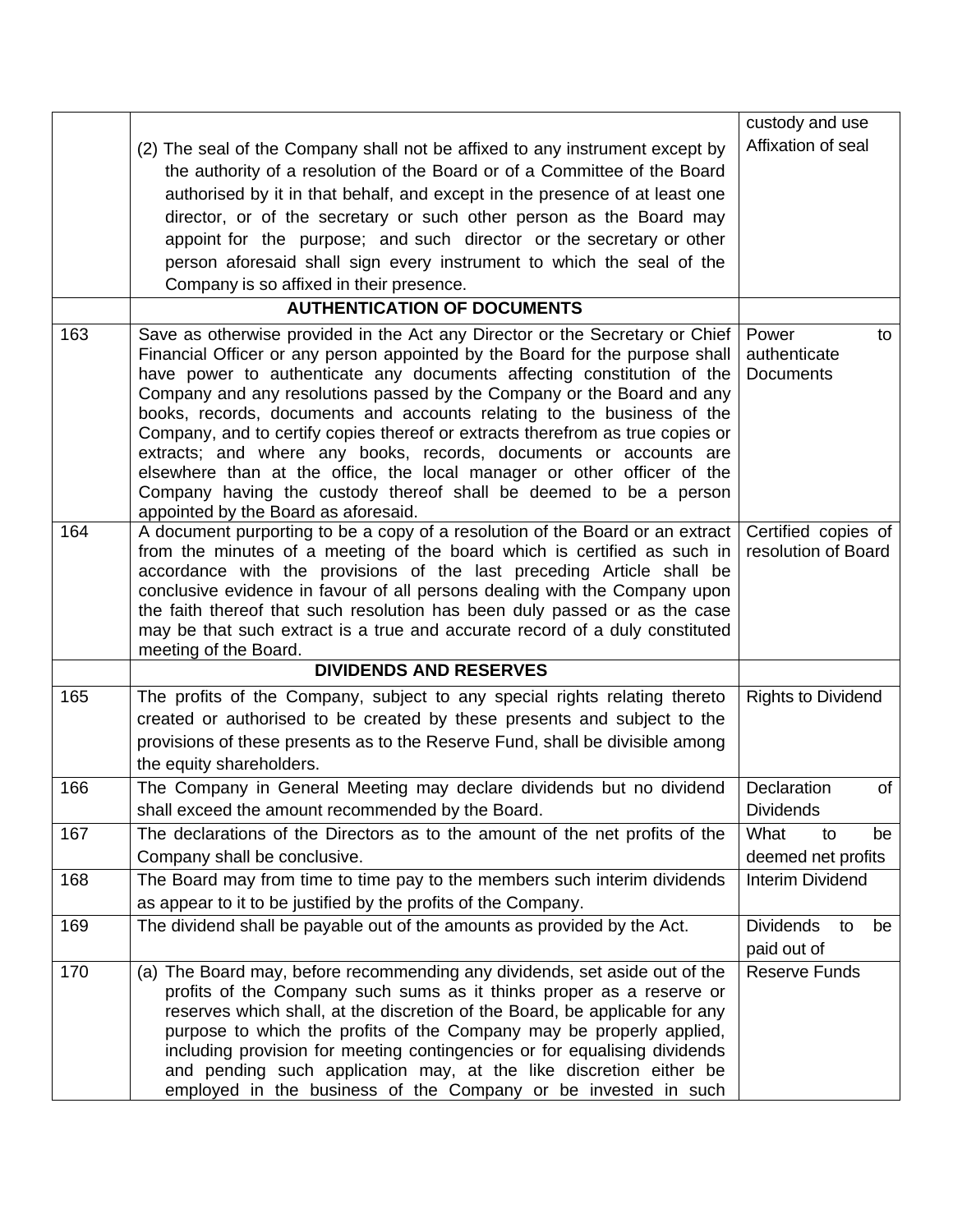| | | |
|---|---|---|
| | (2) The seal of the Company shall not be affixed to any instrument except by the authority of a resolution of the Board or of a Committee of the Board authorised by it in that behalf, and except in the presence of at least one director, or of the secretary or such other person as the Board may appoint for the purpose; and such director or the secretary or other person aforesaid shall sign every instrument to which the seal of the Company is so affixed in their presence. | custody and use Affixation of seal |
| | **AUTHENTICATION OF DOCUMENTS** | |
| 163 | Save as otherwise provided in the Act any Director or the Secretary or Chief Financial Officer or any person appointed by the Board for the purpose shall have power to authenticate any documents affecting constitution of the Company and any resolutions passed by the Company or the Board and any books, records, documents and accounts relating to the business of the Company, and to certify copies thereof or extracts therefrom as true copies or extracts; and where any books, records, documents or accounts are elsewhere than at the office, the local manager or other officer of the Company having the custody thereof shall be deemed to be a person appointed by the Board as aforesaid. | Power to authenticate Documents |
| 164 | A document purporting to be a copy of a resolution of the Board or an extract from the minutes of a meeting of the board which is certified as such in accordance with the provisions of the last preceding Article shall be conclusive evidence in favour of all persons dealing with the Company upon the faith thereof that such resolution has been duly passed or as the case may be that such extract is a true and accurate record of a duly constituted meeting of the Board. | Certified copies of resolution of Board |
| | **DIVIDENDS AND RESERVES** | |
| 165 | The profits of the Company, subject to any special rights relating thereto created or authorised to be created by these presents and subject to the provisions of these presents as to the Reserve Fund, shall be divisible among the equity shareholders. | Rights to Dividend |
| 166 | The Company in General Meeting may declare dividends but no dividend shall exceed the amount recommended by the Board. | Declaration of Dividends |
| 167 | The declarations of the Directors as to the amount of the net profits of the Company shall be conclusive. | What to be deemed net profits |
| 168 | The Board may from time to time pay to the members such interim dividends as appear to it to be justified by the profits of the Company. | Interim Dividend |
| 169 | The dividend shall be payable out of the amounts as provided by the Act. | Dividends to be paid out of |
| 170 | (a) The Board may, before recommending any dividends, set aside out of the profits of the Company such sums as it thinks proper as a reserve or reserves which shall, at the discretion of the Board, be applicable for any purpose to which the profits of the Company may be properly applied, including provision for meeting contingencies or for equalising dividends and pending such application may, at the like discretion either be employed in the business of the Company or be invested in such | Reserve Funds |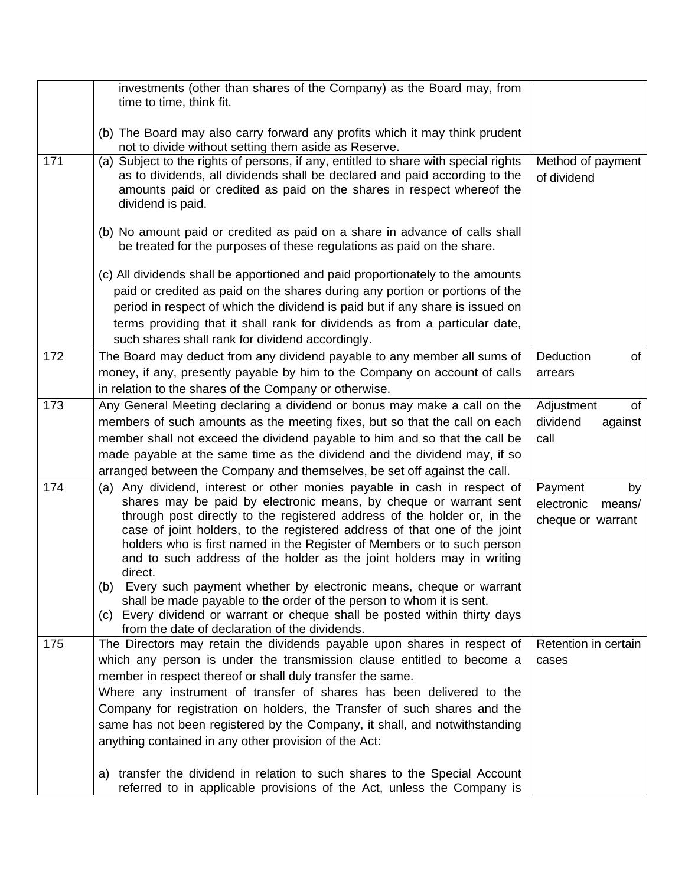| | | |
|---|---|---|
| | investments (other than shares of the Company) as the Board may, from time to time, think fit.<br><br>(b) The Board may also carry forward any profits which it may think prudent not to divide without setting them aside as Reserve. | |
| 171 | (a) Subject to the rights of persons, if any, entitled to share with special rights as to dividends, all dividends shall be declared and paid according to the amounts paid or credited as paid on the shares in respect whereof the dividend is paid.<br><br>(b) No amount paid or credited as paid on a share in advance of calls shall be treated for the purposes of these regulations as paid on the share.<br><br>(c) All dividends shall be apportioned and paid proportionately to the amounts paid or credited as paid on the shares during any portion or portions of the period in respect of which the dividend is paid but if any share is issued on terms providing that it shall rank for dividends as from a particular date, such shares shall rank for dividend accordingly. | Method of payment of dividend |
| 172 | The Board may deduct from any dividend payable to any member all sums of money, if any, presently payable by him to the Company on account of calls in relation to the shares of the Company or otherwise. | Deduction of arrears |
| 173 | Any General Meeting declaring a dividend or bonus may make a call on the members of such amounts as the meeting fixes, but so that the call on each member shall not exceed the dividend payable to him and so that the call be made payable at the same time as the dividend and the dividend may, if so arranged between the Company and themselves, be set off against the call. | Adjustment of dividend against call |
| 174 | (a) Any dividend, interest or other monies payable in cash in respect of shares may be paid by electronic means, by cheque or warrant sent through post directly to the registered address of the holder or, in the case of joint holders, to the registered address of that one of the joint holders who is first named in the Register of Members or to such person and to such address of the holder as the joint holders may in writing direct.<br>(b) Every such payment whether by electronic means, cheque or warrant shall be made payable to the order of the person to whom it is sent.<br>(c) Every dividend or warrant or cheque shall be posted within thirty days from the date of declaration of the dividends. | Payment by electronic means/ cheque or warrant |
| 175 | The Directors may retain the dividends payable upon shares in respect of which any person is under the transmission clause entitled to become a member in respect thereof or shall duly transfer the same.<br>Where any instrument of transfer of shares has been delivered to the Company for registration on holders, the Transfer of such shares and the same has not been registered by the Company, it shall, and notwithstanding anything contained in any other provision of the Act:<br><br>a) transfer the dividend in relation to such shares to the Special Account referred to in applicable provisions of the Act, unless the Company is | Retention in certain cases |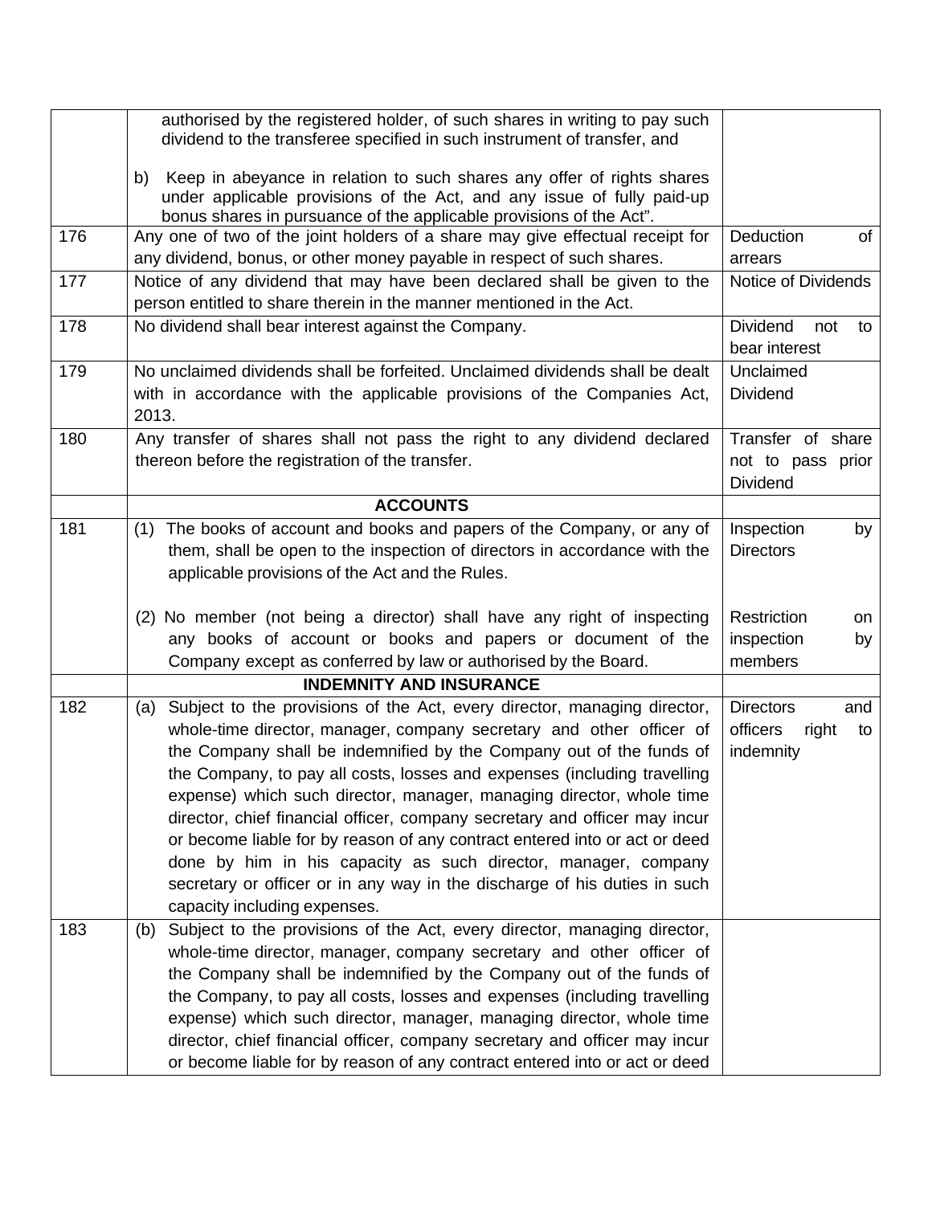| | | |
|---|---|---|
| | authorised by the registered holder, of such shares in writing to pay such dividend to the transferee specified in such instrument of transfer, and<br><br>b) Keep in abeyance in relation to such shares any offer of rights shares under applicable provisions of the Act, and any issue of fully paid-up bonus shares in pursuance of the applicable provisions of the Act". | |
| 176 | Any one of two of the joint holders of a share may give effectual receipt for any dividend, bonus, or other money payable in respect of such shares. | Deduction of arrears |
| 177 | Notice of any dividend that may have been declared shall be given to the person entitled to share therein in the manner mentioned in the Act. | Notice of Dividends |
| 178 | No dividend shall bear interest against the Company. | Dividend not to bear interest |
| 179 | No unclaimed dividends shall be forfeited. Unclaimed dividends shall be dealt with in accordance with the applicable provisions of the Companies Act, 2013. | Unclaimed Dividend |
| 180 | Any transfer of shares shall not pass the right to any dividend declared thereon before the registration of the transfer. | Transfer of share not to pass prior Dividend |
| | **ACCOUNTS** | |
| 181 | (1) The books of account and books and papers of the Company, or any of them, shall be open to the inspection of directors in accordance with the applicable provisions of the Act and the Rules. | Inspection by Directors |
| | (2) No member (not being a director) shall have any right of inspecting any books of account or books and papers or document of the Company except as conferred by law or authorised by the Board. | Restriction on inspection by members |
| | **INDEMNITY AND INSURANCE** | |
| 182 | (a) Subject to the provisions of the Act, every director, managing director, whole-time director, manager, company secretary and other officer of the Company shall be indemnified by the Company out of the funds of the Company, to pay all costs, losses and expenses (including travelling expense) which such director, manager, managing director, whole time director, chief financial officer, company secretary and officer may incur or become liable for by reason of any contract entered into or act or deed done by him in his capacity as such director, manager, company secretary or officer or in any way in the discharge of his duties in such capacity including expenses. | Directors and officers right to indemnity |
| 183 | (b) Subject to the provisions of the Act, every director, managing director, whole-time director, manager, company secretary and other officer of the Company shall be indemnified by the Company out of the funds of the Company, to pay all costs, losses and expenses (including travelling expense) which such director, manager, managing director, whole time director, chief financial officer, company secretary and officer may incur or become liable for by reason of any contract entered into or act or deed | |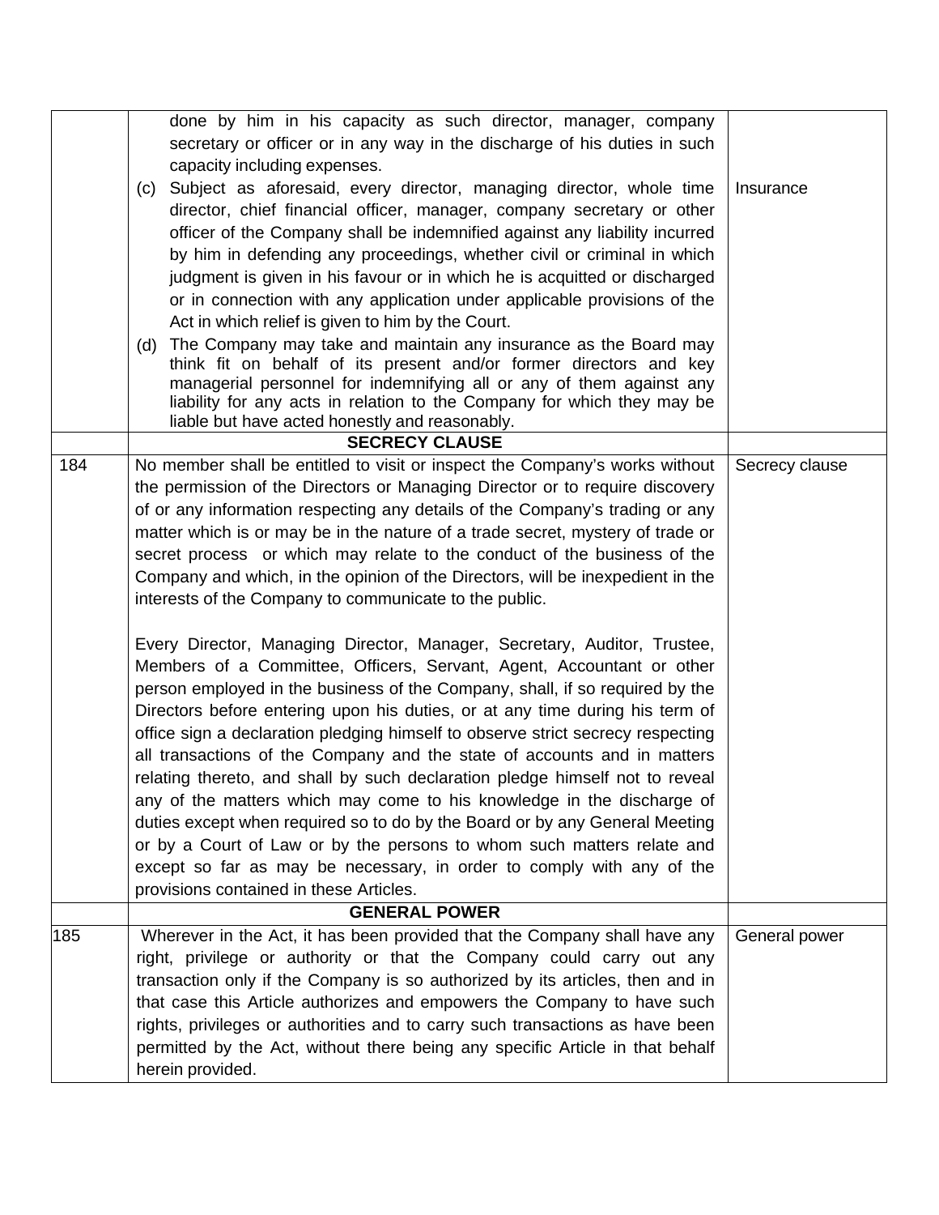| | | |
|---|---|---|
| | done by him in his capacity as such director, manager, company secretary or officer or in any way in the discharge of his duties in such capacity including expenses. | |
| | (c) Subject as aforesaid, every director, managing director, whole time director, chief financial officer, manager, company secretary or other officer of the Company shall be indemnified against any liability incurred by him in defending any proceedings, whether civil or criminal in which judgment is given in his favour or in which he is acquitted or discharged or in connection with any application under applicable provisions of the Act in which relief is given to him by the Court. | Insurance |
| | (d) The Company may take and maintain any insurance as the Board may think fit on behalf of its present and/or former directors and key managerial personnel for indemnifying all or any of them against any liability for any acts in relation to the Company for which they may be liable but have acted honestly and reasonably. | |
| | **SECRECY CLAUSE** | |
| 184 | No member shall be entitled to visit or inspect the Company's works without the permission of the Directors or Managing Director or to require discovery of or any information respecting any details of the Company's trading or any matter which is or may be in the nature of a trade secret, mystery of trade or secret process or which may relate to the conduct of the business of the Company and which, in the opinion of the Directors, will be inexpedient in the interests of the Company to communicate to the public.<br><br>Every Director, Managing Director, Manager, Secretary, Auditor, Trustee, Members of a Committee, Officers, Servant, Agent, Accountant or other person employed in the business of the Company, shall, if so required by the Directors before entering upon his duties, or at any time during his term of office sign a declaration pledging himself to observe strict secrecy respecting all transactions of the Company and the state of accounts and in matters relating thereto, and shall by such declaration pledge himself not to reveal any of the matters which may come to his knowledge in the discharge of duties except when required so to do by the Board or by any General Meeting or by a Court of Law or by the persons to whom such matters relate and except so far as may be necessary, in order to comply with any of the provisions contained in these Articles. | Secrecy clause |
| | **GENERAL POWER** | |
| 185 | Wherever in the Act, it has been provided that the Company shall have any right, privilege or authority or that the Company could carry out any transaction only if the Company is so authorized by its articles, then and in that case this Article authorizes and empowers the Company to have such rights, privileges or authorities and to carry such transactions as have been permitted by the Act, without there being any specific Article in that behalf herein provided. | General power |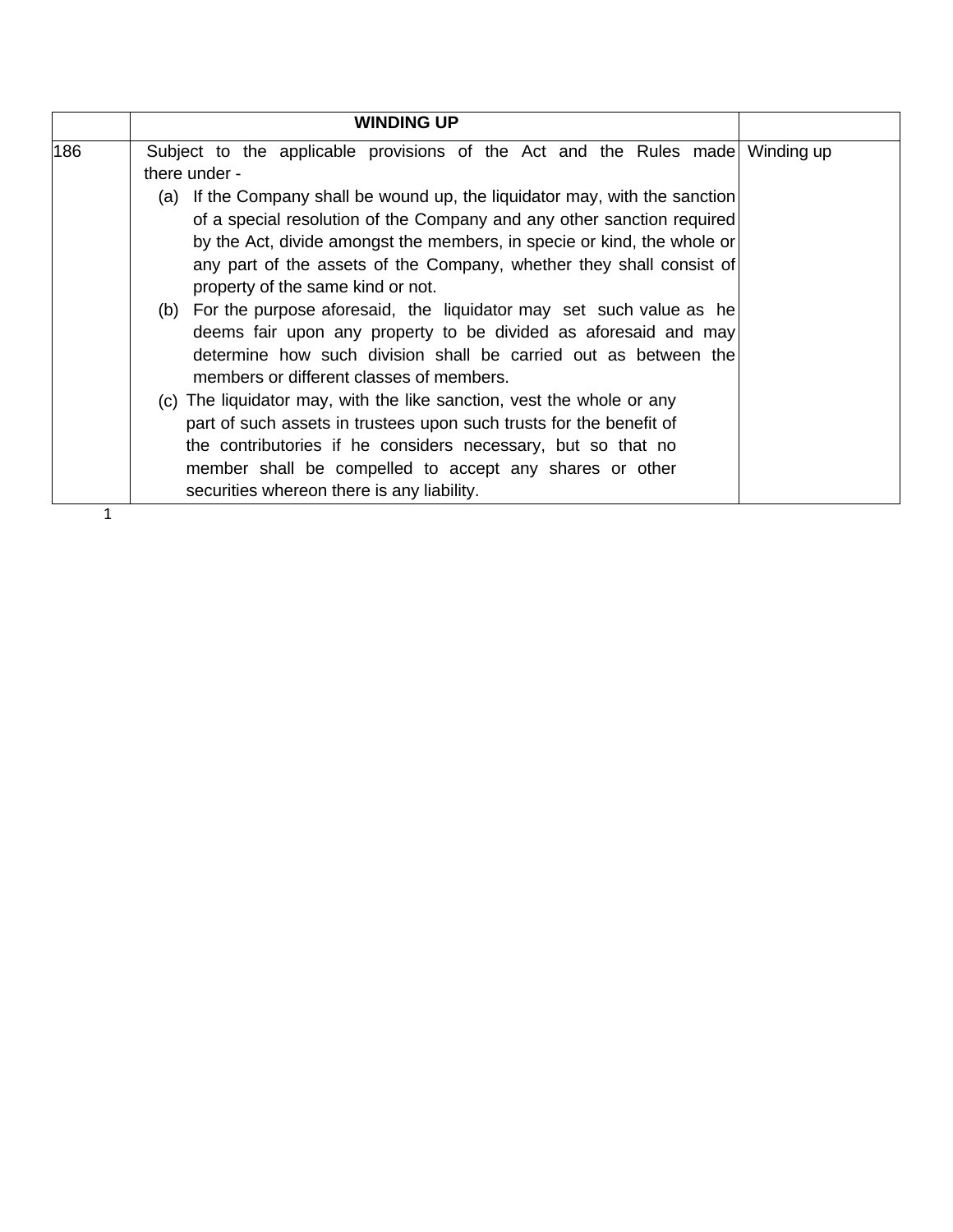| | | |
|---|---|---|
| | **WINDING UP** | |
| 186 | Subject to the applicable provisions of the Act and the Rules made there under - (a) If the Company shall be wound up, the liquidator may, with the sanction of a special resolution of the Company and any other sanction required by the Act, divide amongst the members, in specie or kind, the whole or any part of the assets of the Company, whether they shall consist of property of the same kind or not. (b) For the purpose aforesaid, the liquidator may set such value as he deems fair upon any property to be divided as aforesaid and may determine how such division shall be carried out as between the members or different classes of members. (c) The liquidator may, with the like sanction, vest the whole or any part of such assets in trustees upon such trusts for the benefit of the contributories if he considers necessary, but so that no member shall be compelled to accept any shares or other securities whereon there is any liability. | Winding up |